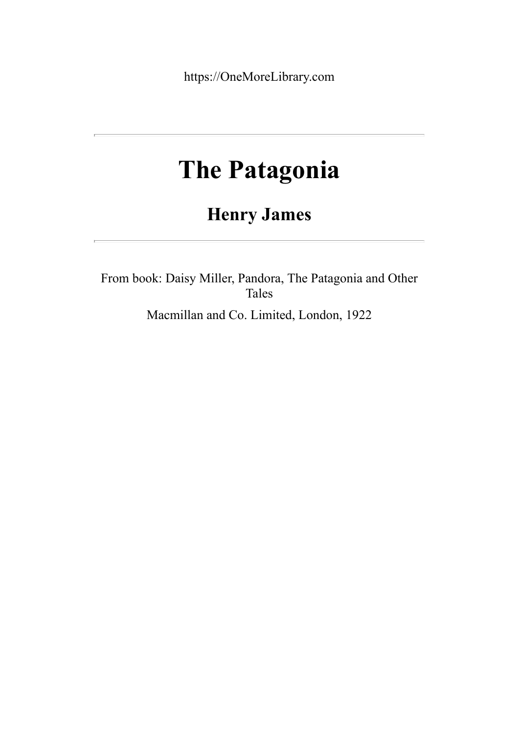https://OneMoreLibrary.com

---

# The Patagonia

## Henry James

---

From book: Daisy Miller, Pandora, The Patagonia and Other Tales

Macmillan and Co. Limited, London, 1922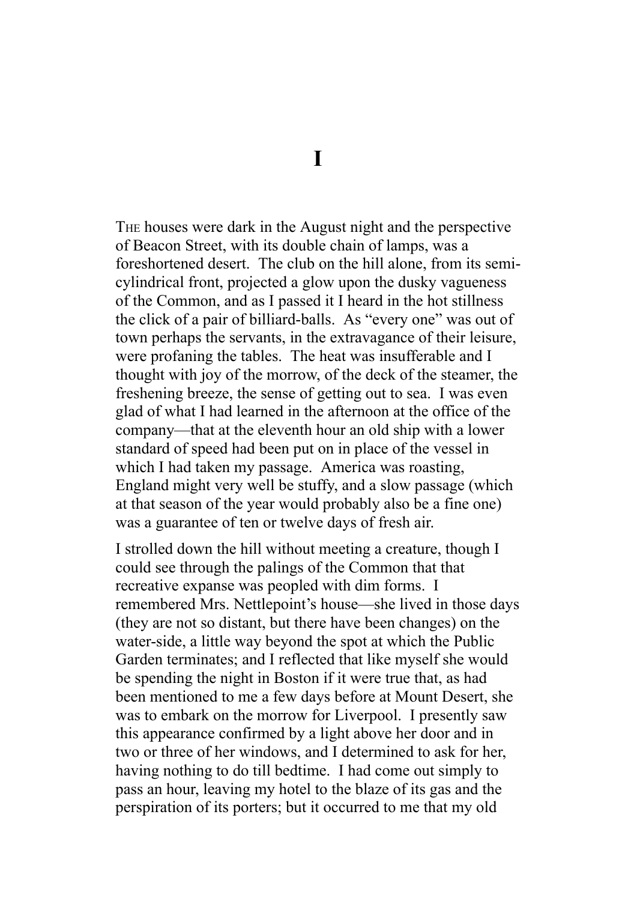# I

THE houses were dark in the August night and the perspective of Beacon Street, with its double chain of lamps, was a foreshortened desert. The club on the hill alone, from its semi-cylindrical front, projected a glow upon the dusky vagueness of the Common, and as I passed it I heard in the hot stillness the click of a pair of billiard-balls. As "every one" was out of town perhaps the servants, in the extravagance of their leisure, were profaning the tables. The heat was insufferable and I thought with joy of the morrow, of the deck of the steamer, the freshening breeze, the sense of getting out to sea. I was even glad of what I had learned in the afternoon at the office of the company—that at the eleventh hour an old ship with a lower standard of speed had been put on in place of the vessel in which I had taken my passage. America was roasting, England might very well be stuffy, and a slow passage (which at that season of the year would probably also be a fine one) was a guarantee of ten or twelve days of fresh air.

I strolled down the hill without meeting a creature, though I could see through the palings of the Common that that recreative expanse was peopled with dim forms. I remembered Mrs. Nettlepoint's house—she lived in those days (they are not so distant, but there have been changes) on the water-side, a little way beyond the spot at which the Public Garden terminates; and I reflected that like myself she would be spending the night in Boston if it were true that, as had been mentioned to me a few days before at Mount Desert, she was to embark on the morrow for Liverpool. I presently saw this appearance confirmed by a light above her door and in two or three of her windows, and I determined to ask for her, having nothing to do till bedtime. I had come out simply to pass an hour, leaving my hotel to the blaze of its gas and the perspiration of its porters; but it occurred to me that my old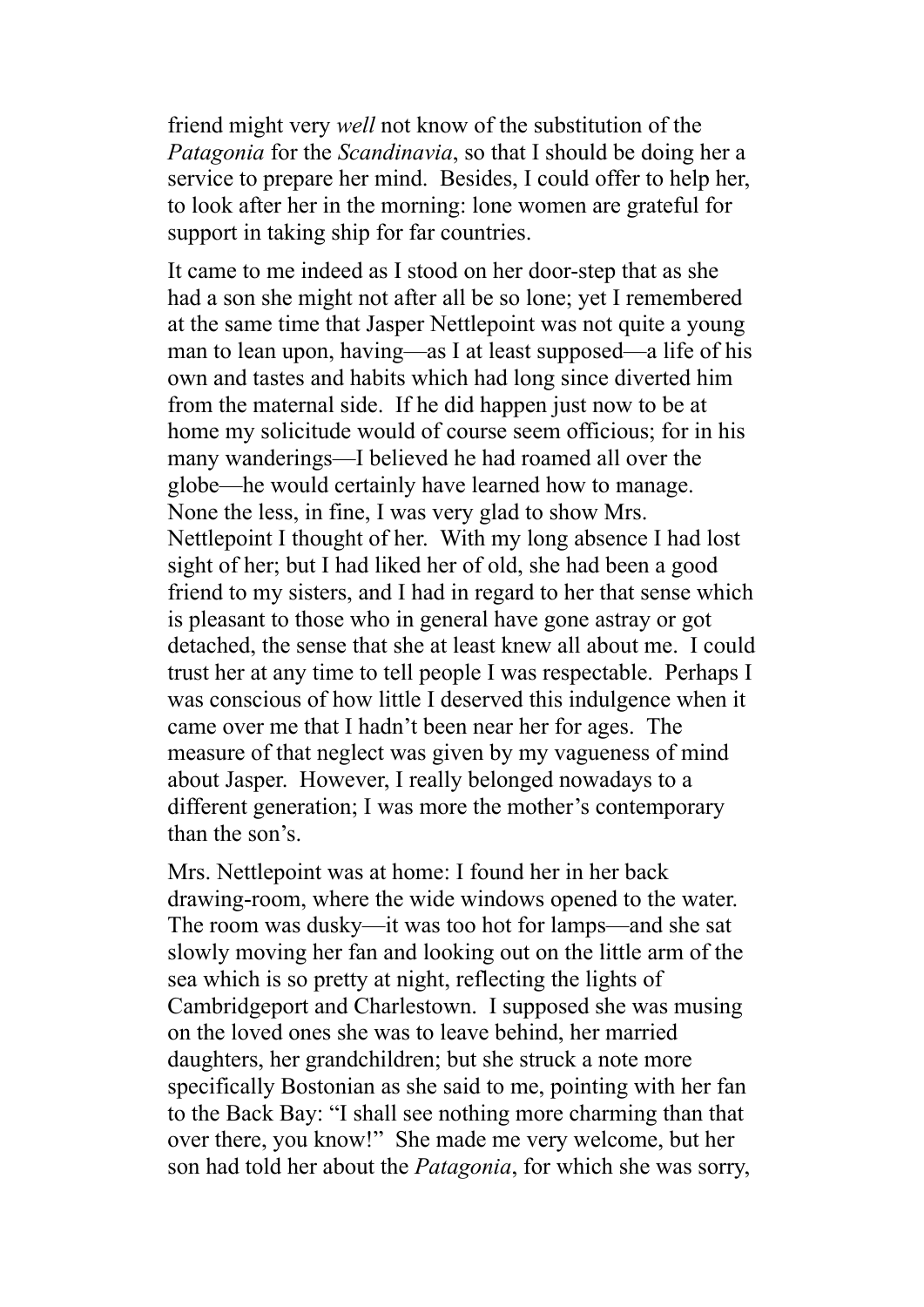friend might very *well* not know of the substitution of the *Patagonia* for the *Scandinavia*, so that I should be doing her a service to prepare her mind. Besides, I could offer to help her, to look after her in the morning: lone women are grateful for support in taking ship for far countries.

It came to me indeed as I stood on her door-step that as she had a son she might not after all be so lone; yet I remembered at the same time that Jasper Nettlepoint was not quite a young man to lean upon, having—as I at least supposed—a life of his own and tastes and habits which had long since diverted him from the maternal side. If he did happen just now to be at home my solicitude would of course seem officious; for in his many wanderings—I believed he had roamed all over the globe—he would certainly have learned how to manage. None the less, in fine, I was very glad to show Mrs. Nettlepoint I thought of her. With my long absence I had lost sight of her; but I had liked her of old, she had been a good friend to my sisters, and I had in regard to her that sense which is pleasant to those who in general have gone astray or got detached, the sense that she at least knew all about me. I could trust her at any time to tell people I was respectable. Perhaps I was conscious of how little I deserved this indulgence when it came over me that I hadn't been near her for ages. The measure of that neglect was given by my vagueness of mind about Jasper. However, I really belonged nowadays to a different generation; I was more the mother's contemporary than the son's.

Mrs. Nettlepoint was at home: I found her in her back drawing-room, where the wide windows opened to the water. The room was dusky—it was too hot for lamps—and she sat slowly moving her fan and looking out on the little arm of the sea which is so pretty at night, reflecting the lights of Cambridgeport and Charlestown. I supposed she was musing on the loved ones she was to leave behind, her married daughters, her grandchildren; but she struck a note more specifically Bostonian as she said to me, pointing with her fan to the Back Bay: "I shall see nothing more charming than that over there, you know!" She made me very welcome, but her son had told her about the *Patagonia*, for which she was sorry,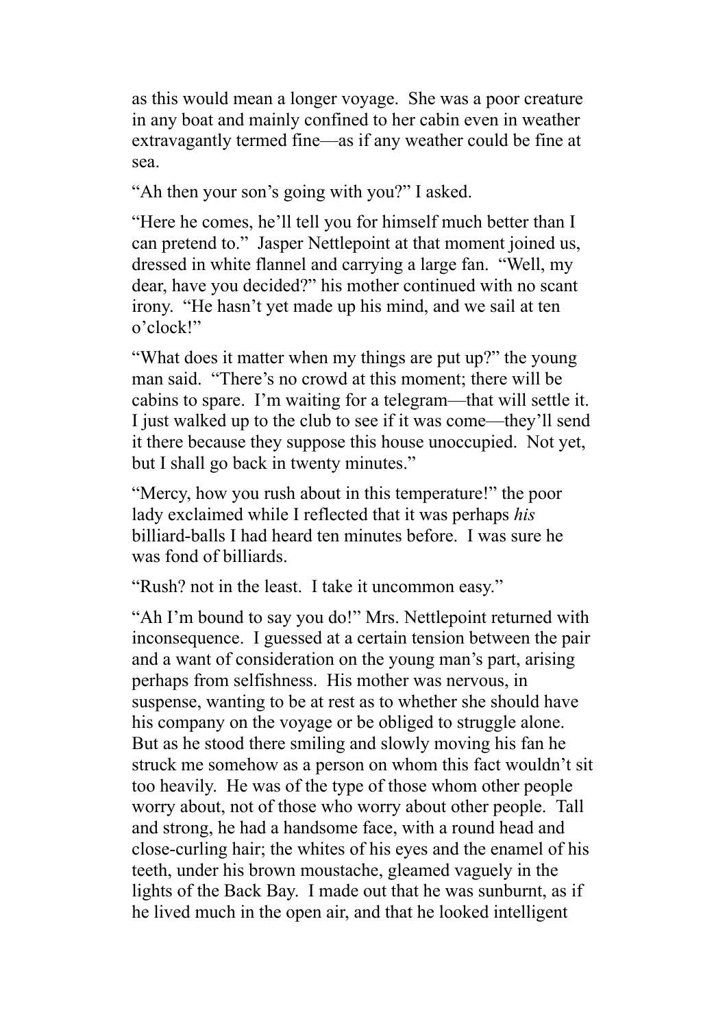as this would mean a longer voyage. She was a poor creature in any boat and mainly confined to her cabin even in weather extravagantly termed fine—as if any weather could be fine at sea.

"Ah then your son's going with you?" I asked.

"Here he comes, he'll tell you for himself much better than I can pretend to." Jasper Nettlepoint at that moment joined us, dressed in white flannel and carrying a large fan. "Well, my dear, have you decided?" his mother continued with no scant irony. "He hasn't yet made up his mind, and we sail at ten o'clock!"

"What does it matter when my things are put up?" the young man said. "There's no crowd at this moment; there will be cabins to spare. I'm waiting for a telegram—that will settle it. I just walked up to the club to see if it was come—they'll send it there because they suppose this house unoccupied. Not yet, but I shall go back in twenty minutes."

"Mercy, how you rush about in this temperature!" the poor lady exclaimed while I reflected that it was perhaps *his* billiard-balls I had heard ten minutes before. I was sure he was fond of billiards.

"Rush? not in the least. I take it uncommon easy."

"Ah I'm bound to say you do!" Mrs. Nettlepoint returned with inconsequence. I guessed at a certain tension between the pair and a want of consideration on the young man's part, arising perhaps from selfishness. His mother was nervous, in suspense, wanting to be at rest as to whether she should have his company on the voyage or be obliged to struggle alone. But as he stood there smiling and slowly moving his fan he struck me somehow as a person on whom this fact wouldn't sit too heavily. He was of the type of those whom other people worry about, not of those who worry about other people. Tall and strong, he had a handsome face, with a round head and close-curling hair; the whites of his eyes and the enamel of his teeth, under his brown moustache, gleamed vaguely in the lights of the Back Bay. I made out that he was sunburnt, as if he lived much in the open air, and that he looked intelligent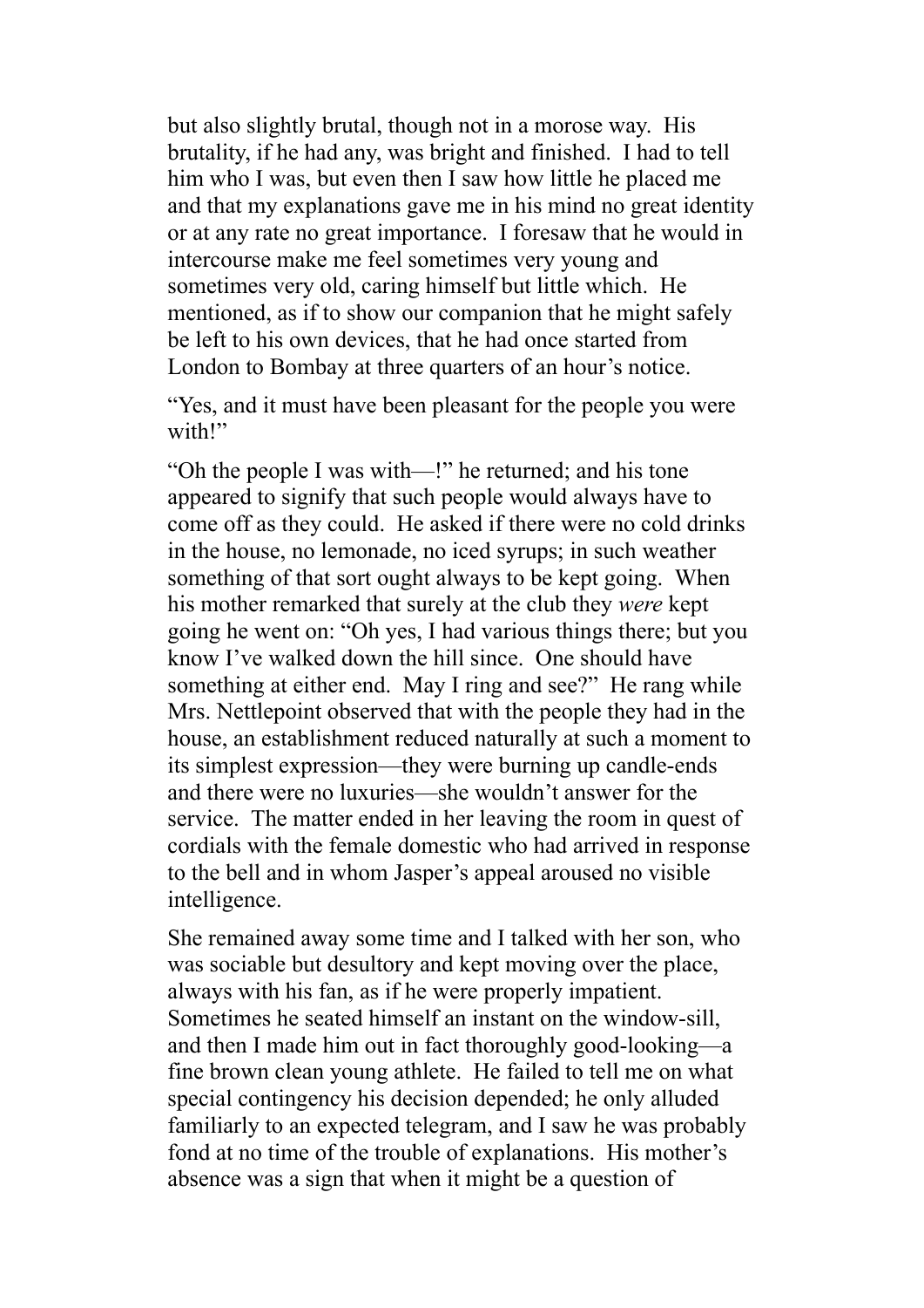but also slightly brutal, though not in a morose way. His brutality, if he had any, was bright and finished. I had to tell him who I was, but even then I saw how little he placed me and that my explanations gave me in his mind no great identity or at any rate no great importance. I foresaw that he would in intercourse make me feel sometimes very young and sometimes very old, caring himself but little which. He mentioned, as if to show our companion that he might safely be left to his own devices, that he had once started from London to Bombay at three quarters of an hour's notice.

"Yes, and it must have been pleasant for the people you were with!"

"Oh the people I was with—!" he returned; and his tone appeared to signify that such people would always have to come off as they could. He asked if there were no cold drinks in the house, no lemonade, no iced syrups; in such weather something of that sort ought always to be kept going. When his mother remarked that surely at the club they *were* kept going he went on: "Oh yes, I had various things there; but you know I've walked down the hill since. One should have something at either end. May I ring and see?" He rang while Mrs. Nettlepoint observed that with the people they had in the house, an establishment reduced naturally at such a moment to its simplest expression—they were burning up candle-ends and there were no luxuries—she wouldn't answer for the service. The matter ended in her leaving the room in quest of cordials with the female domestic who had arrived in response to the bell and in whom Jasper's appeal aroused no visible intelligence.

She remained away some time and I talked with her son, who was sociable but desultory and kept moving over the place, always with his fan, as if he were properly impatient. Sometimes he seated himself an instant on the window-sill, and then I made him out in fact thoroughly good-looking—a fine brown clean young athlete. He failed to tell me on what special contingency his decision depended; he only alluded familiarly to an expected telegram, and I saw he was probably fond at no time of the trouble of explanations. His mother's absence was a sign that when it might be a question of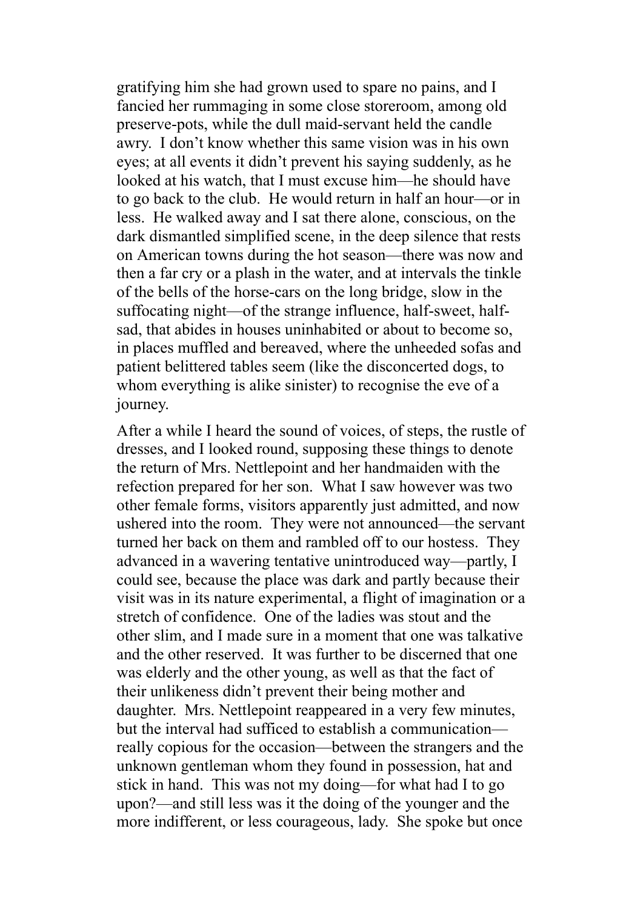gratifying him she had grown used to spare no pains, and I fancied her rummaging in some close storeroom, among old preserve-pots, while the dull maid-servant held the candle awry. I don't know whether this same vision was in his own eyes; at all events it didn't prevent his saying suddenly, as he looked at his watch, that I must excuse him—he should have to go back to the club. He would return in half an hour—or in less. He walked away and I sat there alone, conscious, on the dark dismantled simplified scene, in the deep silence that rests on American towns during the hot season—there was now and then a far cry or a plash in the water, and at intervals the tinkle of the bells of the horse-cars on the long bridge, slow in the suffocating night—of the strange influence, half-sweet, half-sad, that abides in houses uninhabited or about to become so, in places muffled and bereaved, where the unheeded sofas and patient belittered tables seem (like the disconcerted dogs, to whom everything is alike sinister) to recognise the eve of a journey.

After a while I heard the sound of voices, of steps, the rustle of dresses, and I looked round, supposing these things to denote the return of Mrs. Nettlepoint and her handmaiden with the refection prepared for her son. What I saw however was two other female forms, visitors apparently just admitted, and now ushered into the room. They were not announced—the servant turned her back on them and rambled off to our hostess. They advanced in a wavering tentative unintroduced way—partly, I could see, because the place was dark and partly because their visit was in its nature experimental, a flight of imagination or a stretch of confidence. One of the ladies was stout and the other slim, and I made sure in a moment that one was talkative and the other reserved. It was further to be discerned that one was elderly and the other young, as well as that the fact of their unlikeness didn't prevent their being mother and daughter. Mrs. Nettlepoint reappeared in a very few minutes, but the interval had sufficed to establish a communication—really copious for the occasion—between the strangers and the unknown gentleman whom they found in possession, hat and stick in hand. This was not my doing—for what had I to go upon?—and still less was it the doing of the younger and the more indifferent, or less courageous, lady. She spoke but once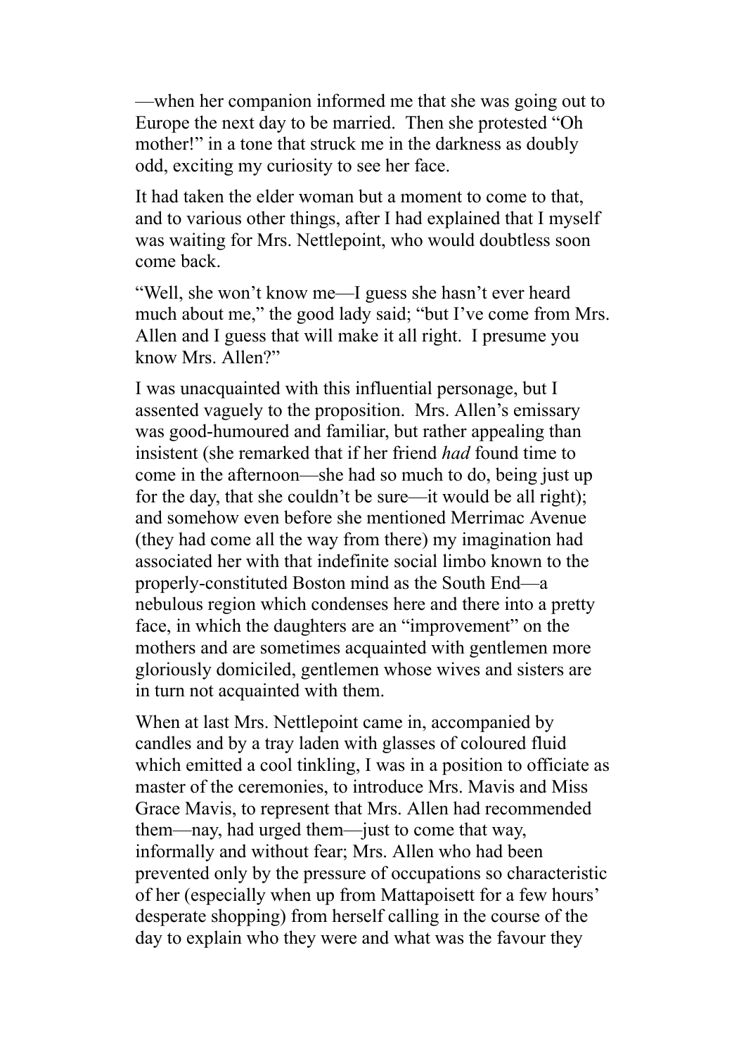—when her companion informed me that she was going out to Europe the next day to be married. Then she protested "Oh mother!" in a tone that struck me in the darkness as doubly odd, exciting my curiosity to see her face.

It had taken the elder woman but a moment to come to that, and to various other things, after I had explained that I myself was waiting for Mrs. Nettlepoint, who would doubtless soon come back.

"Well, she won't know me—I guess she hasn't ever heard much about me," the good lady said; "but I've come from Mrs. Allen and I guess that will make it all right. I presume you know Mrs. Allen?"

I was unacquainted with this influential personage, but I assented vaguely to the proposition. Mrs. Allen's emissary was good-humoured and familiar, but rather appealing than insistent (she remarked that if her friend *had* found time to come in the afternoon—she had so much to do, being just up for the day, that she couldn't be sure—it would be all right); and somehow even before she mentioned Merrimac Avenue (they had come all the way from there) my imagination had associated her with that indefinite social limbo known to the properly-constituted Boston mind as the South End—a nebulous region which condenses here and there into a pretty face, in which the daughters are an "improvement" on the mothers and are sometimes acquainted with gentlemen more gloriously domiciled, gentlemen whose wives and sisters are in turn not acquainted with them.

When at last Mrs. Nettlepoint came in, accompanied by candles and by a tray laden with glasses of coloured fluid which emitted a cool tinkling, I was in a position to officiate as master of the ceremonies, to introduce Mrs. Mavis and Miss Grace Mavis, to represent that Mrs. Allen had recommended them—nay, had urged them—just to come that way, informally and without fear; Mrs. Allen who had been prevented only by the pressure of occupations so characteristic of her (especially when up from Mattapoisett for a few hours' desperate shopping) from herself calling in the course of the day to explain who they were and what was the favour they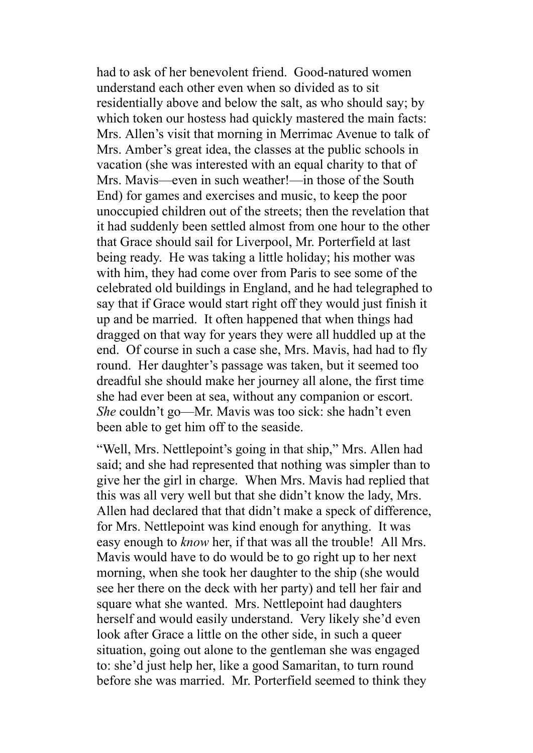had to ask of her benevolent friend. Good-natured women understand each other even when so divided as to sit residentially above and below the salt, as who should say; by which token our hostess had quickly mastered the main facts: Mrs. Allen's visit that morning in Merrimac Avenue to talk of Mrs. Amber's great idea, the classes at the public schools in vacation (she was interested with an equal charity to that of Mrs. Mavis—even in such weather!—in those of the South End) for games and exercises and music, to keep the poor unoccupied children out of the streets; then the revelation that it had suddenly been settled almost from one hour to the other that Grace should sail for Liverpool, Mr. Porterfield at last being ready. He was taking a little holiday; his mother was with him, they had come over from Paris to see some of the celebrated old buildings in England, and he had telegraphed to say that if Grace would start right off they would just finish it up and be married. It often happened that when things had dragged on that way for years they were all huddled up at the end. Of course in such a case she, Mrs. Mavis, had had to fly round. Her daughter's passage was taken, but it seemed too dreadful she should make her journey all alone, the first time she had ever been at sea, without any companion or escort. *She* couldn't go—Mr. Mavis was too sick: she hadn't even been able to get him off to the seaside.

"Well, Mrs. Nettlepoint's going in that ship," Mrs. Allen had said; and she had represented that nothing was simpler than to give her the girl in charge. When Mrs. Mavis had replied that this was all very well but that she didn't know the lady, Mrs. Allen had declared that that didn't make a speck of difference, for Mrs. Nettlepoint was kind enough for anything. It was easy enough to *know* her, if that was all the trouble! All Mrs. Mavis would have to do would be to go right up to her next morning, when she took her daughter to the ship (she would see her there on the deck with her party) and tell her fair and square what she wanted. Mrs. Nettlepoint had daughters herself and would easily understand. Very likely she'd even look after Grace a little on the other side, in such a queer situation, going out alone to the gentleman she was engaged to: she'd just help her, like a good Samaritan, to turn round before she was married. Mr. Porterfield seemed to think they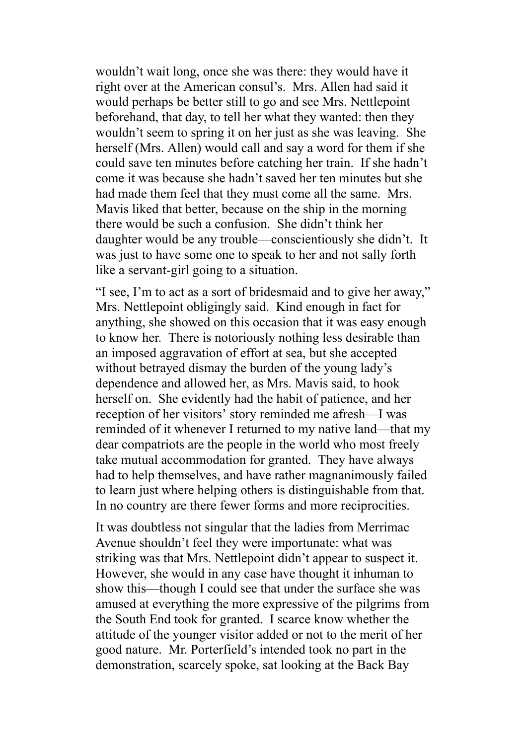wouldn't wait long, once she was there: they would have it right over at the American consul's. Mrs. Allen had said it would perhaps be better still to go and see Mrs. Nettlepoint beforehand, that day, to tell her what they wanted: then they wouldn't seem to spring it on her just as she was leaving. She herself (Mrs. Allen) would call and say a word for them if she could save ten minutes before catching her train. If she hadn't come it was because she hadn't saved her ten minutes but she had made them feel that they must come all the same. Mrs. Mavis liked that better, because on the ship in the morning there would be such a confusion. She didn't think her daughter would be any trouble—conscientiously she didn't. It was just to have some one to speak to her and not sally forth like a servant-girl going to a situation.

"I see, I'm to act as a sort of bridesmaid and to give her away," Mrs. Nettlepoint obligingly said. Kind enough in fact for anything, she showed on this occasion that it was easy enough to know her. There is notoriously nothing less desirable than an imposed aggravation of effort at sea, but she accepted without betrayed dismay the burden of the young lady's dependence and allowed her, as Mrs. Mavis said, to hook herself on. She evidently had the habit of patience, and her reception of her visitors' story reminded me afresh—I was reminded of it whenever I returned to my native land—that my dear compatriots are the people in the world who most freely take mutual accommodation for granted. They have always had to help themselves, and have rather magnanimously failed to learn just where helping others is distinguishable from that. In no country are there fewer forms and more reciprocities.

It was doubtless not singular that the ladies from Merrimac Avenue shouldn't feel they were importunate: what was striking was that Mrs. Nettlepoint didn't appear to suspect it. However, she would in any case have thought it inhuman to show this—though I could see that under the surface she was amused at everything the more expressive of the pilgrims from the South End took for granted. I scarce know whether the attitude of the younger visitor added or not to the merit of her good nature. Mr. Porterfield's intended took no part in the demonstration, scarcely spoke, sat looking at the Back Bay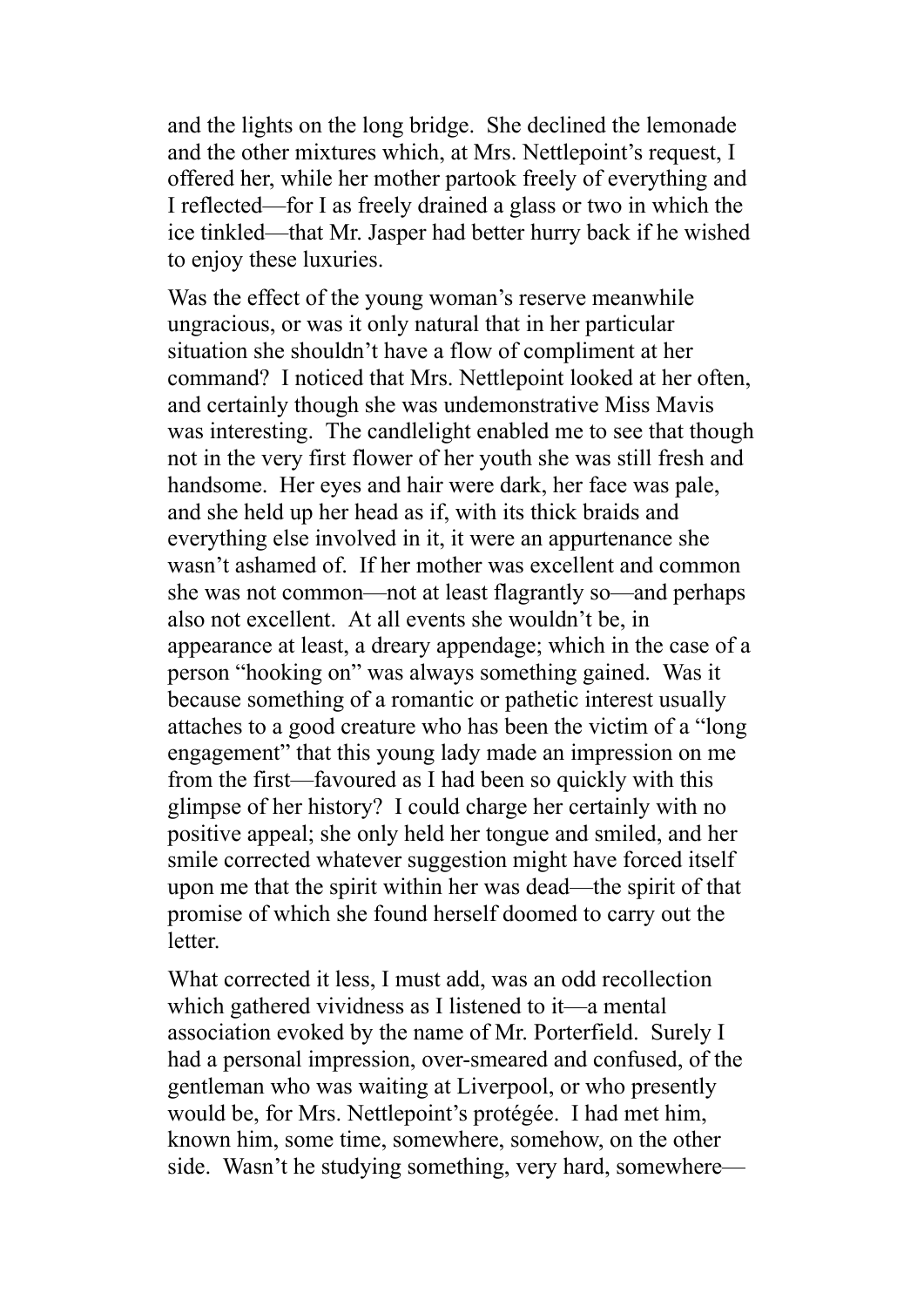and the lights on the long bridge. She declined the lemonade and the other mixtures which, at Mrs. Nettlepoint's request, I offered her, while her mother partook freely of everything and I reflected—for I as freely drained a glass or two in which the ice tinkled—that Mr. Jasper had better hurry back if he wished to enjoy these luxuries.

Was the effect of the young woman's reserve meanwhile ungracious, or was it only natural that in her particular situation she shouldn't have a flow of compliment at her command? I noticed that Mrs. Nettlepoint looked at her often, and certainly though she was undemonstrative Miss Mavis was interesting. The candlelight enabled me to see that though not in the very first flower of her youth she was still fresh and handsome. Her eyes and hair were dark, her face was pale, and she held up her head as if, with its thick braids and everything else involved in it, it were an appurtenance she wasn't ashamed of. If her mother was excellent and common she was not common—not at least flagrantly so—and perhaps also not excellent. At all events she wouldn't be, in appearance at least, a dreary appendage; which in the case of a person "hooking on" was always something gained. Was it because something of a romantic or pathetic interest usually attaches to a good creature who has been the victim of a "long engagement" that this young lady made an impression on me from the first—favoured as I had been so quickly with this glimpse of her history? I could charge her certainly with no positive appeal; she only held her tongue and smiled, and her smile corrected whatever suggestion might have forced itself upon me that the spirit within her was dead—the spirit of that promise of which she found herself doomed to carry out the letter.

What corrected it less, I must add, was an odd recollection which gathered vividness as I listened to it—a mental association evoked by the name of Mr. Porterfield. Surely I had a personal impression, over-smeared and confused, of the gentleman who was waiting at Liverpool, or who presently would be, for Mrs. Nettlepoint's protégée. I had met him, known him, some time, somewhere, somehow, on the other side. Wasn't he studying something, very hard, somewhere—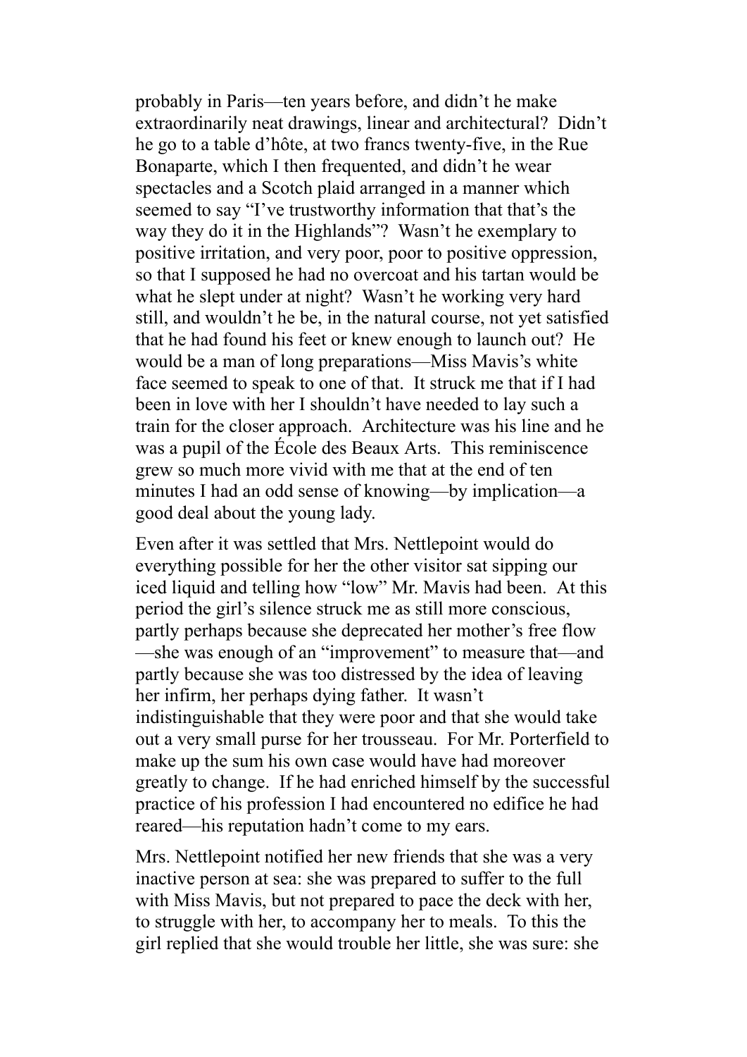probably in Paris—ten years before, and didn't he make extraordinarily neat drawings, linear and architectural? Didn't he go to a table d'hôte, at two francs twenty-five, in the Rue Bonaparte, which I then frequented, and didn't he wear spectacles and a Scotch plaid arranged in a manner which seemed to say "I've trustworthy information that that's the way they do it in the Highlands"? Wasn't he exemplary to positive irritation, and very poor, poor to positive oppression, so that I supposed he had no overcoat and his tartan would be what he slept under at night? Wasn't he working very hard still, and wouldn't he be, in the natural course, not yet satisfied that he had found his feet or knew enough to launch out? He would be a man of long preparations—Miss Mavis's white face seemed to speak to one of that. It struck me that if I had been in love with her I shouldn't have needed to lay such a train for the closer approach. Architecture was his line and he was a pupil of the École des Beaux Arts. This reminiscence grew so much more vivid with me that at the end of ten minutes I had an odd sense of knowing—by implication—a good deal about the young lady.

Even after it was settled that Mrs. Nettlepoint would do everything possible for her the other visitor sat sipping our iced liquid and telling how "low" Mr. Mavis had been. At this period the girl's silence struck me as still more conscious, partly perhaps because she deprecated her mother's free flow—she was enough of an "improvement" to measure that—and partly because she was too distressed by the idea of leaving her infirm, her perhaps dying father. It wasn't indistinguishable that they were poor and that she would take out a very small purse for her trousseau. For Mr. Porterfield to make up the sum his own case would have had moreover greatly to change. If he had enriched himself by the successful practice of his profession I had encountered no edifice he had reared—his reputation hadn't come to my ears.

Mrs. Nettlepoint notified her new friends that she was a very inactive person at sea: she was prepared to suffer to the full with Miss Mavis, but not prepared to pace the deck with her, to struggle with her, to accompany her to meals. To this the girl replied that she would trouble her little, she was sure: she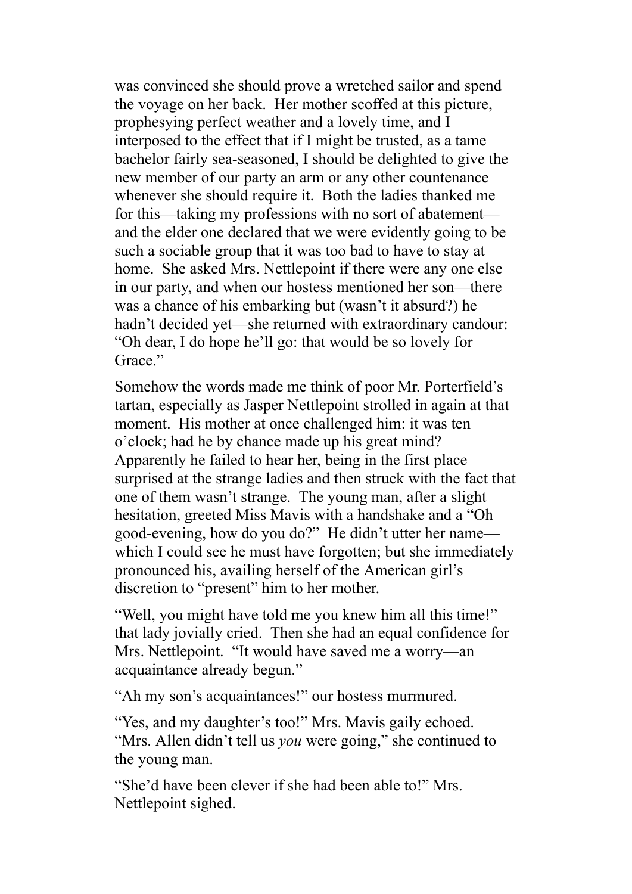was convinced she should prove a wretched sailor and spend the voyage on her back. Her mother scoffed at this picture, prophesying perfect weather and a lovely time, and I interposed to the effect that if I might be trusted, as a tame bachelor fairly sea-seasoned, I should be delighted to give the new member of our party an arm or any other countenance whenever she should require it. Both the ladies thanked me for this—taking my professions with no sort of abatement—and the elder one declared that we were evidently going to be such a sociable group that it was too bad to have to stay at home. She asked Mrs. Nettlepoint if there were any one else in our party, and when our hostess mentioned her son—there was a chance of his embarking but (wasn't it absurd?) he hadn't decided yet—she returned with extraordinary candour: "Oh dear, I do hope he'll go: that would be so lovely for Grace."

Somehow the words made me think of poor Mr. Porterfield's tartan, especially as Jasper Nettlepoint strolled in again at that moment. His mother at once challenged him: it was ten o'clock; had he by chance made up his great mind? Apparently he failed to hear her, being in the first place surprised at the strange ladies and then struck with the fact that one of them wasn't strange. The young man, after a slight hesitation, greeted Miss Mavis with a handshake and a "Oh good-evening, how do you do?" He didn't utter her name—which I could see he must have forgotten; but she immediately pronounced his, availing herself of the American girl's discretion to "present" him to her mother.

"Well, you might have told me you knew him all this time!" that lady jovially cried. Then she had an equal confidence for Mrs. Nettlepoint. "It would have saved me a worry—an acquaintance already begun."

"Ah my son's acquaintances!" our hostess murmured.

"Yes, and my daughter's too!" Mrs. Mavis gaily echoed. "Mrs. Allen didn't tell us *you* were going," she continued to the young man.

"She'd have been clever if she had been able to!" Mrs. Nettlepoint sighed.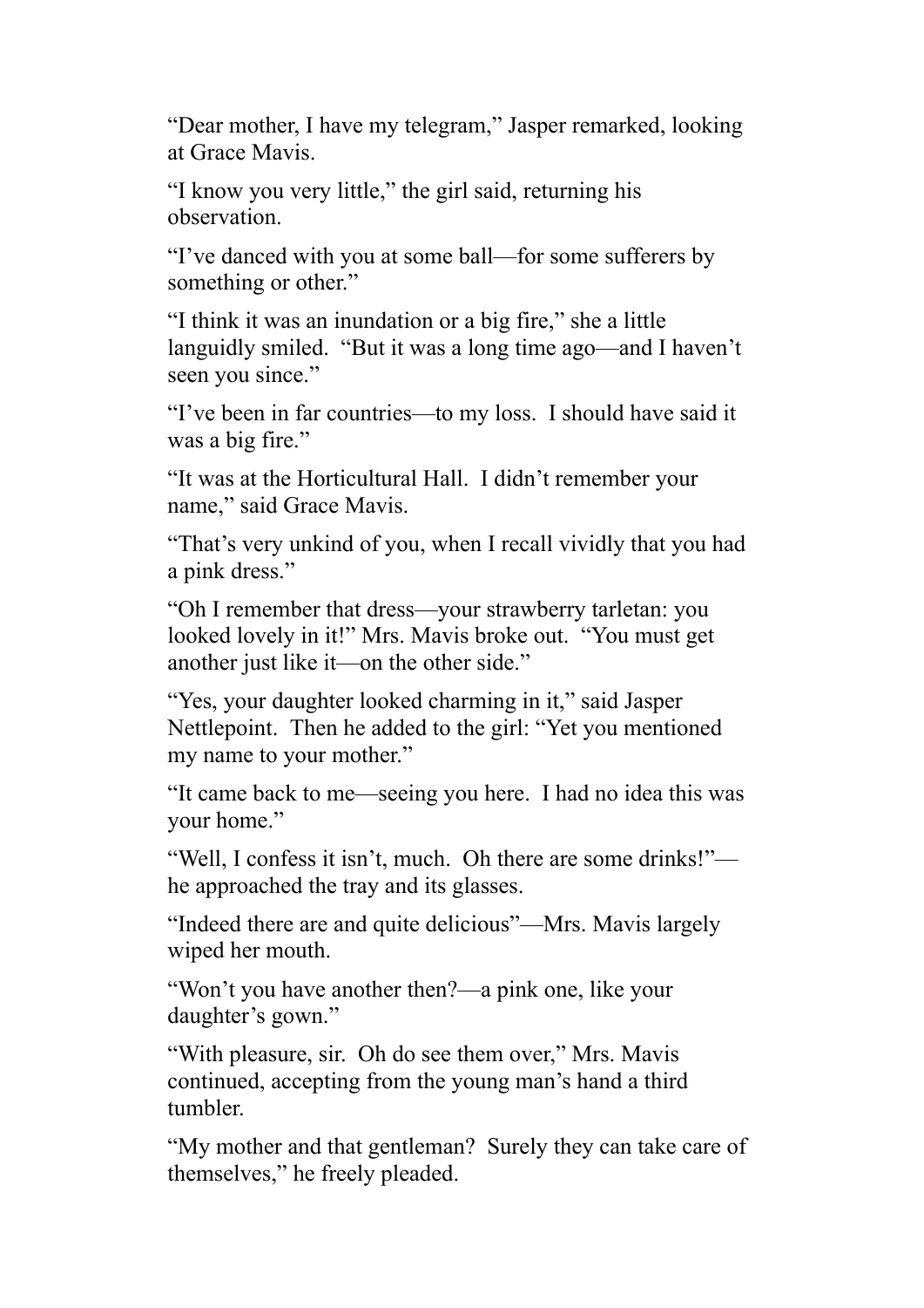"Dear mother, I have my telegram," Jasper remarked, looking at Grace Mavis.

"I know you very little," the girl said, returning his observation.

"I've danced with you at some ball—for some sufferers by something or other."

"I think it was an inundation or a big fire," she a little languidly smiled. "But it was a long time ago—and I haven't seen you since."

"I've been in far countries—to my loss. I should have said it was a big fire."

"It was at the Horticultural Hall. I didn't remember your name," said Grace Mavis.

"That's very unkind of you, when I recall vividly that you had a pink dress."

"Oh I remember that dress—your strawberry tarletan: you looked lovely in it!" Mrs. Mavis broke out. "You must get another just like it—on the other side."

"Yes, your daughter looked charming in it," said Jasper Nettlepoint. Then he added to the girl: "Yet you mentioned my name to your mother."

"It came back to me—seeing you here. I had no idea this was your home."

"Well, I confess it isn't, much. Oh there are some drinks!"—he approached the tray and its glasses.

"Indeed there are and quite delicious"—Mrs. Mavis largely wiped her mouth.

"Won't you have another then?—a pink one, like your daughter's gown."

"With pleasure, sir. Oh do see them over," Mrs. Mavis continued, accepting from the young man's hand a third tumbler.

"My mother and that gentleman? Surely they can take care of themselves," he freely pleaded.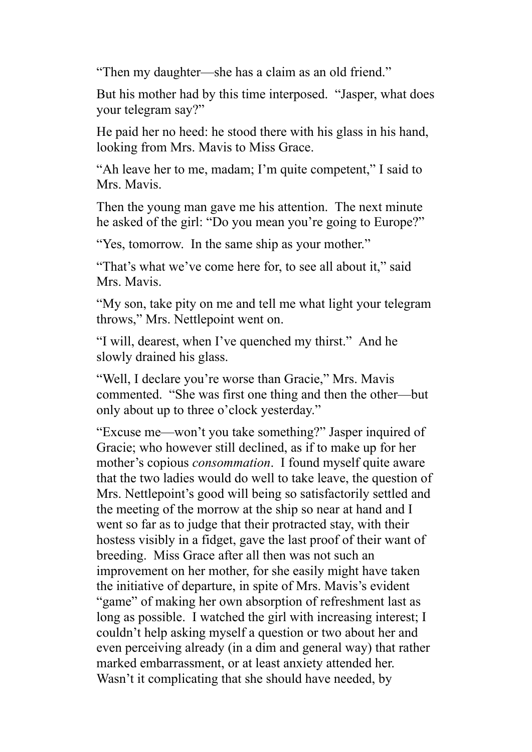"Then my daughter—she has a claim as an old friend."

But his mother had by this time interposed. "Jasper, what does your telegram say?"

He paid her no heed: he stood there with his glass in his hand, looking from Mrs. Mavis to Miss Grace.

"Ah leave her to me, madam; I'm quite competent," I said to Mrs. Mavis.

Then the young man gave me his attention. The next minute he asked of the girl: "Do you mean you're going to Europe?"

"Yes, tomorrow. In the same ship as your mother."

"That's what we've come here for, to see all about it," said Mrs. Mavis.

"My son, take pity on me and tell me what light your telegram throws," Mrs. Nettlepoint went on.

"I will, dearest, when I've quenched my thirst." And he slowly drained his glass.

"Well, I declare you're worse than Gracie," Mrs. Mavis commented. "She was first one thing and then the other—but only about up to three o'clock yesterday."

"Excuse me—won't you take something?" Jasper inquired of Gracie; who however still declined, as if to make up for her mother's copious *consommation*. I found myself quite aware that the two ladies would do well to take leave, the question of Mrs. Nettlepoint's good will being so satisfactorily settled and the meeting of the morrow at the ship so near at hand and I went so far as to judge that their protracted stay, with their hostess visibly in a fidget, gave the last proof of their want of breeding. Miss Grace after all then was not such an improvement on her mother, for she easily might have taken the initiative of departure, in spite of Mrs. Mavis's evident "game" of making her own absorption of refreshment last as long as possible. I watched the girl with increasing interest; I couldn't help asking myself a question or two about her and even perceiving already (in a dim and general way) that rather marked embarrassment, or at least anxiety attended her. Wasn't it complicating that she should have needed, by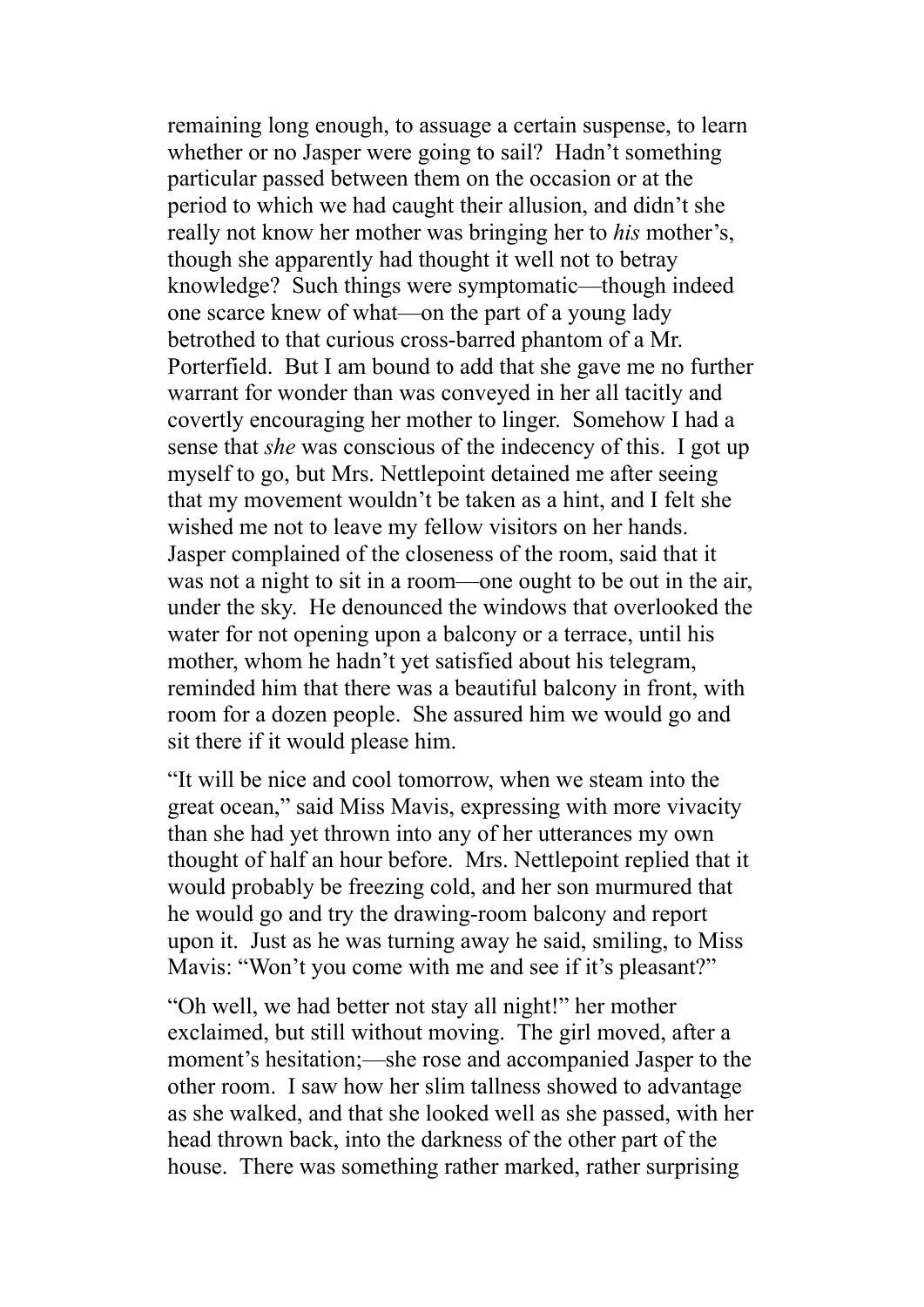remaining long enough, to assuage a certain suspense, to learn whether or no Jasper were going to sail? Hadn't something particular passed between them on the occasion or at the period to which we had caught their allusion, and didn't she really not know her mother was bringing her to *his* mother's, though she apparently had thought it well not to betray knowledge? Such things were symptomatic—though indeed one scarce knew of what—on the part of a young lady betrothed to that curious cross-barred phantom of a Mr. Porterfield. But I am bound to add that she gave me no further warrant for wonder than was conveyed in her all tacitly and covertly encouraging her mother to linger. Somehow I had a sense that *she* was conscious of the indecency of this. I got up myself to go, but Mrs. Nettlepoint detained me after seeing that my movement wouldn't be taken as a hint, and I felt she wished me not to leave my fellow visitors on her hands. Jasper complained of the closeness of the room, said that it was not a night to sit in a room—one ought to be out in the air, under the sky. He denounced the windows that overlooked the water for not opening upon a balcony or a terrace, until his mother, whom he hadn't yet satisfied about his telegram, reminded him that there was a beautiful balcony in front, with room for a dozen people. She assured him we would go and sit there if it would please him.

"It will be nice and cool tomorrow, when we steam into the great ocean," said Miss Mavis, expressing with more vivacity than she had yet thrown into any of her utterances my own thought of half an hour before. Mrs. Nettlepoint replied that it would probably be freezing cold, and her son murmured that he would go and try the drawing-room balcony and report upon it. Just as he was turning away he said, smiling, to Miss Mavis: "Won't you come with me and see if it's pleasant?"

"Oh well, we had better not stay all night!" her mother exclaimed, but still without moving. The girl moved, after a moment's hesitation;—she rose and accompanied Jasper to the other room. I saw how her slim tallness showed to advantage as she walked, and that she looked well as she passed, with her head thrown back, into the darkness of the other part of the house. There was something rather marked, rather surprising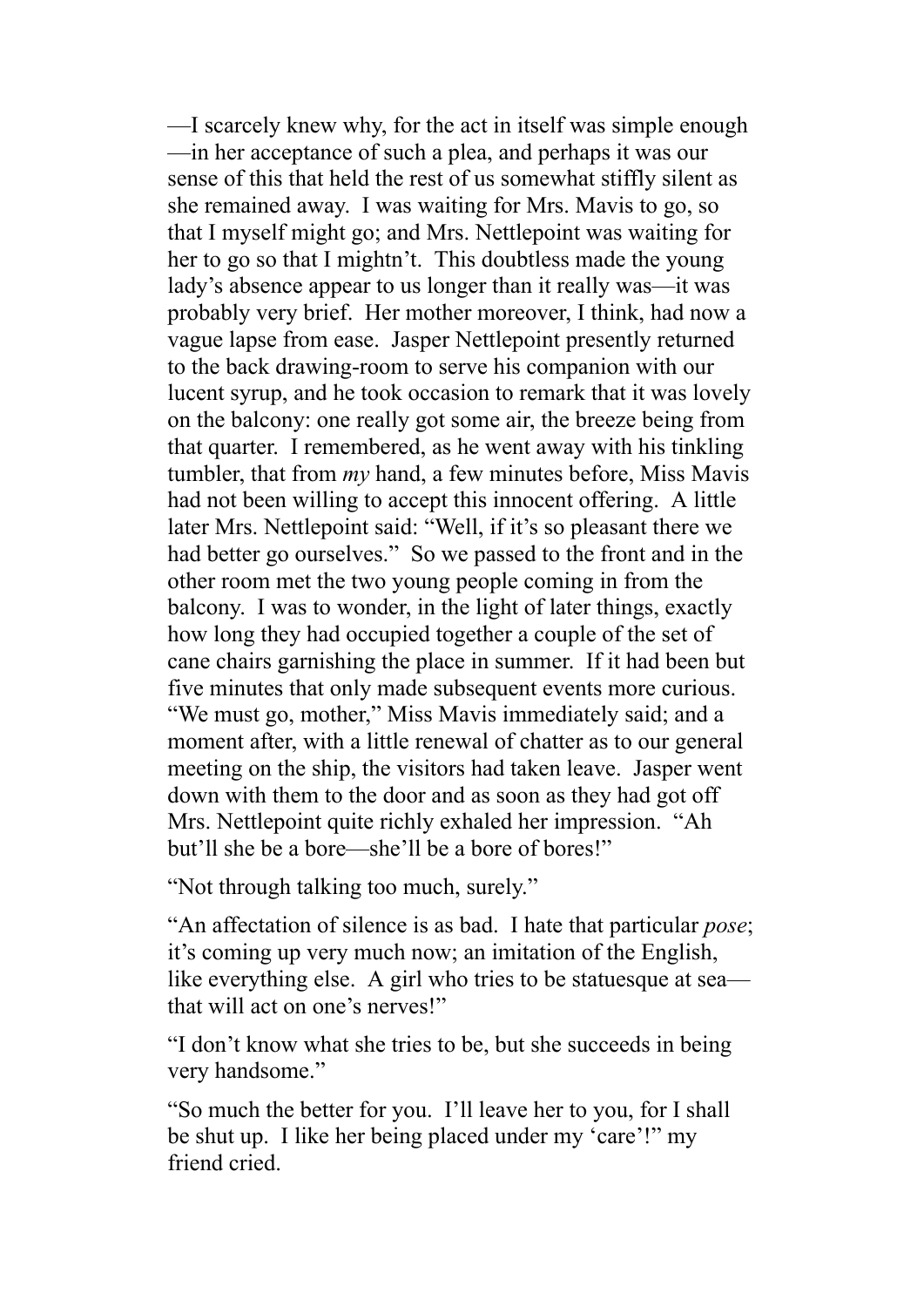—I scarcely knew why, for the act in itself was simple enough—in her acceptance of such a plea, and perhaps it was our sense of this that held the rest of us somewhat stiffly silent as she remained away. I was waiting for Mrs. Mavis to go, so that I myself might go; and Mrs. Nettlepoint was waiting for her to go so that I mightn't. This doubtless made the young lady's absence appear to us longer than it really was—it was probably very brief. Her mother moreover, I think, had now a vague lapse from ease. Jasper Nettlepoint presently returned to the back drawing-room to serve his companion with our lucent syrup, and he took occasion to remark that it was lovely on the balcony: one really got some air, the breeze being from that quarter. I remembered, as he went away with his tinkling tumbler, that from *my* hand, a few minutes before, Miss Mavis had not been willing to accept this innocent offering. A little later Mrs. Nettlepoint said: "Well, if it's so pleasant there we had better go ourselves." So we passed to the front and in the other room met the two young people coming in from the balcony. I was to wonder, in the light of later things, exactly how long they had occupied together a couple of the set of cane chairs garnishing the place in summer. If it had been but five minutes that only made subsequent events more curious. "We must go, mother," Miss Mavis immediately said; and a moment after, with a little renewal of chatter as to our general meeting on the ship, the visitors had taken leave. Jasper went down with them to the door and as soon as they had got off Mrs. Nettlepoint quite richly exhaled her impression. "Ah but'll she be a bore—she'll be a bore of bores!"

"Not through talking too much, surely."

"An affectation of silence is as bad. I hate that particular *pose*; it's coming up very much now; an imitation of the English, like everything else. A girl who tries to be statuesque at sea—that will act on one's nerves!"

"I don't know what she tries to be, but she succeeds in being very handsome."

"So much the better for you. I'll leave her to you, for I shall be shut up. I like her being placed under my 'care'!" my friend cried.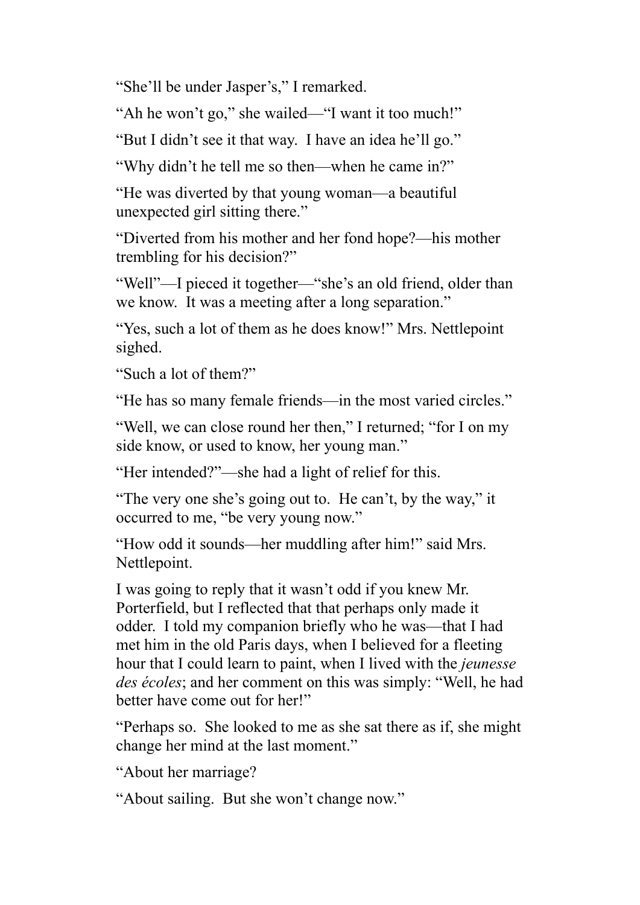"She'll be under Jasper's," I remarked.

"Ah he won't go," she wailed—"I want it too much!"

"But I didn't see it that way. I have an idea he'll go."

"Why didn't he tell me so then—when he came in?"

"He was diverted by that young woman—a beautiful unexpected girl sitting there."

"Diverted from his mother and her fond hope?—his mother trembling for his decision?"

"Well"—I pieced it together—"she's an old friend, older than we know. It was a meeting after a long separation."

"Yes, such a lot of them as he does know!" Mrs. Nettlepoint sighed.

"Such a lot of them?"

"He has so many female friends—in the most varied circles."

"Well, we can close round her then," I returned; "for I on my side know, or used to know, her young man."

"Her intended?"—she had a light of relief for this.

"The very one she's going out to. He can't, by the way," it occurred to me, "be very young now."

"How odd it sounds—her muddling after him!" said Mrs. Nettlepoint.

I was going to reply that it wasn't odd if you knew Mr. Porterfield, but I reflected that that perhaps only made it odder. I told my companion briefly who he was—that I had met him in the old Paris days, when I believed for a fleeting hour that I could learn to paint, when I lived with the *jeunesse des écoles*; and her comment on this was simply: "Well, he had better have come out for her!"

"Perhaps so. She looked to me as she sat there as if, she might change her mind at the last moment."

"About her marriage?

"About sailing. But she won't change now."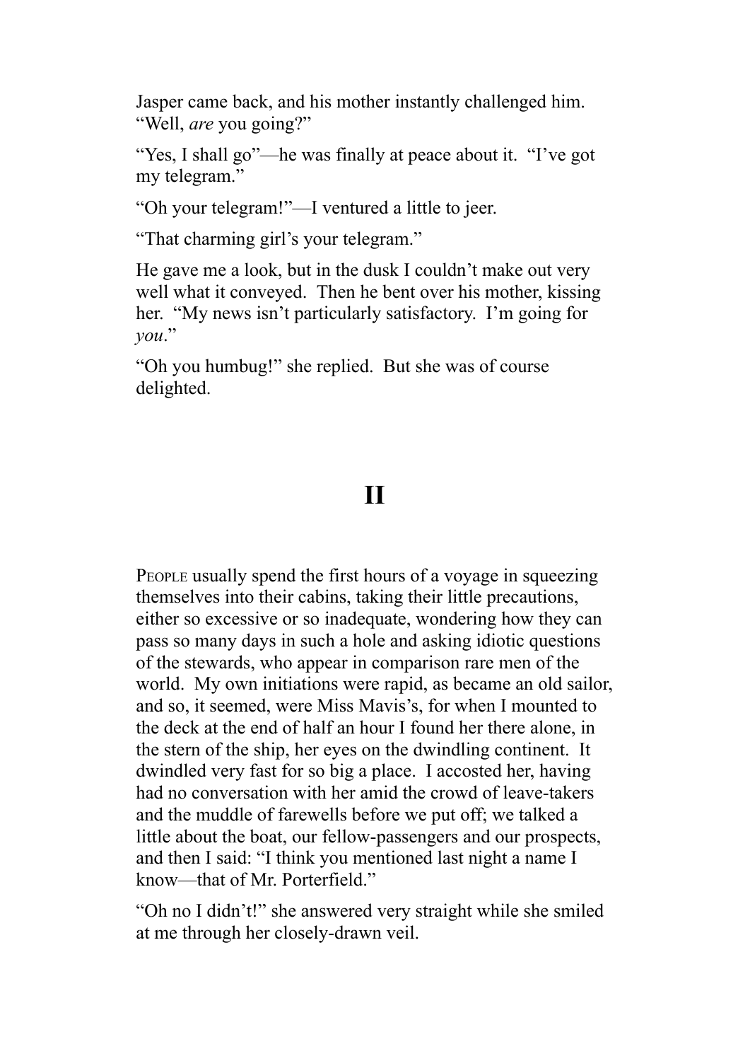Jasper came back, and his mother instantly challenged him. "Well, *are* you going?"

"Yes, I shall go"—he was finally at peace about it. "I've got my telegram."

"Oh your telegram!"—I ventured a little to jeer.

"That charming girl's your telegram."

He gave me a look, but in the dusk I couldn't make out very well what it conveyed. Then he bent over his mother, kissing her. "My news isn't particularly satisfactory. I'm going for *you*."

"Oh you humbug!" she replied. But she was of course delighted.

## II

People usually spend the first hours of a voyage in squeezing themselves into their cabins, taking their little precautions, either so excessive or so inadequate, wondering how they can pass so many days in such a hole and asking idiotic questions of the stewards, who appear in comparison rare men of the world. My own initiations were rapid, as became an old sailor, and so, it seemed, were Miss Mavis's, for when I mounted to the deck at the end of half an hour I found her there alone, in the stern of the ship, her eyes on the dwindling continent. It dwindled very fast for so big a place. I accosted her, having had no conversation with her amid the crowd of leave-takers and the muddle of farewells before we put off; we talked a little about the boat, our fellow-passengers and our prospects, and then I said: "I think you mentioned last night a name I know—that of Mr. Porterfield."

"Oh no I didn't!" she answered very straight while she smiled at me through her closely-drawn veil.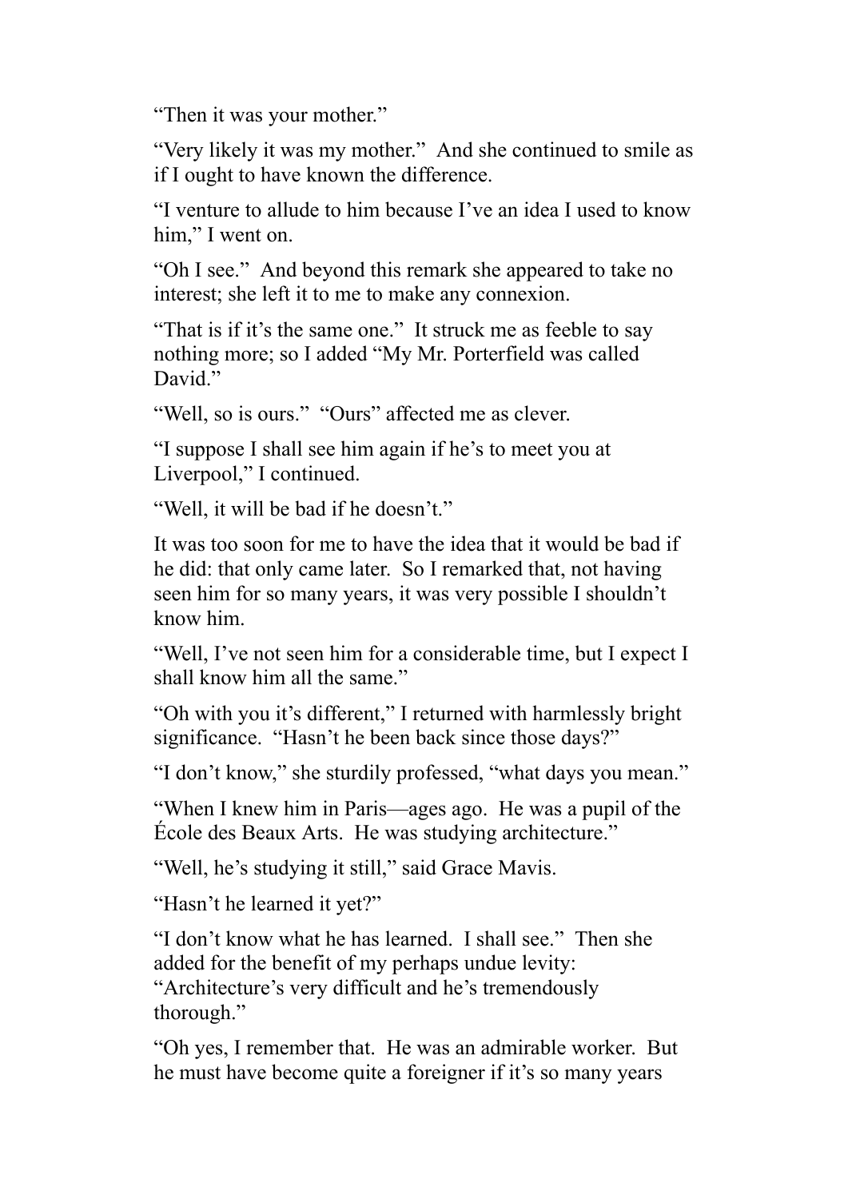"Then it was your mother."

"Very likely it was my mother." And she continued to smile as if I ought to have known the difference.

"I venture to allude to him because I've an idea I used to know him," I went on.

"Oh I see." And beyond this remark she appeared to take no interest; she left it to me to make any connexion.

"That is if it's the same one." It struck me as feeble to say nothing more; so I added "My Mr. Porterfield was called David."

"Well, so is ours." "Ours" affected me as clever.

"I suppose I shall see him again if he's to meet you at Liverpool," I continued.

"Well, it will be bad if he doesn't."

It was too soon for me to have the idea that it would be bad if he did: that only came later. So I remarked that, not having seen him for so many years, it was very possible I shouldn't know him.

"Well, I've not seen him for a considerable time, but I expect I shall know him all the same."

"Oh with you it's different," I returned with harmlessly bright significance. "Hasn't he been back since those days?"

"I don't know," she sturdily professed, "what days you mean."

"When I knew him in Paris—ages ago. He was a pupil of the École des Beaux Arts. He was studying architecture."

"Well, he's studying it still," said Grace Mavis.

"Hasn't he learned it yet?"

"I don't know what he has learned. I shall see." Then she added for the benefit of my perhaps undue levity: "Architecture's very difficult and he's tremendously thorough."

"Oh yes, I remember that. He was an admirable worker. But he must have become quite a foreigner if it's so many years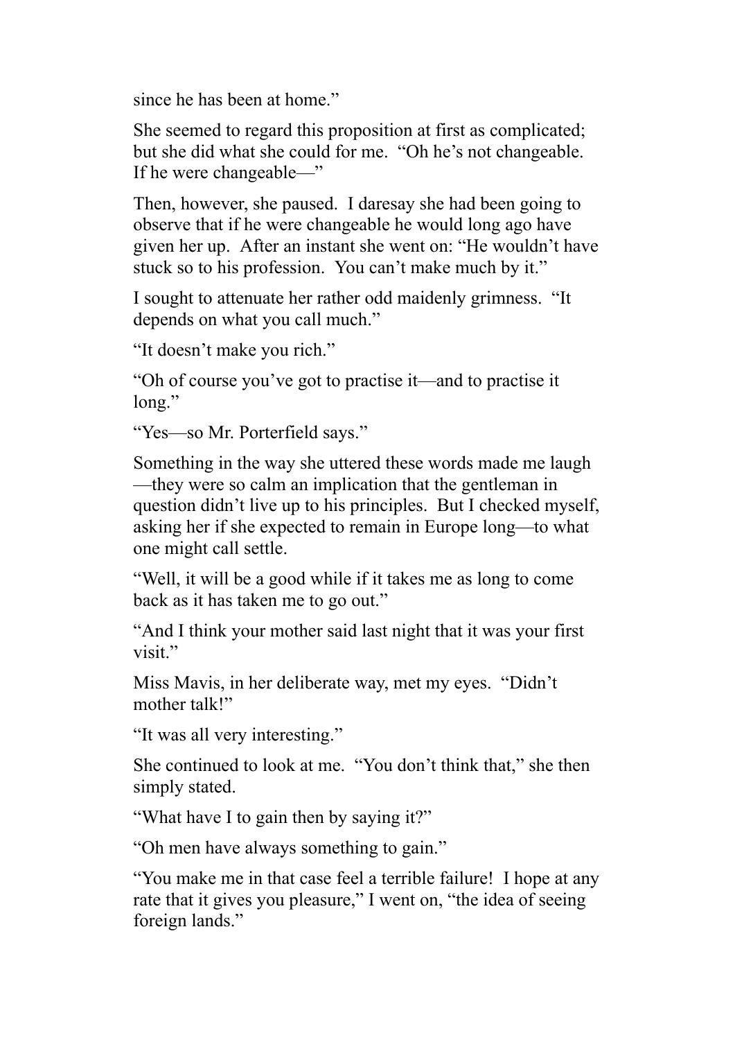since he has been at home."

She seemed to regard this proposition at first as complicated; but she did what she could for me. "Oh he's not changeable. If he were changeable—"

Then, however, she paused. I daresay she had been going to observe that if he were changeable he would long ago have given her up. After an instant she went on: "He wouldn't have stuck so to his profession. You can't make much by it."

I sought to attenuate her rather odd maidenly grimness. "It depends on what you call much."

"It doesn't make you rich."

"Oh of course you've got to practise it—and to practise it long."

"Yes—so Mr. Porterfield says."

Something in the way she uttered these words made me laugh—they were so calm an implication that the gentleman in question didn't live up to his principles. But I checked myself, asking her if she expected to remain in Europe long—to what one might call settle.

"Well, it will be a good while if it takes me as long to come back as it has taken me to go out."

"And I think your mother said last night that it was your first visit."

Miss Mavis, in her deliberate way, met my eyes. "Didn't mother talk!"

"It was all very interesting."

She continued to look at me. "You don't think that," she then simply stated.

"What have I to gain then by saying it?"

"Oh men have always something to gain."

"You make me in that case feel a terrible failure! I hope at any rate that it gives you pleasure," I went on, "the idea of seeing foreign lands."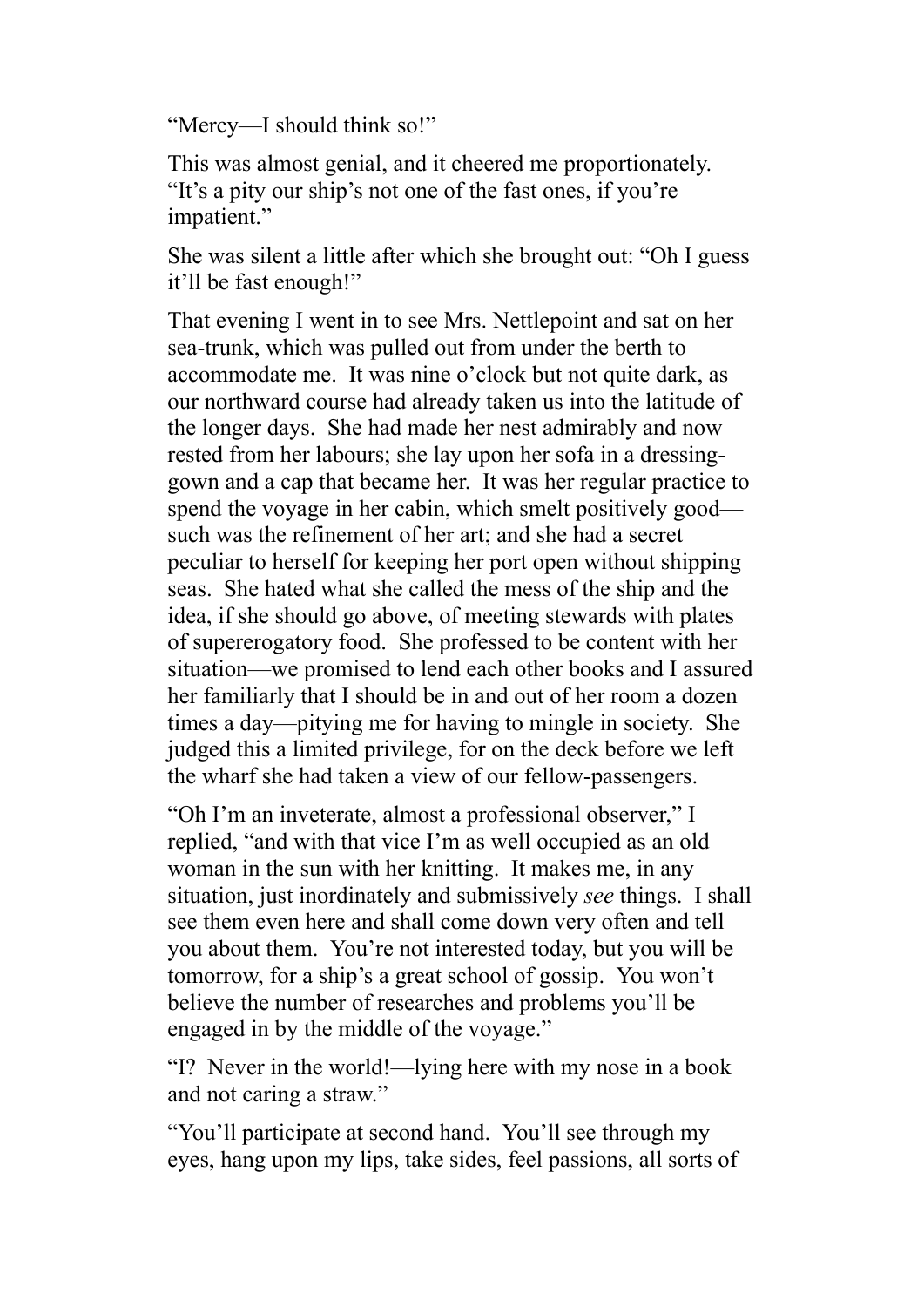"Mercy—I should think so!"

This was almost genial, and it cheered me proportionately. "It's a pity our ship's not one of the fast ones, if you're impatient."

She was silent a little after which she brought out: "Oh I guess it'll be fast enough!"

That evening I went in to see Mrs. Nettlepoint and sat on her sea-trunk, which was pulled out from under the berth to accommodate me. It was nine o'clock but not quite dark, as our northward course had already taken us into the latitude of the longer days. She had made her nest admirably and now rested from her labours; she lay upon her sofa in a dressing-gown and a cap that became her. It was her regular practice to spend the voyage in her cabin, which smelt positively good—such was the refinement of her art; and she had a secret peculiar to herself for keeping her port open without shipping seas. She hated what she called the mess of the ship and the idea, if she should go above, of meeting stewards with plates of supererogatory food. She professed to be content with her situation—we promised to lend each other books and I assured her familiarly that I should be in and out of her room a dozen times a day—pitying me for having to mingle in society. She judged this a limited privilege, for on the deck before we left the wharf she had taken a view of our fellow-passengers.

"Oh I'm an inveterate, almost a professional observer," I replied, "and with that vice I'm as well occupied as an old woman in the sun with her knitting. It makes me, in any situation, just inordinately and submissively *see* things. I shall see them even here and shall come down very often and tell you about them. You're not interested today, but you will be tomorrow, for a ship's a great school of gossip. You won't believe the number of researches and problems you'll be engaged in by the middle of the voyage."

"I? Never in the world!—lying here with my nose in a book and not caring a straw."

"You'll participate at second hand. You'll see through my eyes, hang upon my lips, take sides, feel passions, all sorts of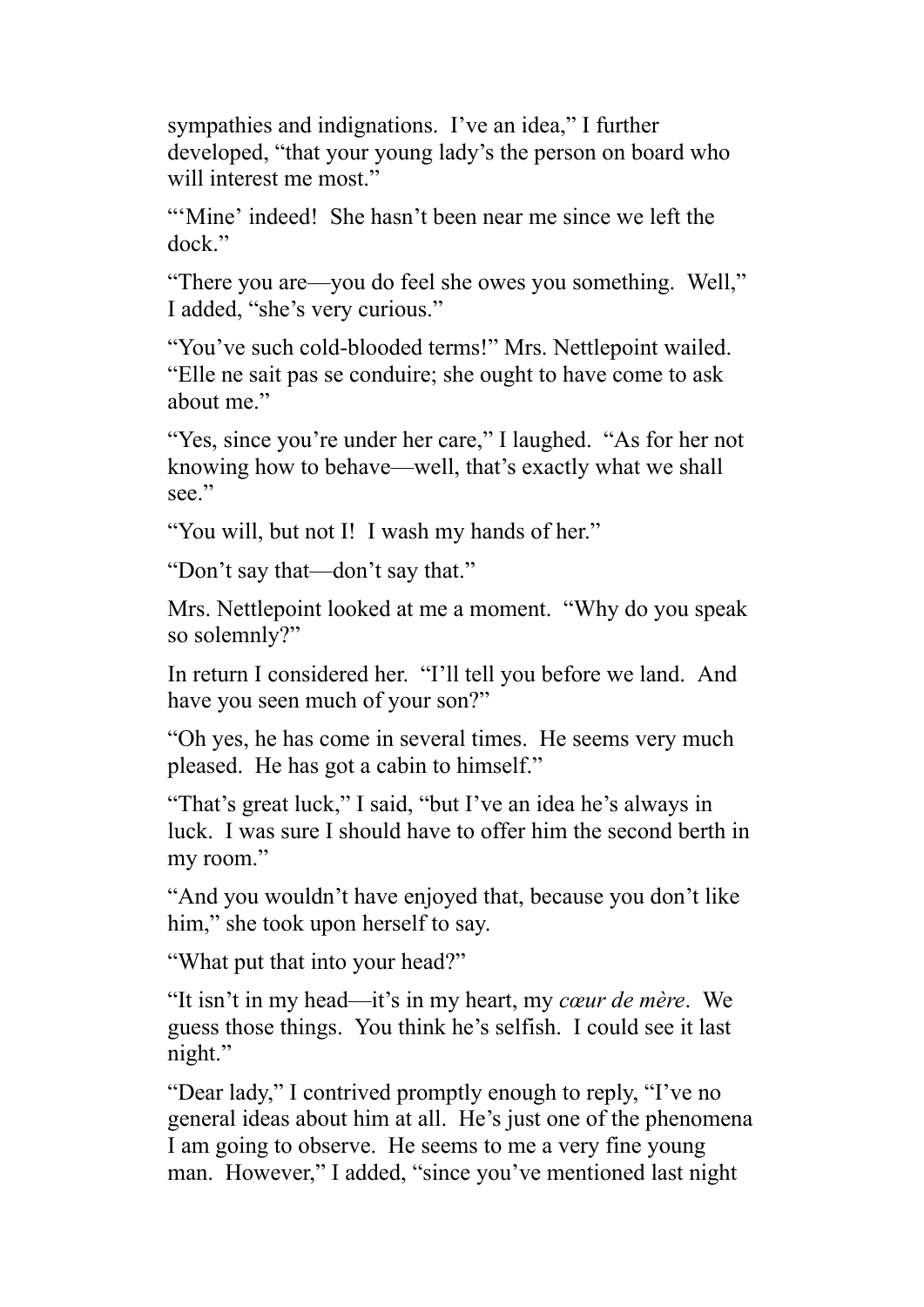sympathies and indignations. I've an idea," I further developed, "that your young lady's the person on board who will interest me most."

"'Mine' indeed! She hasn't been near me since we left the dock."

"There you are—you do feel she owes you something. Well," I added, "she's very curious."

"You've such cold-blooded terms!" Mrs. Nettlepoint wailed. "Elle ne sait pas se conduire; she ought to have come to ask about me."

"Yes, since you're under her care," I laughed. "As for her not knowing how to behave—well, that's exactly what we shall see."

"You will, but not I! I wash my hands of her."

"Don't say that—don't say that."

Mrs. Nettlepoint looked at me a moment. "Why do you speak so solemnly?"

In return I considered her. "I'll tell you before we land. And have you seen much of your son?"

"Oh yes, he has come in several times. He seems very much pleased. He has got a cabin to himself."

"That's great luck," I said, "but I've an idea he's always in luck. I was sure I should have to offer him the second berth in my room."

"And you wouldn't have enjoyed that, because you don't like him," she took upon herself to say.

"What put that into your head?"

"It isn't in my head—it's in my heart, my *cœur de mère*. We guess those things. You think he's selfish. I could see it last night."

"Dear lady," I contrived promptly enough to reply, "I've no general ideas about him at all. He's just one of the phenomena I am going to observe. He seems to me a very fine young man. However," I added, "since you've mentioned last night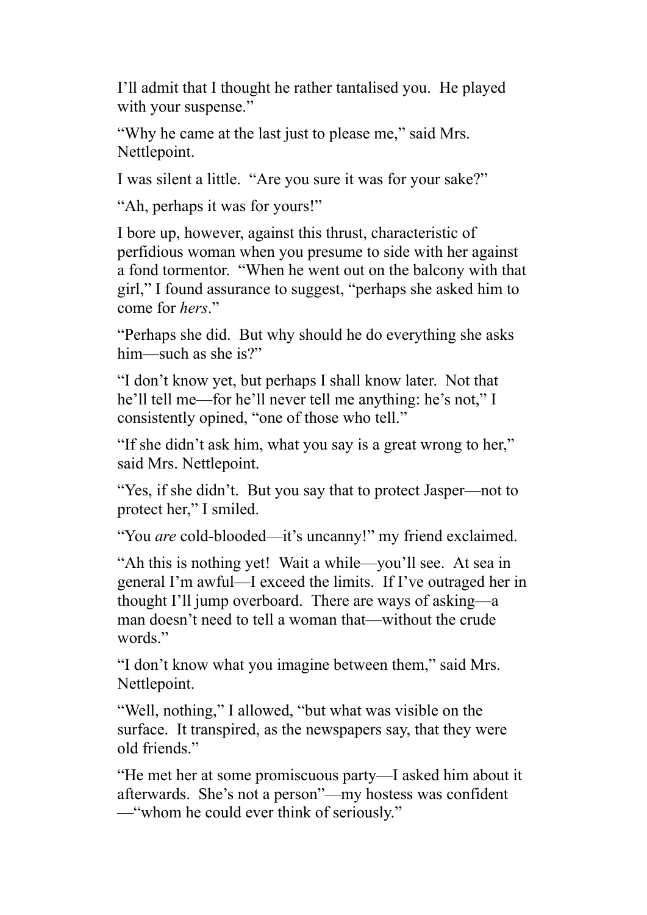I'll admit that I thought he rather tantalised you. He played with your suspense."

"Why he came at the last just to please me," said Mrs. Nettlepoint.

I was silent a little. "Are you sure it was for your sake?"

"Ah, perhaps it was for yours!"

I bore up, however, against this thrust, characteristic of perfidious woman when you presume to side with her against a fond tormentor. "When he went out on the balcony with that girl," I found assurance to suggest, "perhaps she asked him to come for *hers*."

"Perhaps she did. But why should he do everything she asks him—such as she is?"

"I don't know yet, but perhaps I shall know later. Not that he'll tell me—for he'll never tell me anything: he's not," I consistently opined, "one of those who tell."

"If she didn't ask him, what you say is a great wrong to her," said Mrs. Nettlepoint.

"Yes, if she didn't. But you say that to protect Jasper—not to protect her," I smiled.

"You *are* cold-blooded—it's uncanny!" my friend exclaimed.

"Ah this is nothing yet! Wait a while—you'll see. At sea in general I'm awful—I exceed the limits. If I've outraged her in thought I'll jump overboard. There are ways of asking—a man doesn't need to tell a woman that—without the crude words."

"I don't know what you imagine between them," said Mrs. Nettlepoint.

"Well, nothing," I allowed, "but what was visible on the surface. It transpired, as the newspapers say, that they were old friends."

"He met her at some promiscuous party—I asked him about it afterwards. She's not a person"—my hostess was confident—"whom he could ever think of seriously."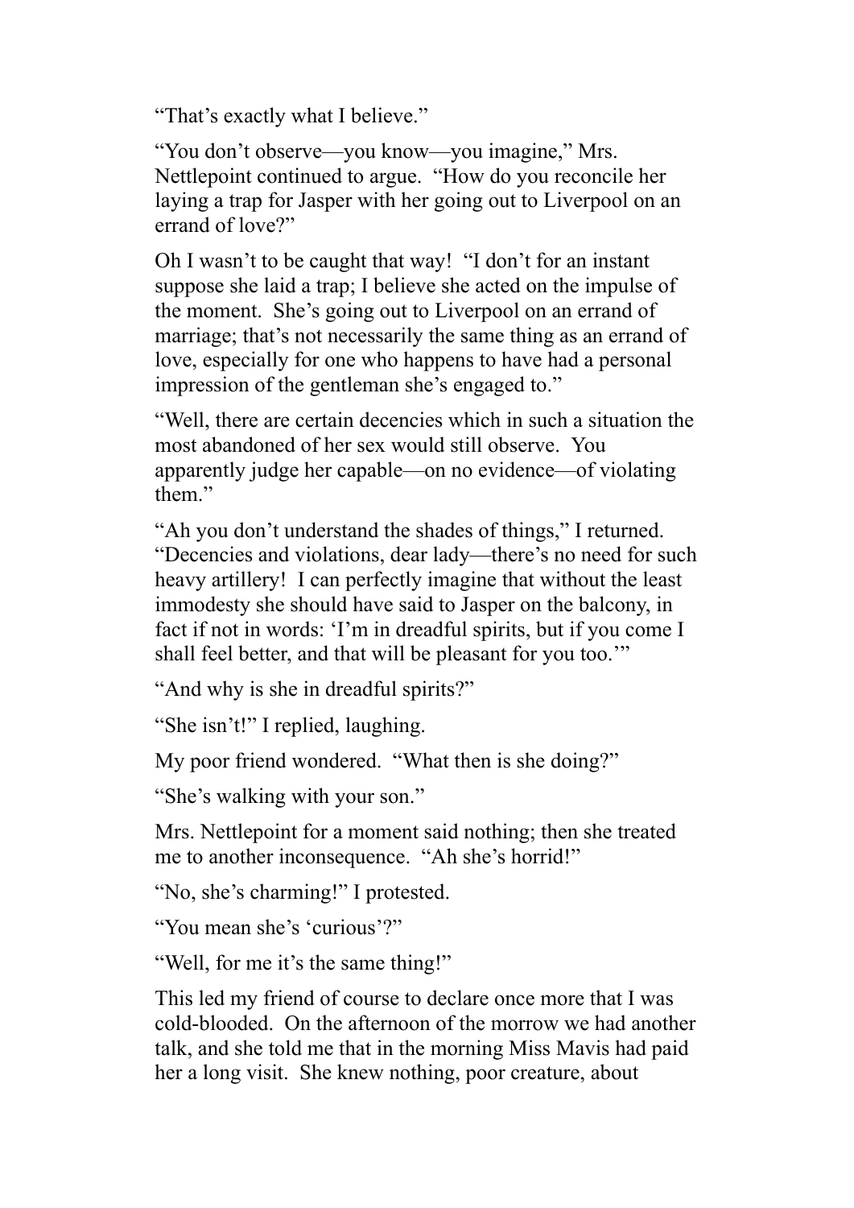“That’s exactly what I believe.”

“You don’t observe—you know—you imagine,” Mrs. Nettlepoint continued to argue. “How do you reconcile her laying a trap for Jasper with her going out to Liverpool on an errand of love?”

Oh I wasn’t to be caught that way! “I don’t for an instant suppose she laid a trap; I believe she acted on the impulse of the moment. She’s going out to Liverpool on an errand of marriage; that’s not necessarily the same thing as an errand of love, especially for one who happens to have had a personal impression of the gentleman she’s engaged to.”

“Well, there are certain decencies which in such a situation the most abandoned of her sex would still observe. You apparently judge her capable—on no evidence—of violating them.”

“Ah you don’t understand the shades of things,” I returned. “Decencies and violations, dear lady—there’s no need for such heavy artillery! I can perfectly imagine that without the least immodesty she should have said to Jasper on the balcony, in fact if not in words: ‘I’m in dreadful spirits, but if you come I shall feel better, and that will be pleasant for you too.’”

“And why is she in dreadful spirits?”

“She isn’t!” I replied, laughing.

My poor friend wondered. “What then is she doing?”

“She’s walking with your son.”

Mrs. Nettlepoint for a moment said nothing; then she treated me to another inconsequence. “Ah she’s horrid!”

“No, she’s charming!” I protested.

“You mean she’s ‘curious’?”

“Well, for me it’s the same thing!”

This led my friend of course to declare once more that I was cold-blooded. On the afternoon of the morrow we had another talk, and she told me that in the morning Miss Mavis had paid her a long visit. She knew nothing, poor creature, about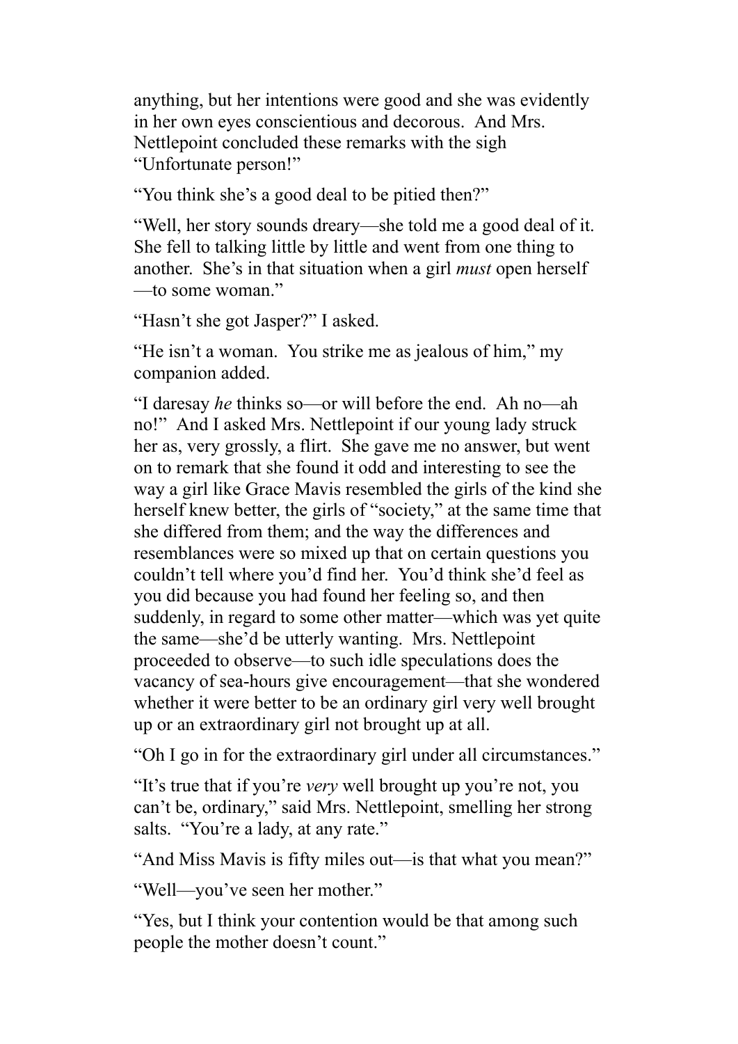anything, but her intentions were good and she was evidently in her own eyes conscientious and decorous. And Mrs. Nettlepoint concluded these remarks with the sigh "Unfortunate person!"

"You think she's a good deal to be pitied then?"

"Well, her story sounds dreary—she told me a good deal of it. She fell to talking little by little and went from one thing to another. She's in that situation when a girl *must* open herself—to some woman."

"Hasn't she got Jasper?" I asked.

"He isn't a woman. You strike me as jealous of him," my companion added.

"I daresay *he* thinks so—or will before the end. Ah no—ah no!" And I asked Mrs. Nettlepoint if our young lady struck her as, very grossly, a flirt. She gave me no answer, but went on to remark that she found it odd and interesting to see the way a girl like Grace Mavis resembled the girls of the kind she herself knew better, the girls of "society," at the same time that she differed from them; and the way the differences and resemblances were so mixed up that on certain questions you couldn't tell where you'd find her. You'd think she'd feel as you did because you had found her feeling so, and then suddenly, in regard to some other matter—which was yet quite the same—she'd be utterly wanting. Mrs. Nettlepoint proceeded to observe—to such idle speculations does the vacancy of sea-hours give encouragement—that she wondered whether it were better to be an ordinary girl very well brought up or an extraordinary girl not brought up at all.

"Oh I go in for the extraordinary girl under all circumstances."

"It's true that if you're *very* well brought up you're not, you can't be, ordinary," said Mrs. Nettlepoint, smelling her strong salts. "You're a lady, at any rate."

"And Miss Mavis is fifty miles out—is that what you mean?"

"Well—you've seen her mother."

"Yes, but I think your contention would be that among such people the mother doesn't count."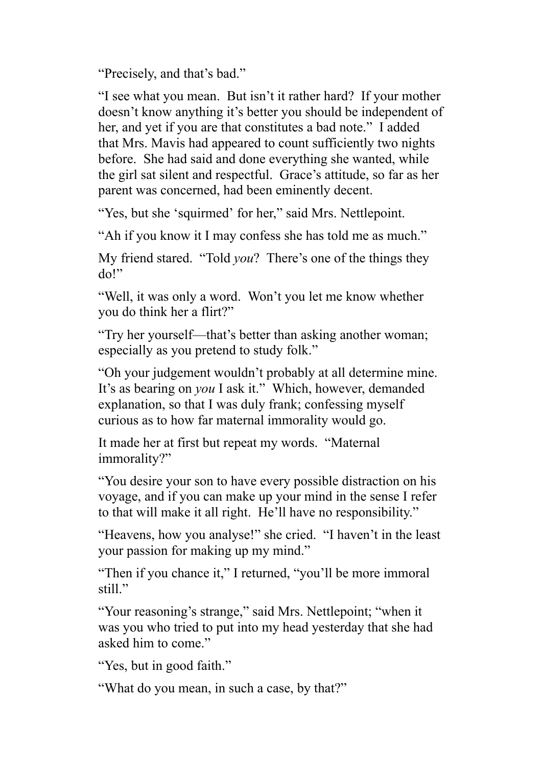"Precisely, and that's bad."

"I see what you mean. But isn't it rather hard? If your mother doesn't know anything it's better you should be independent of her, and yet if you are that constitutes a bad note." I added that Mrs. Mavis had appeared to count sufficiently two nights before. She had said and done everything she wanted, while the girl sat silent and respectful. Grace's attitude, so far as her parent was concerned, had been eminently decent.

"Yes, but she 'squirmed' for her," said Mrs. Nettlepoint.

"Ah if you know it I may confess she has told me as much."

My friend stared. "Told *you*? There's one of the things they do!"

"Well, it was only a word. Won't you let me know whether you do think her a flirt?"

"Try her yourself—that's better than asking another woman; especially as you pretend to study folk."

"Oh your judgement wouldn't probably at all determine mine. It's as bearing on *you* I ask it." Which, however, demanded explanation, so that I was duly frank; confessing myself curious as to how far maternal immorality would go.

It made her at first but repeat my words. "Maternal immorality?"

"You desire your son to have every possible distraction on his voyage, and if you can make up your mind in the sense I refer to that will make it all right. He'll have no responsibility."

"Heavens, how you analyse!" she cried. "I haven't in the least your passion for making up my mind."

"Then if you chance it," I returned, "you'll be more immoral still."

"Your reasoning's strange," said Mrs. Nettlepoint; "when it was you who tried to put into my head yesterday that she had asked him to come."

"Yes, but in good faith."

"What do you mean, in such a case, by that?"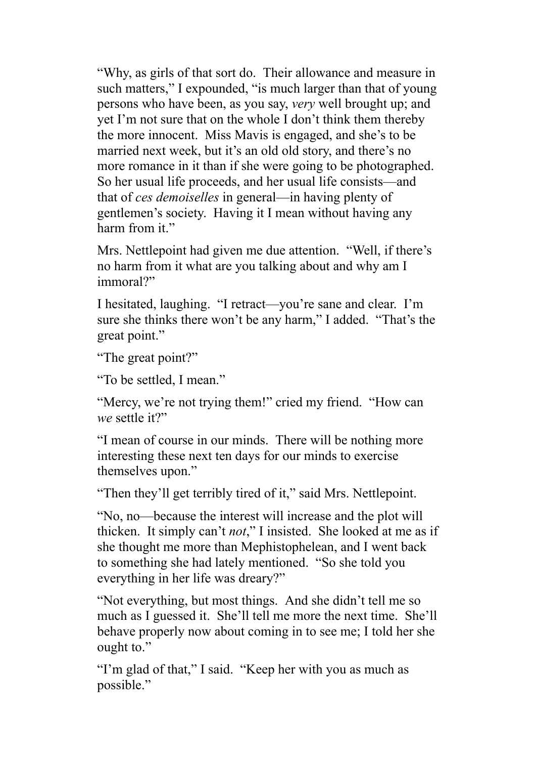"Why, as girls of that sort do. Their allowance and measure in such matters," I expounded, "is much larger than that of young persons who have been, as you say, *very* well brought up; and yet I'm not sure that on the whole I don't think them thereby the more innocent. Miss Mavis is engaged, and she's to be married next week, but it's an old old story, and there's no more romance in it than if she were going to be photographed. So her usual life proceeds, and her usual life consists—and that of *ces demoiselles* in general—in having plenty of gentlemen's society. Having it I mean without having any harm from it."

Mrs. Nettlepoint had given me due attention. "Well, if there's no harm from it what are you talking about and why am I immoral?"

I hesitated, laughing. "I retract—you're sane and clear. I'm sure she thinks there won't be any harm," I added. "That's the great point."

"The great point?"

"To be settled, I mean."

"Mercy, we're not trying them!" cried my friend. "How can *we* settle it?"

"I mean of course in our minds. There will be nothing more interesting these next ten days for our minds to exercise themselves upon."

"Then they'll get terribly tired of it," said Mrs. Nettlepoint.

"No, no—because the interest will increase and the plot will thicken. It simply can't *not*," I insisted. She looked at me as if she thought me more than Mephistophelean, and I went back to something she had lately mentioned. "So she told you everything in her life was dreary?"

"Not everything, but most things. And she didn't tell me so much as I guessed it. She'll tell me more the next time. She'll behave properly now about coming in to see me; I told her she ought to."

"I'm glad of that," I said. "Keep her with you as much as possible."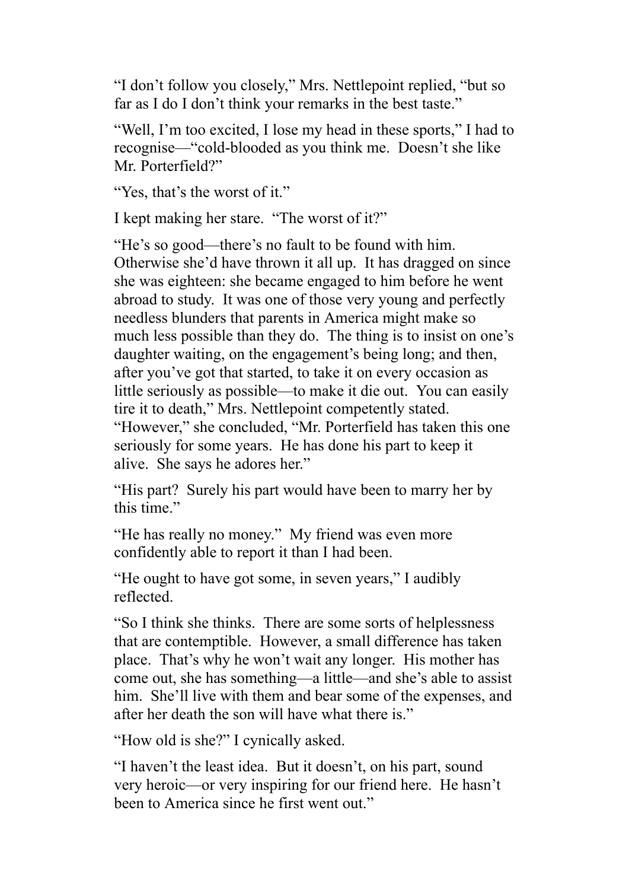"I don't follow you closely," Mrs. Nettlepoint replied, "but so far as I do I don't think your remarks in the best taste."

"Well, I'm too excited, I lose my head in these sports," I had to recognise—"cold-blooded as you think me. Doesn't she like Mr. Porterfield?"

"Yes, that's the worst of it."

I kept making her stare. "The worst of it?"

"He's so good—there's no fault to be found with him. Otherwise she'd have thrown it all up. It has dragged on since she was eighteen: she became engaged to him before he went abroad to study. It was one of those very young and perfectly needless blunders that parents in America might make so much less possible than they do. The thing is to insist on one's daughter waiting, on the engagement's being long; and then, after you've got that started, to take it on every occasion as little seriously as possible—to make it die out. You can easily tire it to death," Mrs. Nettlepoint competently stated. "However," she concluded, "Mr. Porterfield has taken this one seriously for some years. He has done his part to keep it alive. She says he adores her."

"His part? Surely his part would have been to marry her by this time."

"He has really no money." My friend was even more confidently able to report it than I had been.

"He ought to have got some, in seven years," I audibly reflected.

"So I think she thinks. There are some sorts of helplessness that are contemptible. However, a small difference has taken place. That's why he won't wait any longer. His mother has come out, she has something—a little—and she's able to assist him. She'll live with them and bear some of the expenses, and after her death the son will have what there is."

"How old is she?" I cynically asked.

"I haven't the least idea. But it doesn't, on his part, sound very heroic—or very inspiring for our friend here. He hasn't been to America since he first went out."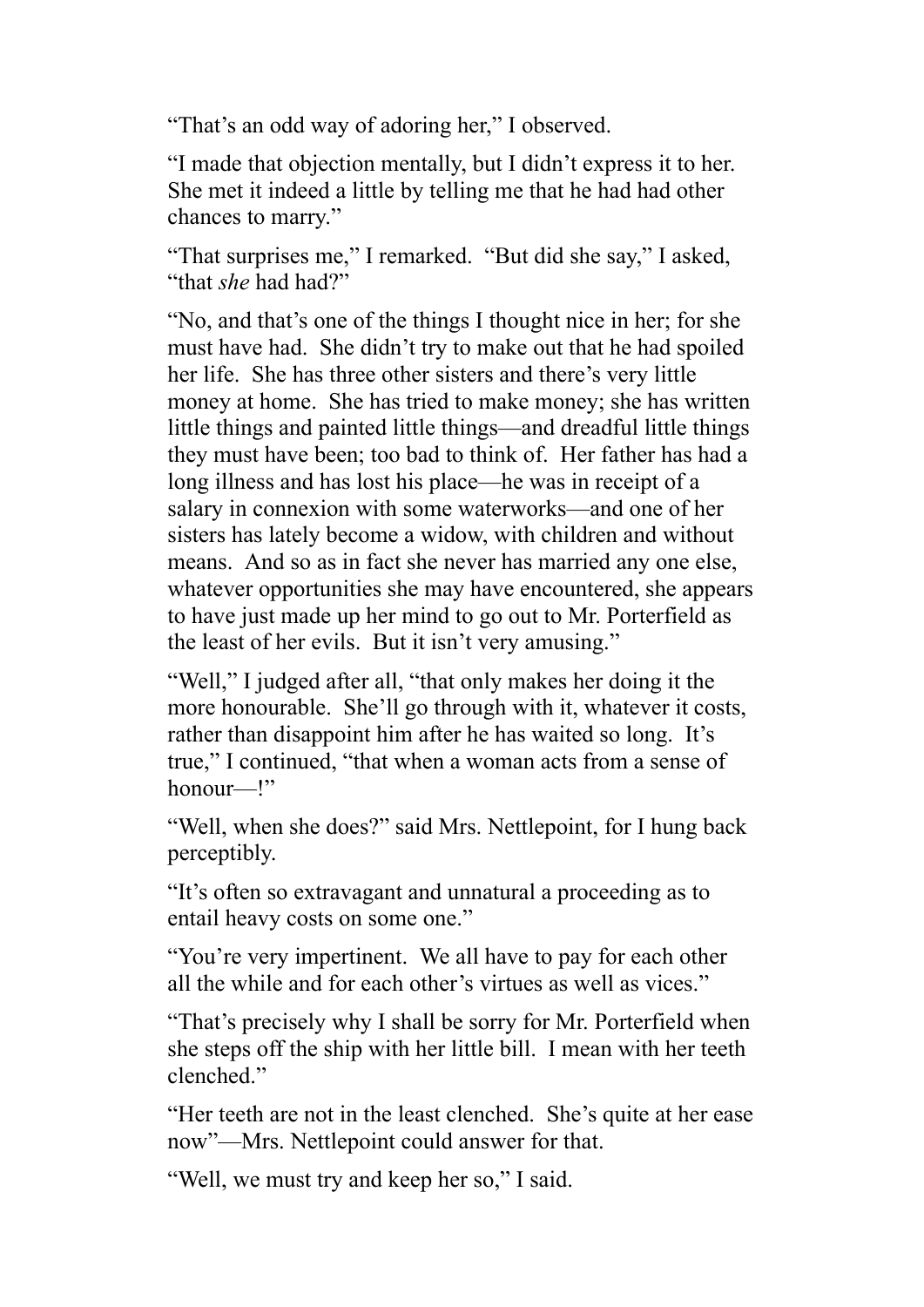“That’s an odd way of adoring her,” I observed.

“I made that objection mentally, but I didn’t express it to her. She met it indeed a little by telling me that he had had other chances to marry.”

“That surprises me,” I remarked. “But did she say,” I asked, “that *she* had had?”

“No, and that’s one of the things I thought nice in her; for she must have had. She didn’t try to make out that he had spoiled her life. She has three other sisters and there’s very little money at home. She has tried to make money; she has written little things and painted little things—and dreadful little things they must have been; too bad to think of. Her father has had a long illness and has lost his place—he was in receipt of a salary in connexion with some waterworks—and one of her sisters has lately become a widow, with children and without means. And so as in fact she never has married any one else, whatever opportunities she may have encountered, she appears to have just made up her mind to go out to Mr. Porterfield as the least of her evils. But it isn’t very amusing.”

“Well,” I judged after all, “that only makes her doing it the more honourable. She’ll go through with it, whatever it costs, rather than disappoint him after he has waited so long. It’s true,” I continued, “that when a woman acts from a sense of honour—!”

“Well, when she does?” said Mrs. Nettlepoint, for I hung back perceptibly.

“It’s often so extravagant and unnatural a proceeding as to entail heavy costs on some one.”

“You’re very impertinent. We all have to pay for each other all the while and for each other’s virtues as well as vices.”

“That’s precisely why I shall be sorry for Mr. Porterfield when she steps off the ship with her little bill. I mean with her teeth clenched.”

“Her teeth are not in the least clenched. She’s quite at her ease now”—Mrs. Nettlepoint could answer for that.

“Well, we must try and keep her so,” I said.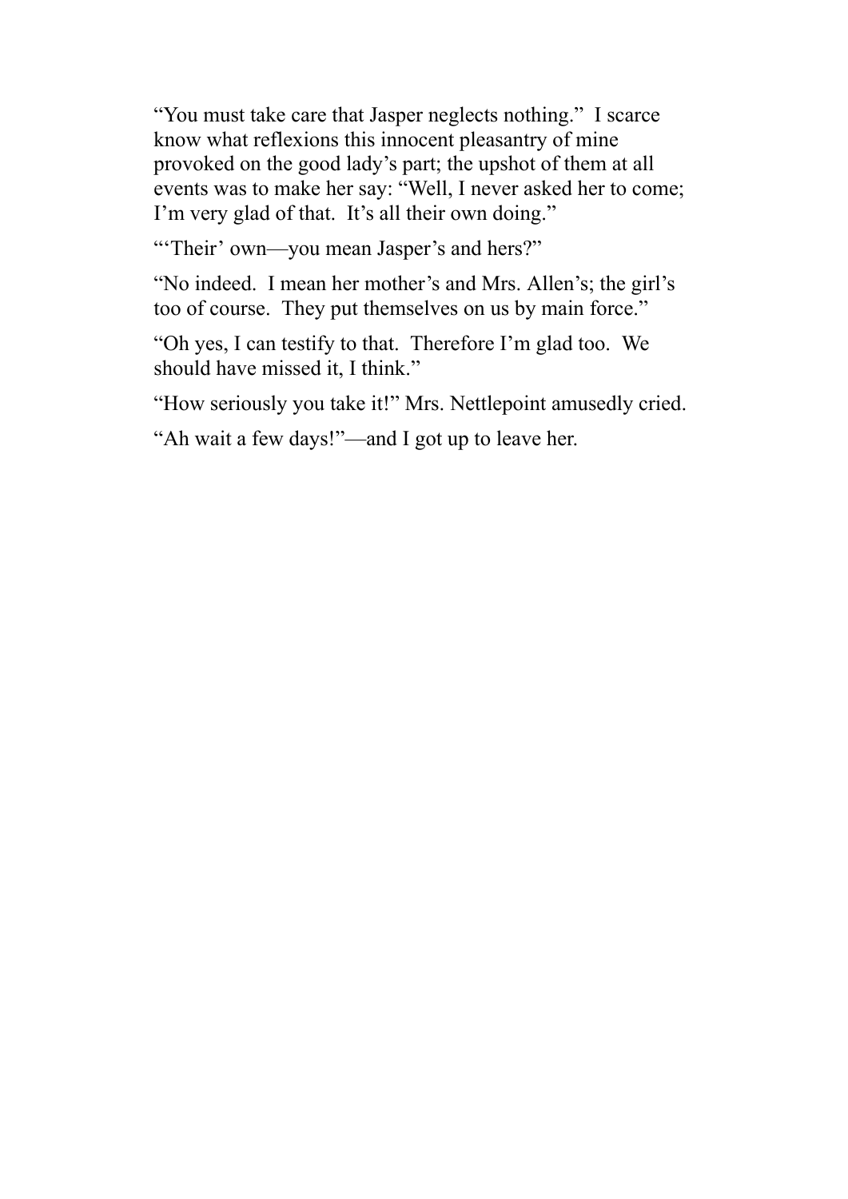"You must take care that Jasper neglects nothing."  I scarce know what reflexions this innocent pleasantry of mine provoked on the good lady's part; the upshot of them at all events was to make her say: "Well, I never asked her to come; I'm very glad of that.  It's all their own doing."

"'Their' own—you mean Jasper's and hers?"

"No indeed.  I mean her mother's and Mrs. Allen's; the girl's too of course.  They put themselves on us by main force."

"Oh yes, I can testify to that.  Therefore I'm glad too.  We should have missed it, I think."

"How seriously you take it!" Mrs. Nettlepoint amusedly cried.

"Ah wait a few days!"—and I got up to leave her.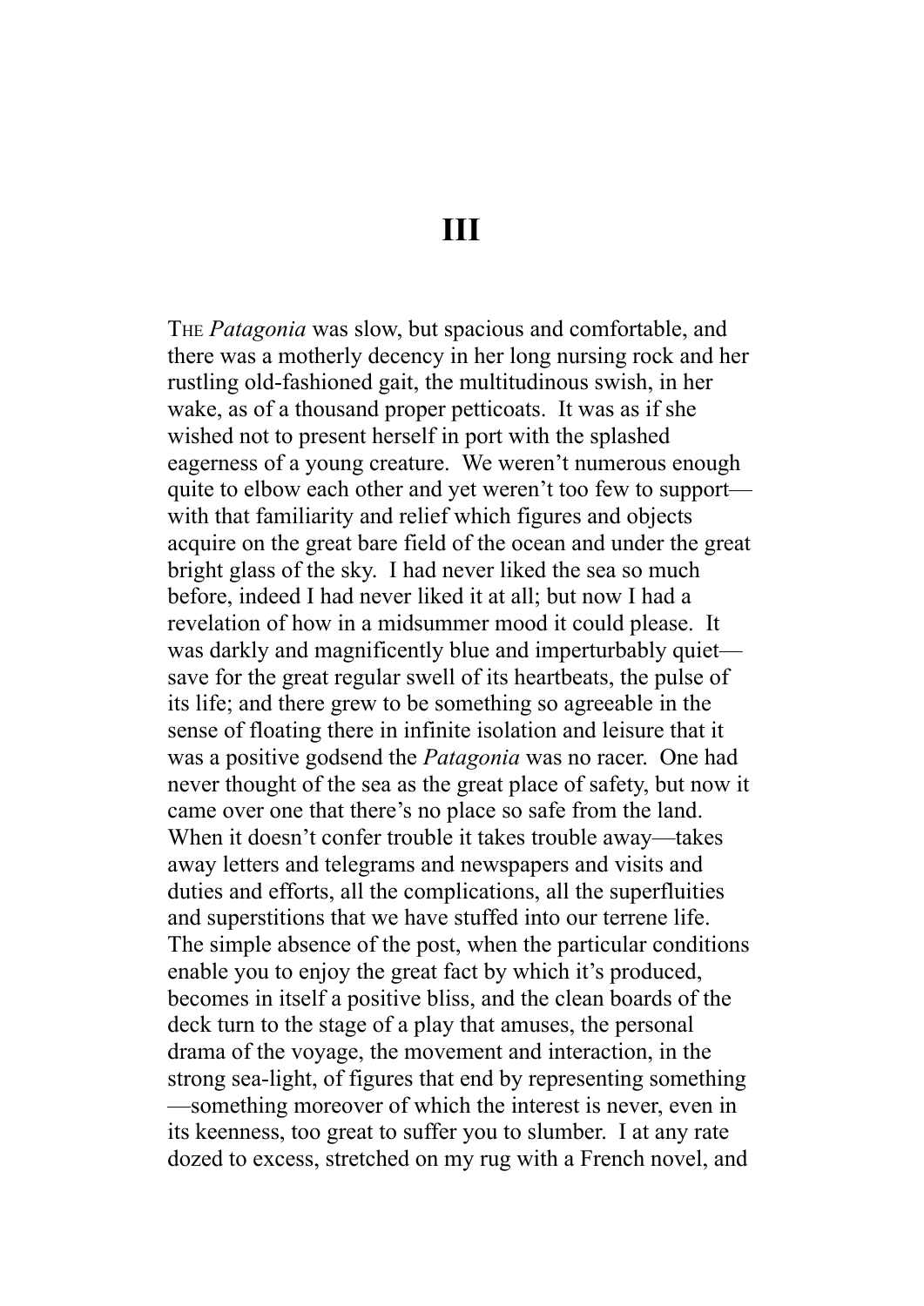# III

THE *Patagonia* was slow, but spacious and comfortable, and there was a motherly decency in her long nursing rock and her rustling old-fashioned gait, the multitudinous swish, in her wake, as of a thousand proper petticoats. It was as if she wished not to present herself in port with the splashed eagerness of a young creature. We weren't numerous enough quite to elbow each other and yet weren't too few to support—with that familiarity and relief which figures and objects acquire on the great bare field of the ocean and under the great bright glass of the sky. I had never liked the sea so much before, indeed I had never liked it at all; but now I had a revelation of how in a midsummer mood it could please. It was darkly and magnificently blue and imperturbably quiet—save for the great regular swell of its heartbeats, the pulse of its life; and there grew to be something so agreeable in the sense of floating there in infinite isolation and leisure that it was a positive godsend the *Patagonia* was no racer. One had never thought of the sea as the great place of safety, but now it came over one that there's no place so safe from the land. When it doesn't confer trouble it takes trouble away—takes away letters and telegrams and newspapers and visits and duties and efforts, all the complications, all the superfluities and superstitions that we have stuffed into our terrene life. The simple absence of the post, when the particular conditions enable you to enjoy the great fact by which it's produced, becomes in itself a positive bliss, and the clean boards of the deck turn to the stage of a play that amuses, the personal drama of the voyage, the movement and interaction, in the strong sea-light, of figures that end by representing something—something moreover of which the interest is never, even in its keenness, too great to suffer you to slumber. I at any rate dozed to excess, stretched on my rug with a French novel, and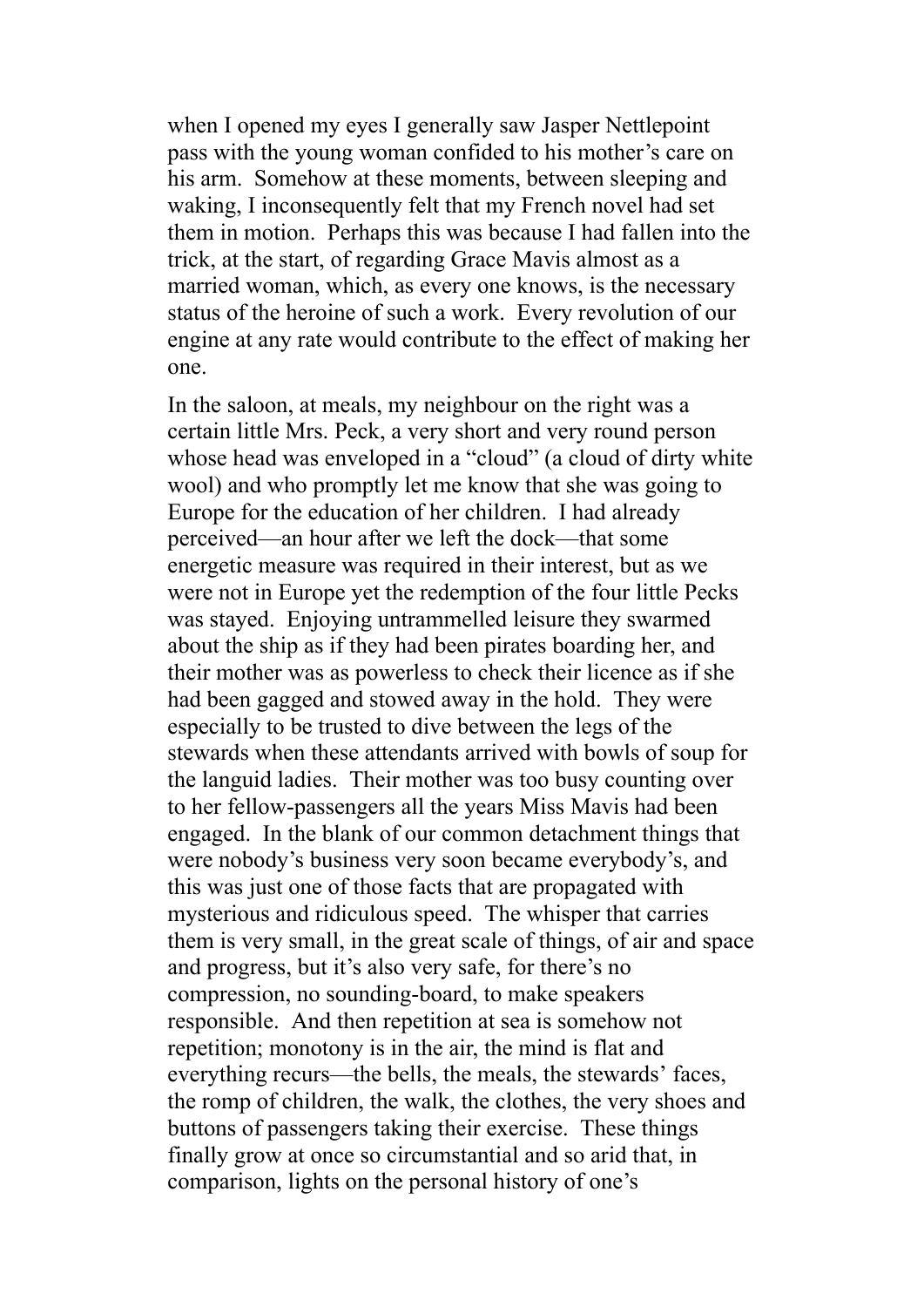when I opened my eyes I generally saw Jasper Nettlepoint pass with the young woman confided to his mother's care on his arm. Somehow at these moments, between sleeping and waking, I inconsequently felt that my French novel had set them in motion. Perhaps this was because I had fallen into the trick, at the start, of regarding Grace Mavis almost as a married woman, which, as every one knows, is the necessary status of the heroine of such a work. Every revolution of our engine at any rate would contribute to the effect of making her one.

In the saloon, at meals, my neighbour on the right was a certain little Mrs. Peck, a very short and very round person whose head was enveloped in a "cloud" (a cloud of dirty white wool) and who promptly let me know that she was going to Europe for the education of her children. I had already perceived—an hour after we left the dock—that some energetic measure was required in their interest, but as we were not in Europe yet the redemption of the four little Pecks was stayed. Enjoying untrammelled leisure they swarmed about the ship as if they had been pirates boarding her, and their mother was as powerless to check their licence as if she had been gagged and stowed away in the hold. They were especially to be trusted to dive between the legs of the stewards when these attendants arrived with bowls of soup for the languid ladies. Their mother was too busy counting over to her fellow-passengers all the years Miss Mavis had been engaged. In the blank of our common detachment things that were nobody's business very soon became everybody's, and this was just one of those facts that are propagated with mysterious and ridiculous speed. The whisper that carries them is very small, in the great scale of things, of air and space and progress, but it's also very safe, for there's no compression, no sounding-board, to make speakers responsible. And then repetition at sea is somehow not repetition; monotony is in the air, the mind is flat and everything recurs—the bells, the meals, the stewards' faces, the romp of children, the walk, the clothes, the very shoes and buttons of passengers taking their exercise. These things finally grow at once so circumstantial and so arid that, in comparison, lights on the personal history of one's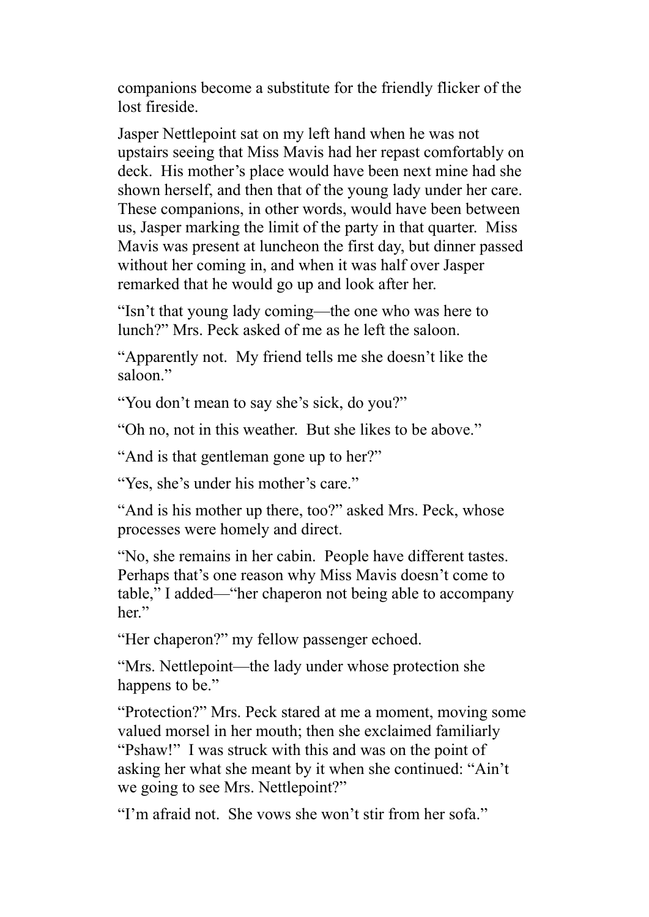companions become a substitute for the friendly flicker of the lost fireside.

Jasper Nettlepoint sat on my left hand when he was not upstairs seeing that Miss Mavis had her repast comfortably on deck. His mother's place would have been next mine had she shown herself, and then that of the young lady under her care. These companions, in other words, would have been between us, Jasper marking the limit of the party in that quarter. Miss Mavis was present at luncheon the first day, but dinner passed without her coming in, and when it was half over Jasper remarked that he would go up and look after her.

"Isn't that young lady coming—the one who was here to lunch?" Mrs. Peck asked of me as he left the saloon.

"Apparently not. My friend tells me she doesn't like the saloon."

"You don't mean to say she's sick, do you?"

"Oh no, not in this weather. But she likes to be above."

"And is that gentleman gone up to her?"

"Yes, she's under his mother's care."

"And is his mother up there, too?" asked Mrs. Peck, whose processes were homely and direct.

"No, she remains in her cabin. People have different tastes. Perhaps that's one reason why Miss Mavis doesn't come to table," I added—"her chaperon not being able to accompany her."

"Her chaperon?" my fellow passenger echoed.

"Mrs. Nettlepoint—the lady under whose protection she happens to be."

"Protection?" Mrs. Peck stared at me a moment, moving some valued morsel in her mouth; then she exclaimed familiarly "Pshaw!" I was struck with this and was on the point of asking her what she meant by it when she continued: "Ain't we going to see Mrs. Nettlepoint?"

"I'm afraid not. She vows she won't stir from her sofa."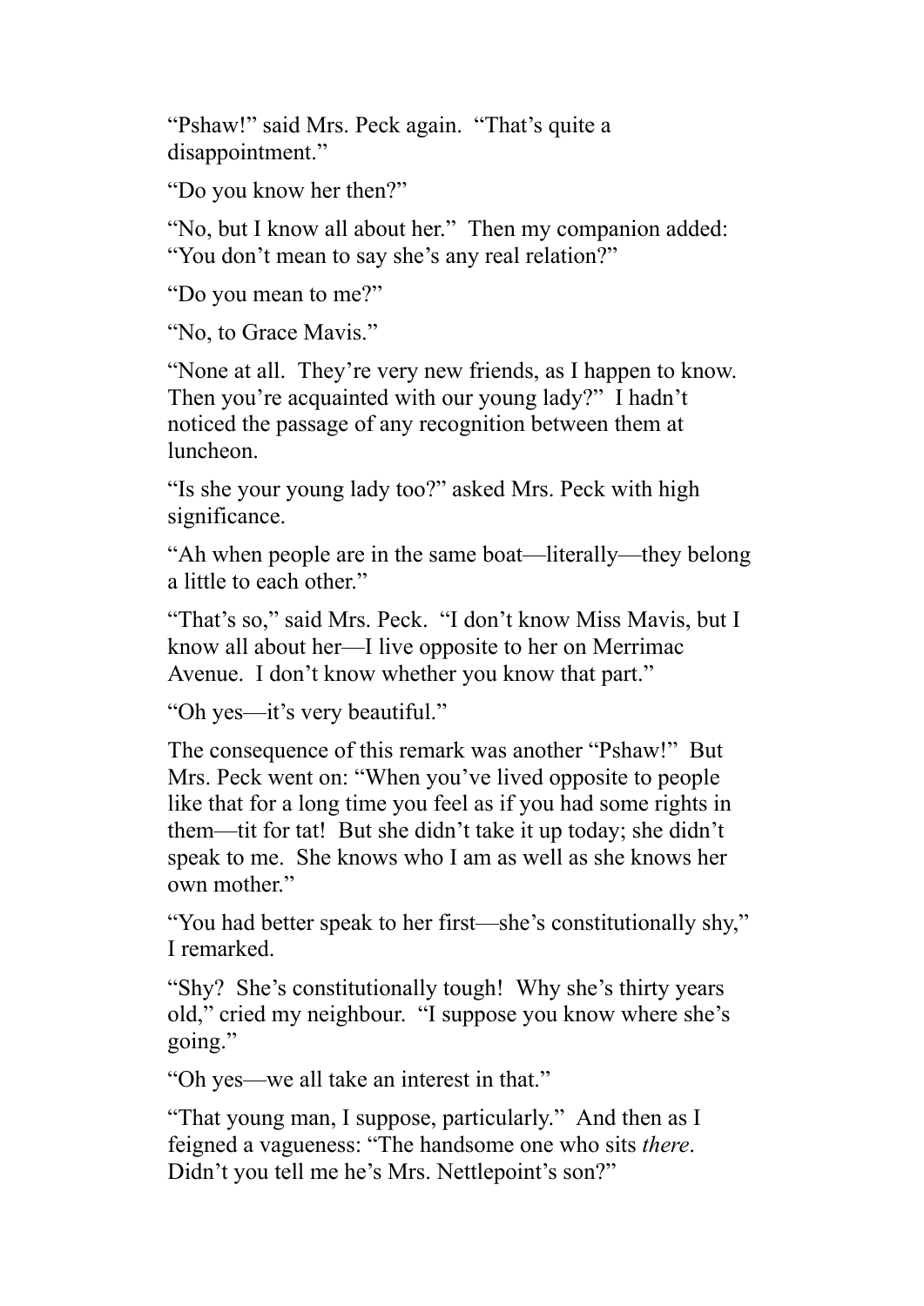"Pshaw!" said Mrs. Peck again. "That's quite a disappointment."

"Do you know her then?"

"No, but I know all about her." Then my companion added: "You don't mean to say she's any real relation?"

"Do you mean to me?"

"No, to Grace Mavis."

"None at all. They're very new friends, as I happen to know. Then you're acquainted with our young lady?" I hadn't noticed the passage of any recognition between them at luncheon.

"Is she your young lady too?" asked Mrs. Peck with high significance.

"Ah when people are in the same boat—literally—they belong a little to each other."

"That's so," said Mrs. Peck. "I don't know Miss Mavis, but I know all about her—I live opposite to her on Merrimac Avenue. I don't know whether you know that part."

"Oh yes—it's very beautiful."

The consequence of this remark was another "Pshaw!" But Mrs. Peck went on: "When you've lived opposite to people like that for a long time you feel as if you had some rights in them—tit for tat! But she didn't take it up today; she didn't speak to me. She knows who I am as well as she knows her own mother."

"You had better speak to her first—she's constitutionally shy," I remarked.

"Shy? She's constitutionally tough! Why she's thirty years old," cried my neighbour. "I suppose you know where she's going."

"Oh yes—we all take an interest in that."

"That young man, I suppose, particularly." And then as I feigned a vagueness: "The handsome one who sits *there*. Didn't you tell me he's Mrs. Nettlepoint's son?"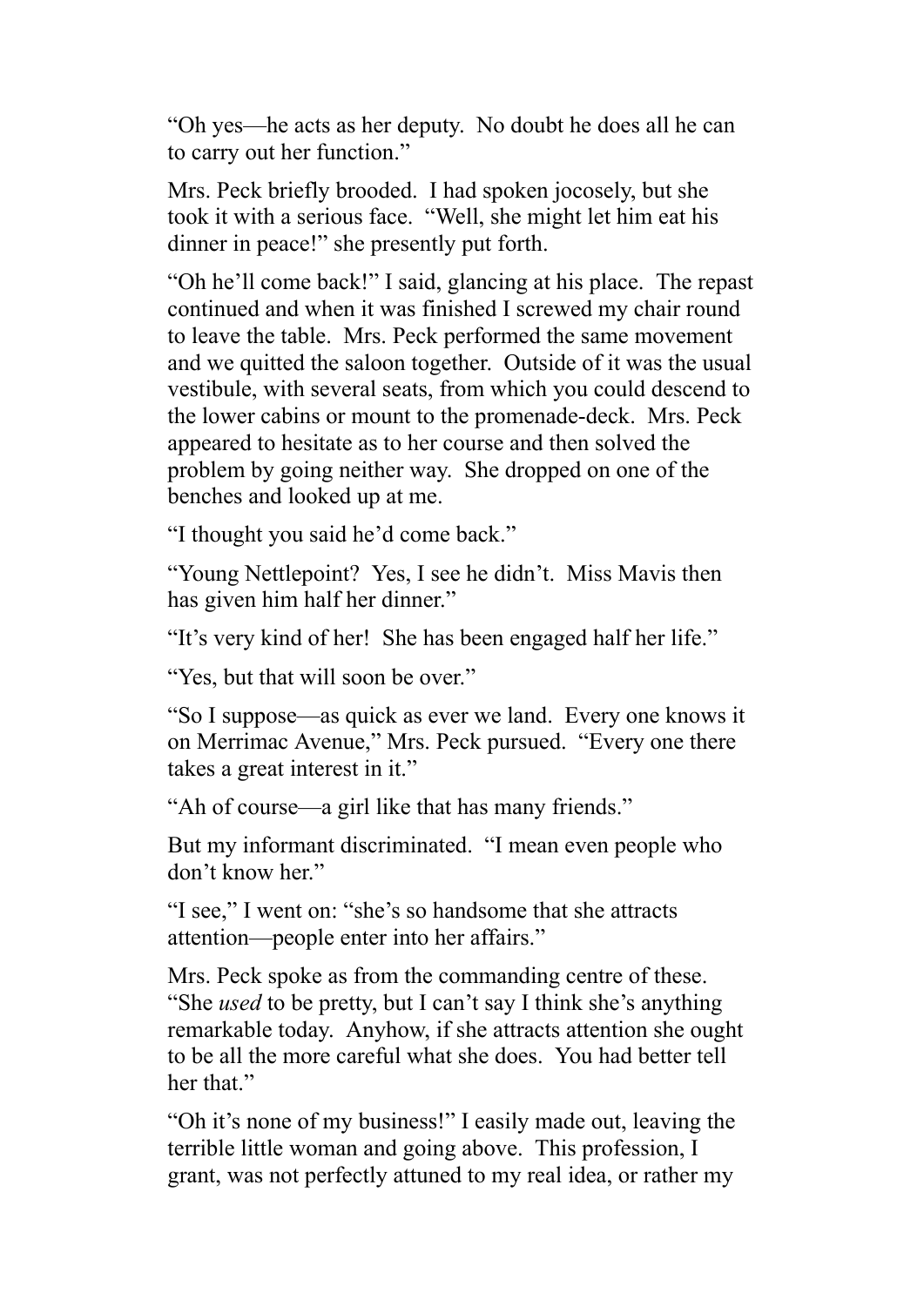"Oh yes—he acts as her deputy. No doubt he does all he can to carry out her function."

Mrs. Peck briefly brooded. I had spoken jocosely, but she took it with a serious face. "Well, she might let him eat his dinner in peace!" she presently put forth.

"Oh he'll come back!" I said, glancing at his place. The repast continued and when it was finished I screwed my chair round to leave the table. Mrs. Peck performed the same movement and we quitted the saloon together. Outside of it was the usual vestibule, with several seats, from which you could descend to the lower cabins or mount to the promenade-deck. Mrs. Peck appeared to hesitate as to her course and then solved the problem by going neither way. She dropped on one of the benches and looked up at me.

"I thought you said he'd come back."

"Young Nettlepoint? Yes, I see he didn't. Miss Mavis then has given him half her dinner."

"It's very kind of her! She has been engaged half her life."

"Yes, but that will soon be over."

"So I suppose—as quick as ever we land. Every one knows it on Merrimac Avenue," Mrs. Peck pursued. "Every one there takes a great interest in it."

"Ah of course—a girl like that has many friends."

But my informant discriminated. "I mean even people who don't know her."

"I see," I went on: "she's so handsome that she attracts attention—people enter into her affairs."

Mrs. Peck spoke as from the commanding centre of these. "She *used* to be pretty, but I can't say I think she's anything remarkable today. Anyhow, if she attracts attention she ought to be all the more careful what she does. You had better tell her that."

"Oh it's none of my business!" I easily made out, leaving the terrible little woman and going above. This profession, I grant, was not perfectly attuned to my real idea, or rather my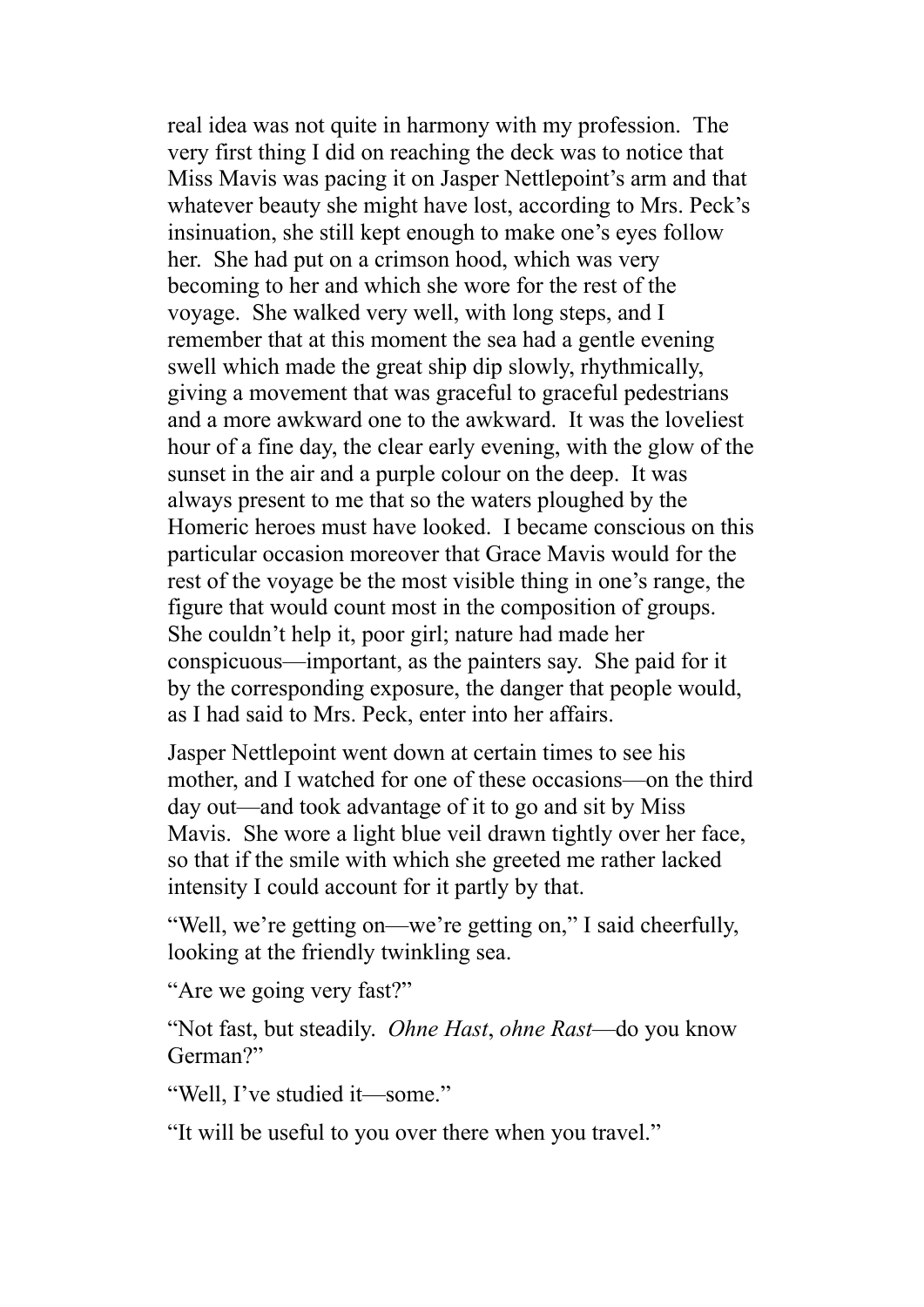real idea was not quite in harmony with my profession. The very first thing I did on reaching the deck was to notice that Miss Mavis was pacing it on Jasper Nettlepoint's arm and that whatever beauty she might have lost, according to Mrs. Peck's insinuation, she still kept enough to make one's eyes follow her. She had put on a crimson hood, which was very becoming to her and which she wore for the rest of the voyage. She walked very well, with long steps, and I remember that at this moment the sea had a gentle evening swell which made the great ship dip slowly, rhythmically, giving a movement that was graceful to graceful pedestrians and a more awkward one to the awkward. It was the loveliest hour of a fine day, the clear early evening, with the glow of the sunset in the air and a purple colour on the deep. It was always present to me that so the waters ploughed by the Homeric heroes must have looked. I became conscious on this particular occasion moreover that Grace Mavis would for the rest of the voyage be the most visible thing in one's range, the figure that would count most in the composition of groups. She couldn't help it, poor girl; nature had made her conspicuous—important, as the painters say. She paid for it by the corresponding exposure, the danger that people would, as I had said to Mrs. Peck, enter into her affairs.

Jasper Nettlepoint went down at certain times to see his mother, and I watched for one of these occasions—on the third day out—and took advantage of it to go and sit by Miss Mavis. She wore a light blue veil drawn tightly over her face, so that if the smile with which she greeted me rather lacked intensity I could account for it partly by that.

"Well, we're getting on—we're getting on," I said cheerfully, looking at the friendly twinkling sea.

"Are we going very fast?"

"Not fast, but steadily. *Ohne Hast*, *ohne Rast*—do you know German?"

"Well, I've studied it—some."

"It will be useful to you over there when you travel."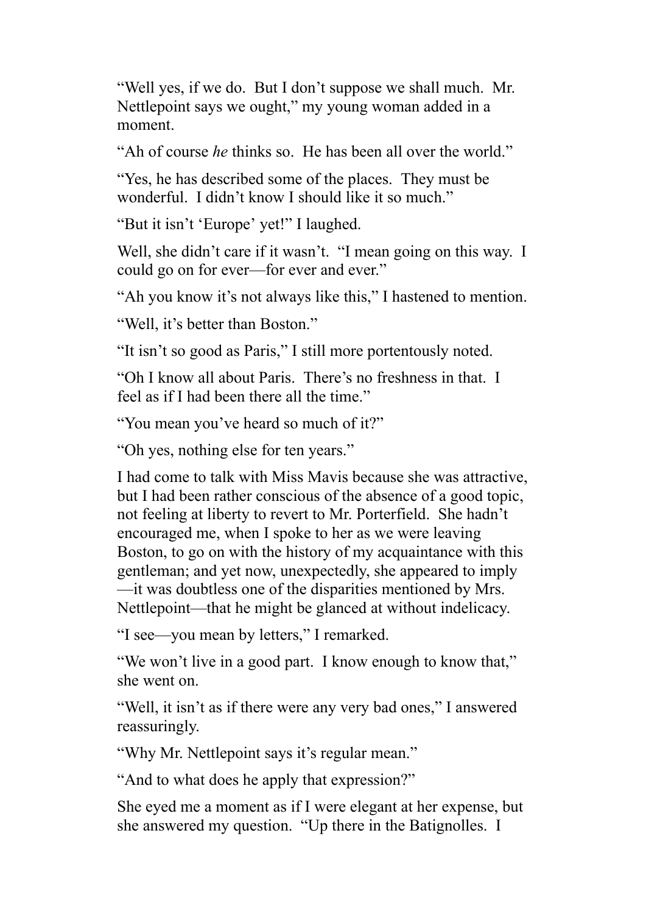"Well yes, if we do. But I don't suppose we shall much. Mr. Nettlepoint says we ought," my young woman added in a moment.

"Ah of course *he* thinks so. He has been all over the world."

"Yes, he has described some of the places. They must be wonderful. I didn't know I should like it so much."

"But it isn't 'Europe' yet!" I laughed.

Well, she didn't care if it wasn't. "I mean going on this way. I could go on for ever—for ever and ever."

"Ah you know it's not always like this," I hastened to mention.

"Well, it's better than Boston."

"It isn't so good as Paris," I still more portentously noted.

"Oh I know all about Paris. There's no freshness in that. I feel as if I had been there all the time."

"You mean you've heard so much of it?"

"Oh yes, nothing else for ten years."

I had come to talk with Miss Mavis because she was attractive, but I had been rather conscious of the absence of a good topic, not feeling at liberty to revert to Mr. Porterfield. She hadn't encouraged me, when I spoke to her as we were leaving Boston, to go on with the history of my acquaintance with this gentleman; and yet now, unexpectedly, she appeared to imply—it was doubtless one of the disparities mentioned by Mrs. Nettlepoint—that he might be glanced at without indelicacy.

"I see—you mean by letters," I remarked.

"We won't live in a good part. I know enough to know that," she went on.

"Well, it isn't as if there were any very bad ones," I answered reassuringly.

"Why Mr. Nettlepoint says it's regular mean."

"And to what does he apply that expression?"

She eyed me a moment as if I were elegant at her expense, but she answered my question. "Up there in the Batignolles. I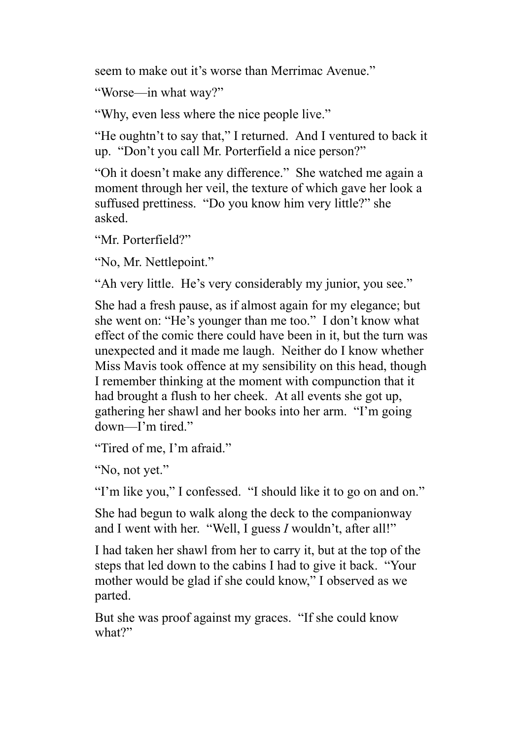seem to make out it's worse than Merrimac Avenue."

"Worse—in what way?"

"Why, even less where the nice people live."

"He oughtn't to say that," I returned. And I ventured to back it up. "Don't you call Mr. Porterfield a nice person?"

"Oh it doesn't make any difference." She watched me again a moment through her veil, the texture of which gave her look a suffused prettiness. "Do you know him very little?" she asked.

"Mr. Porterfield?"

"No, Mr. Nettlepoint."

"Ah very little. He's very considerably my junior, you see."

She had a fresh pause, as if almost again for my elegance; but she went on: "He's younger than me too." I don't know what effect of the comic there could have been in it, but the turn was unexpected and it made me laugh. Neither do I know whether Miss Mavis took offence at my sensibility on this head, though I remember thinking at the moment with compunction that it had brought a flush to her cheek. At all events she got up, gathering her shawl and her books into her arm. "I'm going down—I'm tired."

"Tired of me, I'm afraid."

"No, not yet."

"I'm like you," I confessed. "I should like it to go on and on."

She had begun to walk along the deck to the companionway and I went with her. "Well, I guess *I* wouldn't, after all!"

I had taken her shawl from her to carry it, but at the top of the steps that led down to the cabins I had to give it back. "Your mother would be glad if she could know," I observed as we parted.

But she was proof against my graces. "If she could know what?"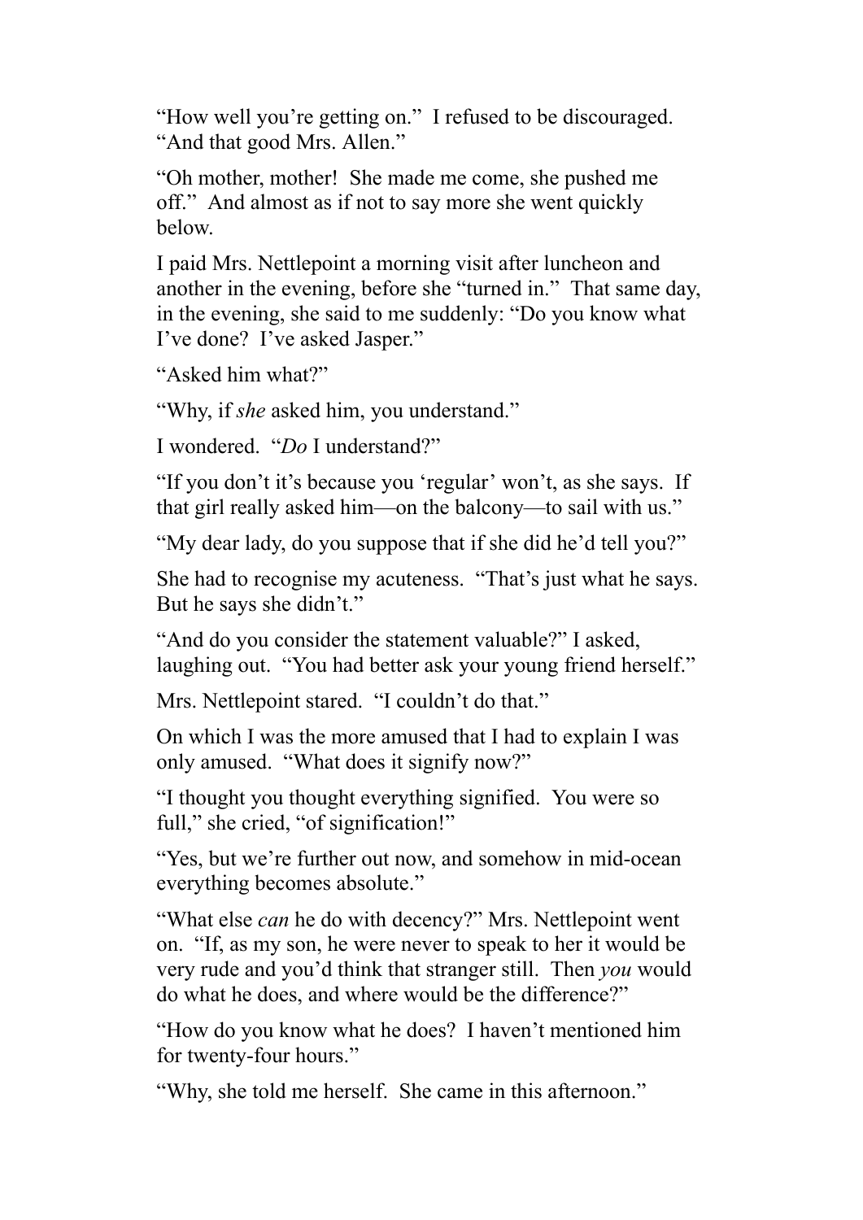"How well you're getting on."  I refused to be discouraged.  "And that good Mrs. Allen."

"Oh mother, mother!  She made me come, she pushed me off."  And almost as if not to say more she went quickly below.

I paid Mrs. Nettlepoint a morning visit after luncheon and another in the evening, before she "turned in."  That same day, in the evening, she said to me suddenly: "Do you know what I've done?  I've asked Jasper."

"Asked him what?"

"Why, if *she* asked him, you understand."

I wondered.  "*Do* I understand?"

"If you don't it's because you 'regular' won't, as she says.  If that girl really asked him—on the balcony—to sail with us."

"My dear lady, do you suppose that if she did he'd tell you?"

She had to recognise my acuteness.  "That's just what he says.  But he says she didn't."

"And do you consider the statement valuable?" I asked, laughing out.  "You had better ask your young friend herself."

Mrs. Nettlepoint stared.  "I couldn't do that."

On which I was the more amused that I had to explain I was only amused.  "What does it signify now?"

"I thought you thought everything signified.  You were so full," she cried, "of signification!"

"Yes, but we're further out now, and somehow in mid-ocean everything becomes absolute."

"What else *can* he do with decency?" Mrs. Nettlepoint went on.  "If, as my son, he were never to speak to her it would be very rude and you'd think that stranger still.  Then *you* would do what he does, and where would be the difference?"

"How do you know what he does?  I haven't mentioned him for twenty-four hours."

"Why, she told me herself.  She came in this afternoon."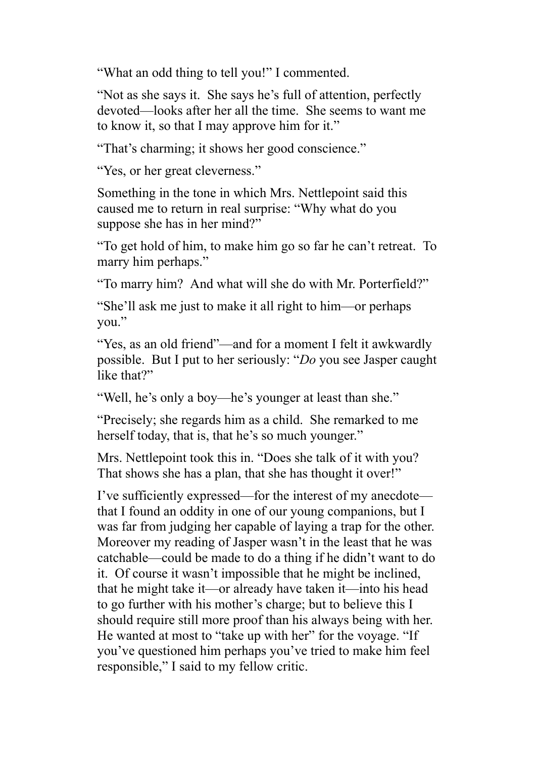"What an odd thing to tell you!" I commented.

"Not as she says it. She says he's full of attention, perfectly devoted—looks after her all the time. She seems to want me to know it, so that I may approve him for it."

"That's charming; it shows her good conscience."

"Yes, or her great cleverness."

Something in the tone in which Mrs. Nettlepoint said this caused me to return in real surprise: "Why what do you suppose she has in her mind?"

"To get hold of him, to make him go so far he can't retreat. To marry him perhaps."

"To marry him? And what will she do with Mr. Porterfield?"

"She'll ask me just to make it all right to him—or perhaps you."

"Yes, as an old friend"—and for a moment I felt it awkwardly possible. But I put to her seriously: "*Do* you see Jasper caught like that?"

"Well, he's only a boy—he's younger at least than she."

"Precisely; she regards him as a child. She remarked to me herself today, that is, that he's so much younger."

Mrs. Nettlepoint took this in. "Does she talk of it with you? That shows she has a plan, that she has thought it over!"

I've sufficiently expressed—for the interest of my anecdote—that I found an oddity in one of our young companions, but I was far from judging her capable of laying a trap for the other. Moreover my reading of Jasper wasn't in the least that he was catchable—could be made to do a thing if he didn't want to do it. Of course it wasn't impossible that he might be inclined, that he might take it—or already have taken it—into his head to go further with his mother's charge; but to believe this I should require still more proof than his always being with her. He wanted at most to "take up with her" for the voyage. "If you've questioned him perhaps you've tried to make him feel responsible," I said to my fellow critic.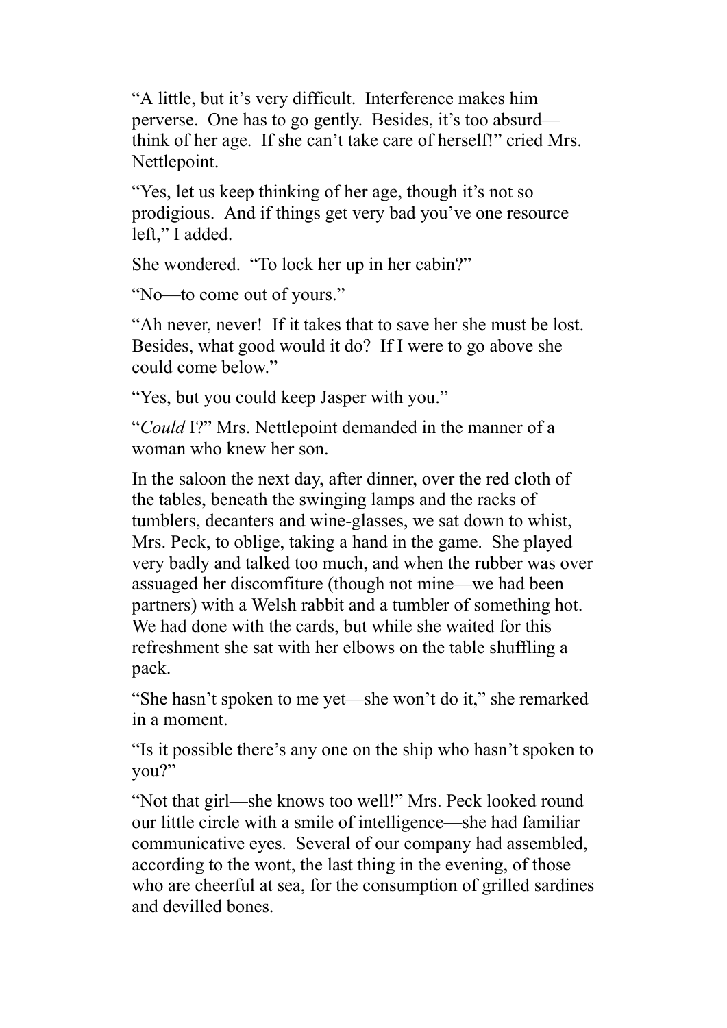"A little, but it's very difficult. Interference makes him perverse. One has to go gently. Besides, it's too absurd—think of her age. If she can't take care of herself!" cried Mrs. Nettlepoint.

"Yes, let us keep thinking of her age, though it's not so prodigious. And if things get very bad you've one resource left," I added.

She wondered. "To lock her up in her cabin?"

"No—to come out of yours."

"Ah never, never! If it takes that to save her she must be lost. Besides, what good would it do? If I were to go above she could come below."

"Yes, but you could keep Jasper with you."

"*Could* I?" Mrs. Nettlepoint demanded in the manner of a woman who knew her son.

In the saloon the next day, after dinner, over the red cloth of the tables, beneath the swinging lamps and the racks of tumblers, decanters and wine-glasses, we sat down to whist, Mrs. Peck, to oblige, taking a hand in the game. She played very badly and talked too much, and when the rubber was over assuaged her discomfiture (though not mine—we had been partners) with a Welsh rabbit and a tumbler of something hot. We had done with the cards, but while she waited for this refreshment she sat with her elbows on the table shuffling a pack.

"She hasn't spoken to me yet—she won't do it," she remarked in a moment.

"Is it possible there's any one on the ship who hasn't spoken to you?"

"Not that girl—she knows too well!" Mrs. Peck looked round our little circle with a smile of intelligence—she had familiar communicative eyes. Several of our company had assembled, according to the wont, the last thing in the evening, of those who are cheerful at sea, for the consumption of grilled sardines and devilled bones.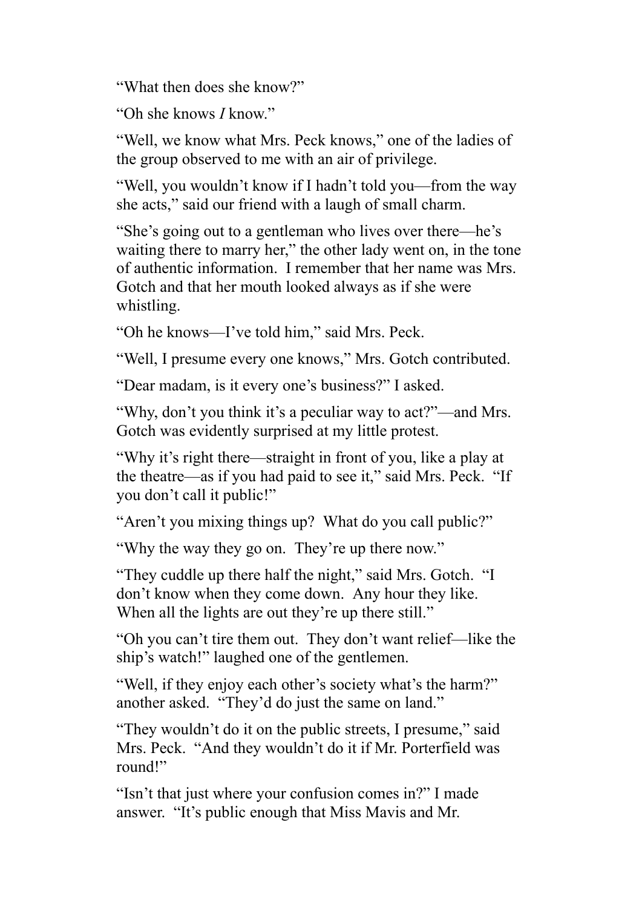"What then does she know?"

"Oh she knows *I* know."

"Well, we know what Mrs. Peck knows," one of the ladies of the group observed to me with an air of privilege.

"Well, you wouldn't know if I hadn't told you—from the way she acts," said our friend with a laugh of small charm.

"She's going out to a gentleman who lives over there—he's waiting there to marry her," the other lady went on, in the tone of authentic information. I remember that her name was Mrs. Gotch and that her mouth looked always as if she were whistling.

"Oh he knows—I've told him," said Mrs. Peck.

"Well, I presume every one knows," Mrs. Gotch contributed.

"Dear madam, is it every one's business?" I asked.

"Why, don't you think it's a peculiar way to act?"—and Mrs. Gotch was evidently surprised at my little protest.

"Why it's right there—straight in front of you, like a play at the theatre—as if you had paid to see it," said Mrs. Peck. "If you don't call it public!"

"Aren't you mixing things up? What do you call public?"

"Why the way they go on. They're up there now."

"They cuddle up there half the night," said Mrs. Gotch. "I don't know when they come down. Any hour they like. When all the lights are out they're up there still."

"Oh you can't tire them out. They don't want relief—like the ship's watch!" laughed one of the gentlemen.

"Well, if they enjoy each other's society what's the harm?" another asked. "They'd do just the same on land."

"They wouldn't do it on the public streets, I presume," said Mrs. Peck. "And they wouldn't do it if Mr. Porterfield was round!"

"Isn't that just where your confusion comes in?" I made answer. "It's public enough that Miss Mavis and Mr.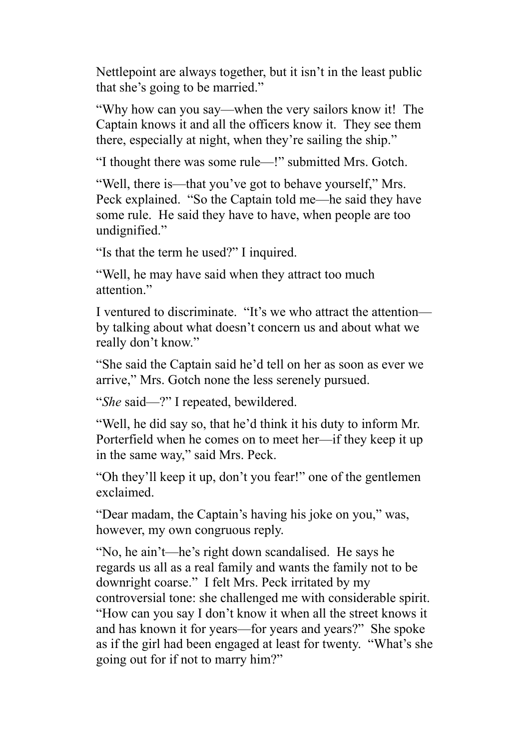Nettlepoint are always together, but it isn't in the least public that she's going to be married."

"Why how can you say—when the very sailors know it! The Captain knows it and all the officers know it. They see them there, especially at night, when they're sailing the ship."

"I thought there was some rule—!" submitted Mrs. Gotch.

"Well, there is—that you've got to behave yourself," Mrs. Peck explained. "So the Captain told me—he said they have some rule. He said they have to have, when people are too undignified."

"Is that the term he used?" I inquired.

"Well, he may have said when they attract too much attention."

I ventured to discriminate. "It's we who attract the attention—by talking about what doesn't concern us and about what we really don't know."

"She said the Captain said he'd tell on her as soon as ever we arrive," Mrs. Gotch none the less serenely pursued.

"*She* said—?" I repeated, bewildered.

"Well, he did say so, that he'd think it his duty to inform Mr. Porterfield when he comes on to meet her—if they keep it up in the same way," said Mrs. Peck.

"Oh they'll keep it up, don't you fear!" one of the gentlemen exclaimed.

"Dear madam, the Captain's having his joke on you," was, however, my own congruous reply.

"No, he ain't—he's right down scandalised. He says he regards us all as a real family and wants the family not to be downright coarse." I felt Mrs. Peck irritated by my controversial tone: she challenged me with considerable spirit. "How can you say I don't know it when all the street knows it and has known it for years—for years and years?" She spoke as if the girl had been engaged at least for twenty. "What's she going out for if not to marry him?"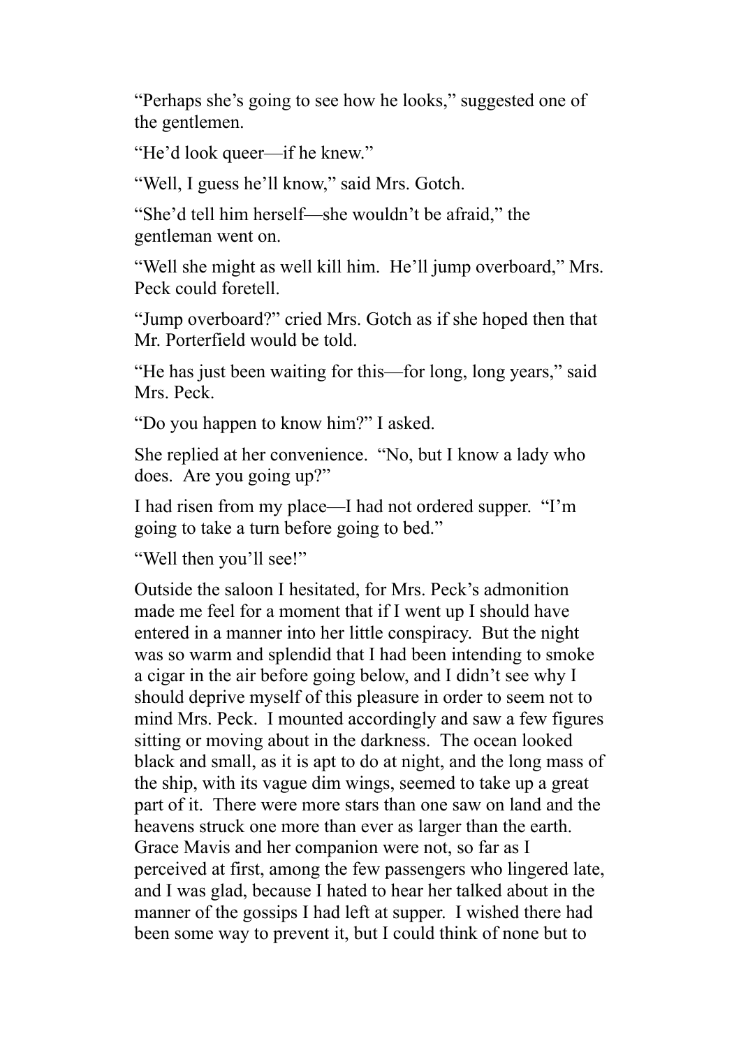“Perhaps she’s going to see how he looks,” suggested one of the gentlemen.

“He’d look queer—if he knew.”

“Well, I guess he’ll know,” said Mrs. Gotch.

“She’d tell him herself—she wouldn’t be afraid,” the gentleman went on.

“Well she might as well kill him. He’ll jump overboard,” Mrs. Peck could foretell.

“Jump overboard?” cried Mrs. Gotch as if she hoped then that Mr. Porterfield would be told.

“He has just been waiting for this—for long, long years,” said Mrs. Peck.

“Do you happen to know him?” I asked.

She replied at her convenience. “No, but I know a lady who does. Are you going up?”

I had risen from my place—I had not ordered supper. “I’m going to take a turn before going to bed.”

“Well then you’ll see!”

Outside the saloon I hesitated, for Mrs. Peck’s admonition made me feel for a moment that if I went up I should have entered in a manner into her little conspiracy. But the night was so warm and splendid that I had been intending to smoke a cigar in the air before going below, and I didn’t see why I should deprive myself of this pleasure in order to seem not to mind Mrs. Peck. I mounted accordingly and saw a few figures sitting or moving about in the darkness. The ocean looked black and small, as it is apt to do at night, and the long mass of the ship, with its vague dim wings, seemed to take up a great part of it. There were more stars than one saw on land and the heavens struck one more than ever as larger than the earth. Grace Mavis and her companion were not, so far as I perceived at first, among the few passengers who lingered late, and I was glad, because I hated to hear her talked about in the manner of the gossips I had left at supper. I wished there had been some way to prevent it, but I could think of none but to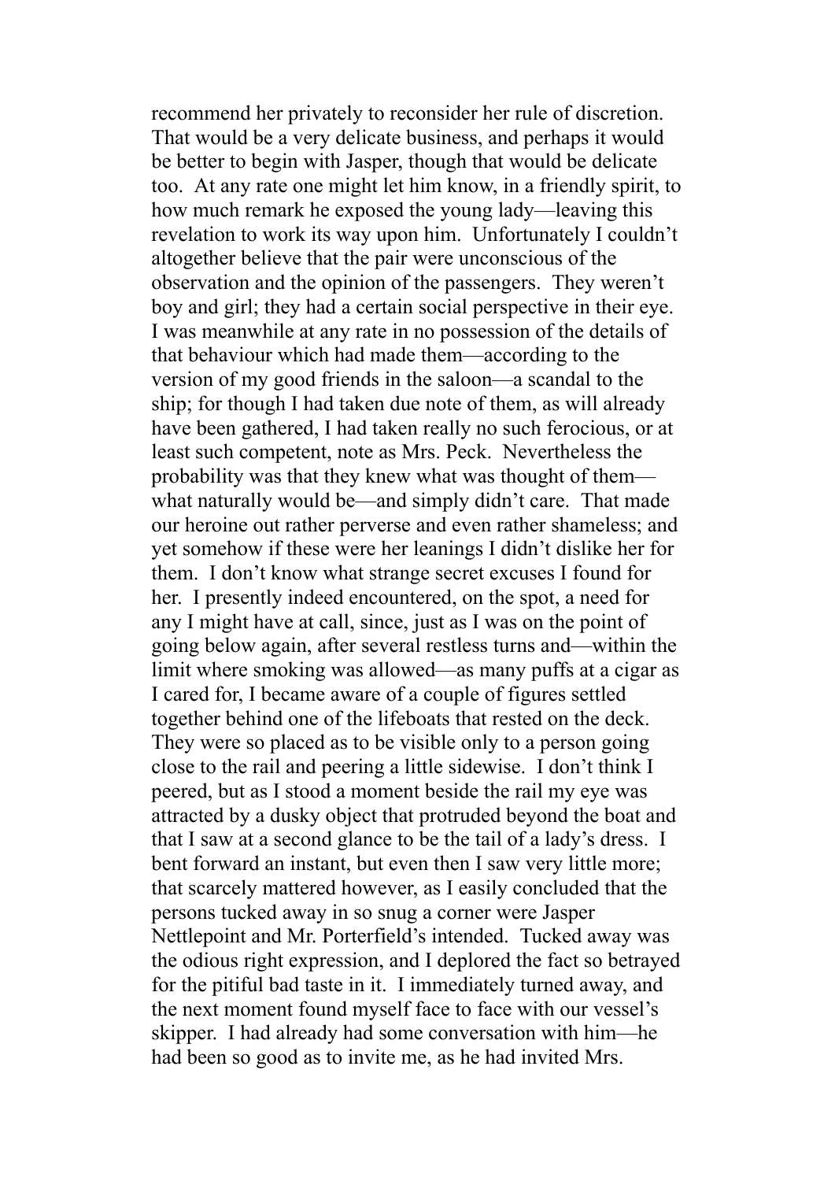recommend her privately to reconsider her rule of discretion. That would be a very delicate business, and perhaps it would be better to begin with Jasper, though that would be delicate too. At any rate one might let him know, in a friendly spirit, to how much remark he exposed the young lady—leaving this revelation to work its way upon him. Unfortunately I couldn't altogether believe that the pair were unconscious of the observation and the opinion of the passengers. They weren't boy and girl; they had a certain social perspective in their eye. I was meanwhile at any rate in no possession of the details of that behaviour which had made them—according to the version of my good friends in the saloon—a scandal to the ship; for though I had taken due note of them, as will already have been gathered, I had taken really no such ferocious, or at least such competent, note as Mrs. Peck. Nevertheless the probability was that they knew what was thought of them—what naturally would be—and simply didn't care. That made our heroine out rather perverse and even rather shameless; and yet somehow if these were her leanings I didn't dislike her for them. I don't know what strange secret excuses I found for her. I presently indeed encountered, on the spot, a need for any I might have at call, since, just as I was on the point of going below again, after several restless turns and—within the limit where smoking was allowed—as many puffs at a cigar as I cared for, I became aware of a couple of figures settled together behind one of the lifeboats that rested on the deck. They were so placed as to be visible only to a person going close to the rail and peering a little sidewise. I don't think I peered, but as I stood a moment beside the rail my eye was attracted by a dusky object that protruded beyond the boat and that I saw at a second glance to be the tail of a lady's dress. I bent forward an instant, but even then I saw very little more; that scarcely mattered however, as I easily concluded that the persons tucked away in so snug a corner were Jasper Nettlepoint and Mr. Porterfield's intended. Tucked away was the odious right expression, and I deplored the fact so betrayed for the pitiful bad taste in it. I immediately turned away, and the next moment found myself face to face with our vessel's skipper. I had already had some conversation with him—he had been so good as to invite me, as he had invited Mrs.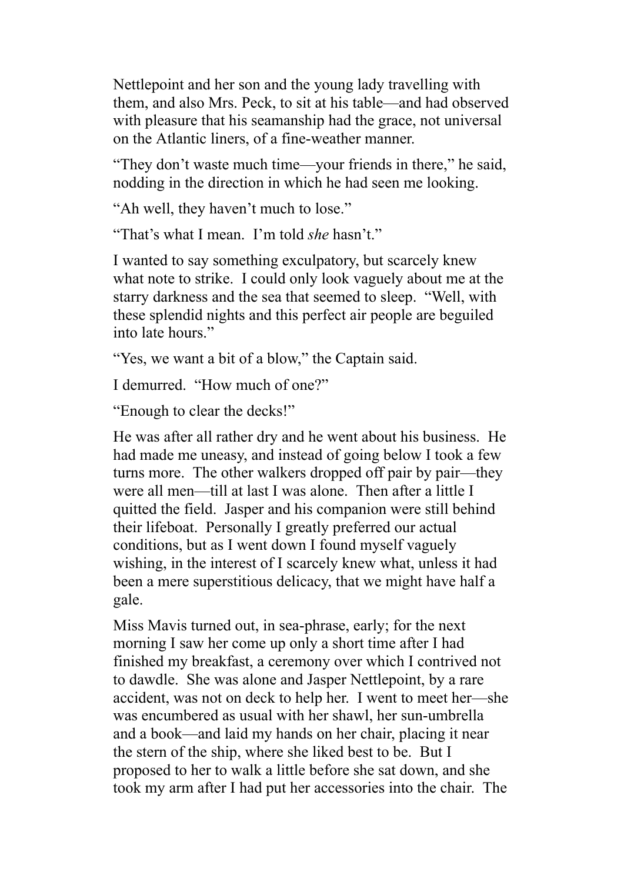Nettlepoint and her son and the young lady travelling with them, and also Mrs. Peck, to sit at his table—and had observed with pleasure that his seamanship had the grace, not universal on the Atlantic liners, of a fine-weather manner.

“They don’t waste much time—your friends in there,” he said, nodding in the direction in which he had seen me looking.

“Ah well, they haven’t much to lose.”

“That’s what I mean. I’m told *she* hasn’t.”

I wanted to say something exculpatory, but scarcely knew what note to strike. I could only look vaguely about me at the starry darkness and the sea that seemed to sleep. “Well, with these splendid nights and this perfect air people are beguiled into late hours.”

“Yes, we want a bit of a blow,” the Captain said.

I demurred. “How much of one?”

“Enough to clear the decks!”

He was after all rather dry and he went about his business. He had made me uneasy, and instead of going below I took a few turns more. The other walkers dropped off pair by pair—they were all men—till at last I was alone. Then after a little I quitted the field. Jasper and his companion were still behind their lifeboat. Personally I greatly preferred our actual conditions, but as I went down I found myself vaguely wishing, in the interest of I scarcely knew what, unless it had been a mere superstitious delicacy, that we might have half a gale.

Miss Mavis turned out, in sea-phrase, early; for the next morning I saw her come up only a short time after I had finished my breakfast, a ceremony over which I contrived not to dawdle. She was alone and Jasper Nettlepoint, by a rare accident, was not on deck to help her. I went to meet her—she was encumbered as usual with her shawl, her sun-umbrella and a book—and laid my hands on her chair, placing it near the stern of the ship, where she liked best to be. But I proposed to her to walk a little before she sat down, and she took my arm after I had put her accessories into the chair. The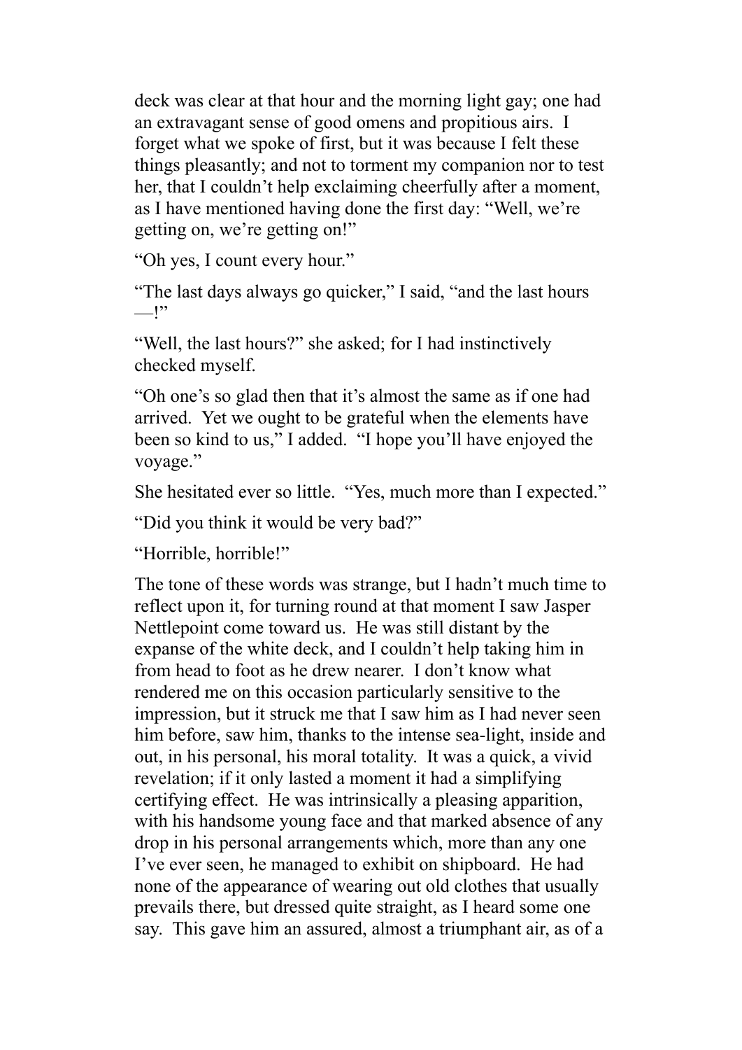deck was clear at that hour and the morning light gay; one had an extravagant sense of good omens and propitious airs. I forget what we spoke of first, but it was because I felt these things pleasantly; and not to torment my companion nor to test her, that I couldn't help exclaiming cheerfully after a moment, as I have mentioned having done the first day: "Well, we're getting on, we're getting on!"

"Oh yes, I count every hour."

"The last days always go quicker," I said, "and the last hours —!"

"Well, the last hours?" she asked; for I had instinctively checked myself.

"Oh one's so glad then that it's almost the same as if one had arrived. Yet we ought to be grateful when the elements have been so kind to us," I added. "I hope you'll have enjoyed the voyage."

She hesitated ever so little. "Yes, much more than I expected."

"Did you think it would be very bad?"

"Horrible, horrible!"

The tone of these words was strange, but I hadn't much time to reflect upon it, for turning round at that moment I saw Jasper Nettlepoint come toward us. He was still distant by the expanse of the white deck, and I couldn't help taking him in from head to foot as he drew nearer. I don't know what rendered me on this occasion particularly sensitive to the impression, but it struck me that I saw him as I had never seen him before, saw him, thanks to the intense sea-light, inside and out, in his personal, his moral totality. It was a quick, a vivid revelation; if it only lasted a moment it had a simplifying certifying effect. He was intrinsically a pleasing apparition, with his handsome young face and that marked absence of any drop in his personal arrangements which, more than any one I've ever seen, he managed to exhibit on shipboard. He had none of the appearance of wearing out old clothes that usually prevails there, but dressed quite straight, as I heard some one say. This gave him an assured, almost a triumphant air, as of a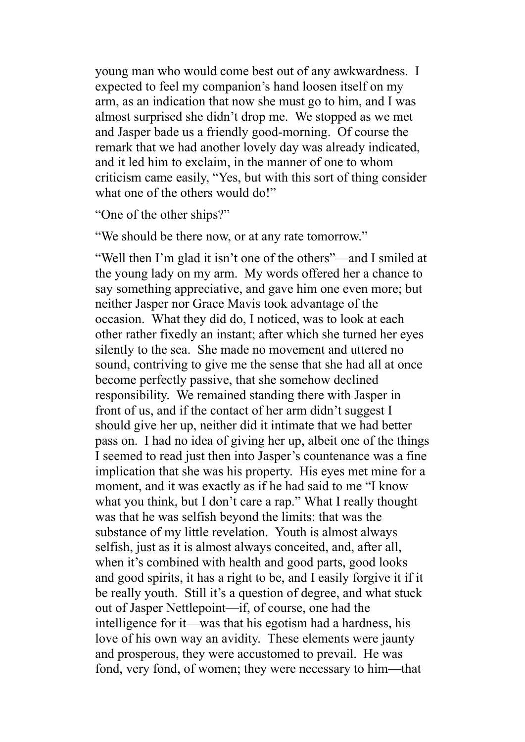young man who would come best out of any awkwardness. I expected to feel my companion's hand loosen itself on my arm, as an indication that now she must go to him, and I was almost surprised she didn't drop me. We stopped as we met and Jasper bade us a friendly good-morning. Of course the remark that we had another lovely day was already indicated, and it led him to exclaim, in the manner of one to whom criticism came easily, "Yes, but with this sort of thing consider what one of the others would do!"

"One of the other ships?"

"We should be there now, or at any rate tomorrow."

"Well then I'm glad it isn't one of the others"—and I smiled at the young lady on my arm. My words offered her a chance to say something appreciative, and gave him one even more; but neither Jasper nor Grace Mavis took advantage of the occasion. What they did do, I noticed, was to look at each other rather fixedly an instant; after which she turned her eyes silently to the sea. She made no movement and uttered no sound, contriving to give me the sense that she had all at once become perfectly passive, that she somehow declined responsibility. We remained standing there with Jasper in front of us, and if the contact of her arm didn't suggest I should give her up, neither did it intimate that we had better pass on. I had no idea of giving her up, albeit one of the things I seemed to read just then into Jasper's countenance was a fine implication that she was his property. His eyes met mine for a moment, and it was exactly as if he had said to me "I know what you think, but I don't care a rap." What I really thought was that he was selfish beyond the limits: that was the substance of my little revelation. Youth is almost always selfish, just as it is almost always conceited, and, after all, when it's combined with health and good parts, good looks and good spirits, it has a right to be, and I easily forgive it if it be really youth. Still it's a question of degree, and what stuck out of Jasper Nettlepoint—if, of course, one had the intelligence for it—was that his egotism had a hardness, his love of his own way an avidity. These elements were jaunty and prosperous, they were accustomed to prevail. He was fond, very fond, of women; they were necessary to him—that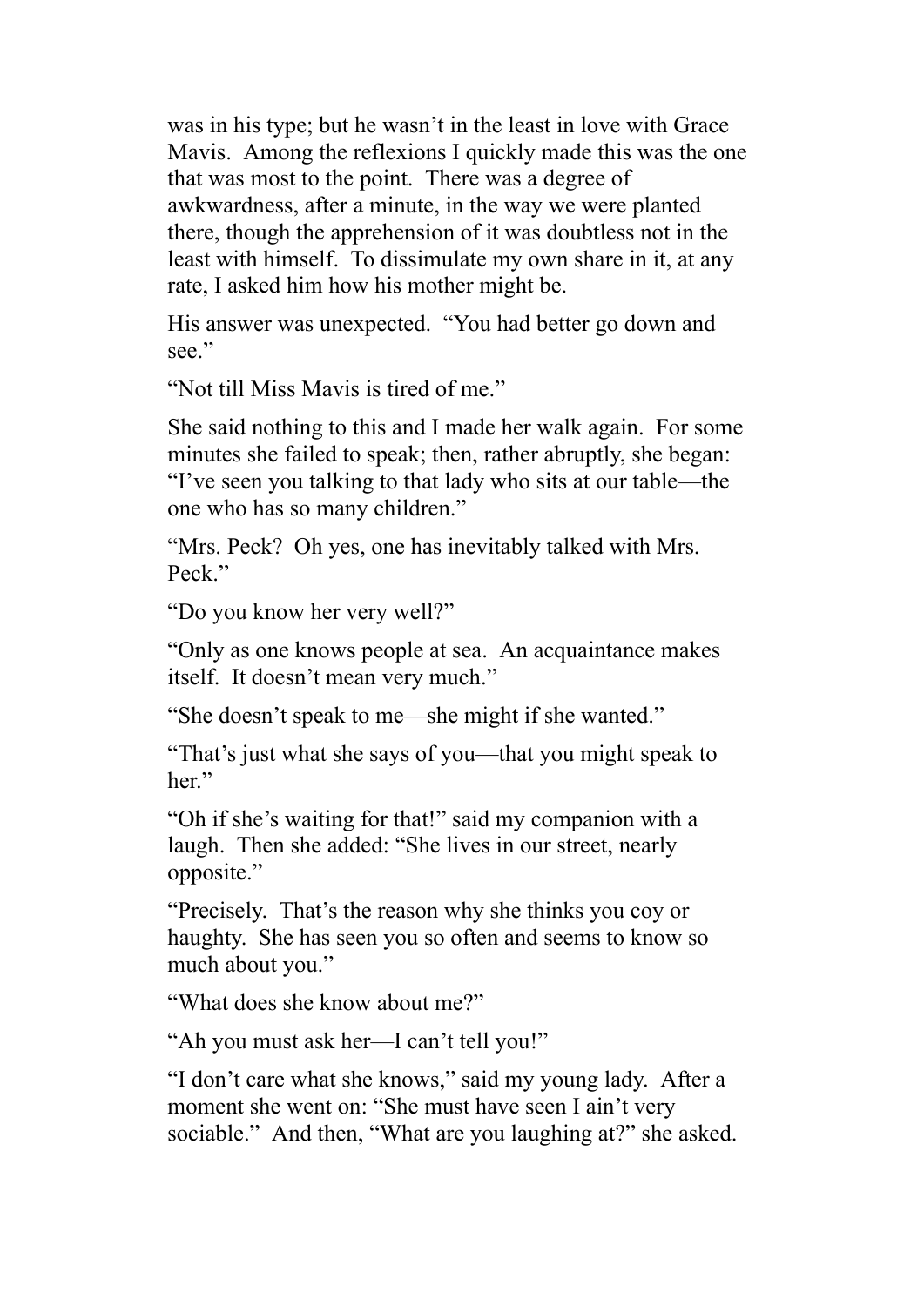was in his type; but he wasn't in the least in love with Grace Mavis. Among the reflexions I quickly made this was the one that was most to the point. There was a degree of awkwardness, after a minute, in the way we were planted there, though the apprehension of it was doubtless not in the least with himself. To dissimulate my own share in it, at any rate, I asked him how his mother might be.

His answer was unexpected. "You had better go down and see."

"Not till Miss Mavis is tired of me."

She said nothing to this and I made her walk again. For some minutes she failed to speak; then, rather abruptly, she began: "I've seen you talking to that lady who sits at our table—the one who has so many children."

"Mrs. Peck? Oh yes, one has inevitably talked with Mrs. Peck."

"Do you know her very well?"

"Only as one knows people at sea. An acquaintance makes itself. It doesn't mean very much."

"She doesn't speak to me—she might if she wanted."

"That's just what she says of you—that you might speak to her."

"Oh if she's waiting for that!" said my companion with a laugh. Then she added: "She lives in our street, nearly opposite."

"Precisely. That's the reason why she thinks you coy or haughty. She has seen you so often and seems to know so much about you."

"What does she know about me?"

"Ah you must ask her—I can't tell you!"

"I don't care what she knows," said my young lady. After a moment she went on: "She must have seen I ain't very sociable." And then, "What are you laughing at?" she asked.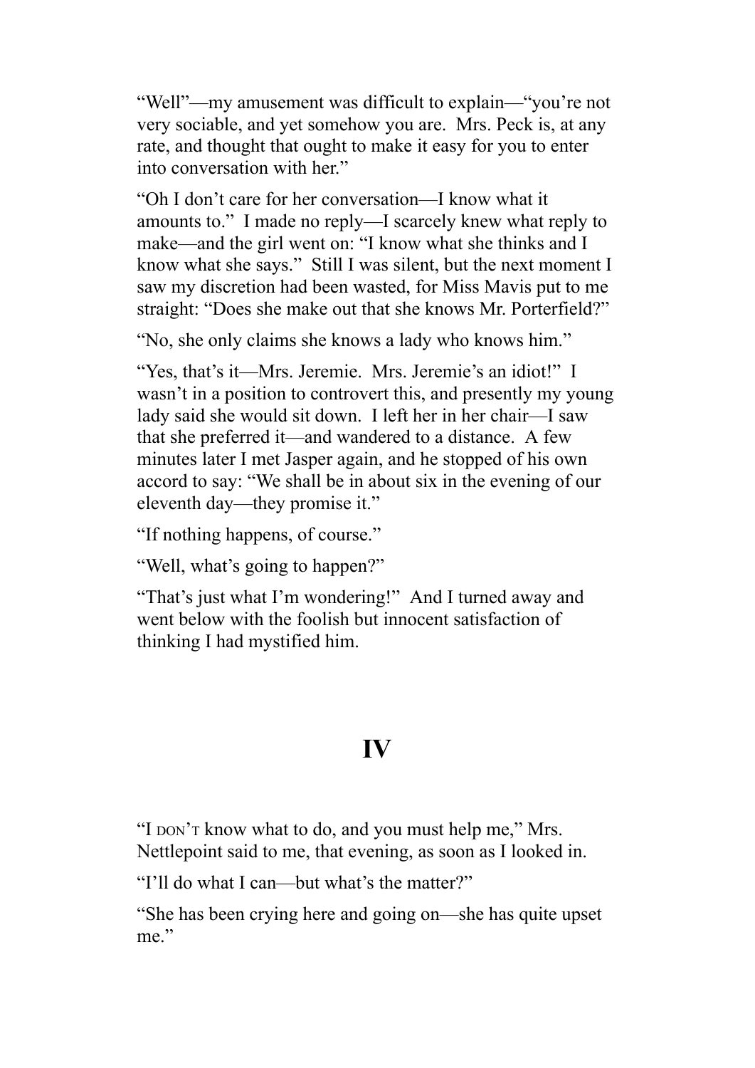"Well"—my amusement was difficult to explain—"you're not very sociable, and yet somehow you are. Mrs. Peck is, at any rate, and thought that ought to make it easy for you to enter into conversation with her."

"Oh I don't care for her conversation—I know what it amounts to." I made no reply—I scarcely knew what reply to make—and the girl went on: "I know what she thinks and I know what she says." Still I was silent, but the next moment I saw my discretion had been wasted, for Miss Mavis put to me straight: "Does she make out that she knows Mr. Porterfield?"

"No, she only claims she knows a lady who knows him."

"Yes, that's it—Mrs. Jeremie. Mrs. Jeremie's an idiot!" I wasn't in a position to controvert this, and presently my young lady said she would sit down. I left her in her chair—I saw that she preferred it—and wandered to a distance. A few minutes later I met Jasper again, and he stopped of his own accord to say: "We shall be in about six in the evening of our eleventh day—they promise it."

"If nothing happens, of course."

"Well, what's going to happen?"

"That's just what I'm wondering!" And I turned away and went below with the foolish but innocent satisfaction of thinking I had mystified him.

## IV

"I DON'T know what to do, and you must help me," Mrs. Nettlepoint said to me, that evening, as soon as I looked in.

"I'll do what I can—but what's the matter?"

"She has been crying here and going on—she has quite upset me."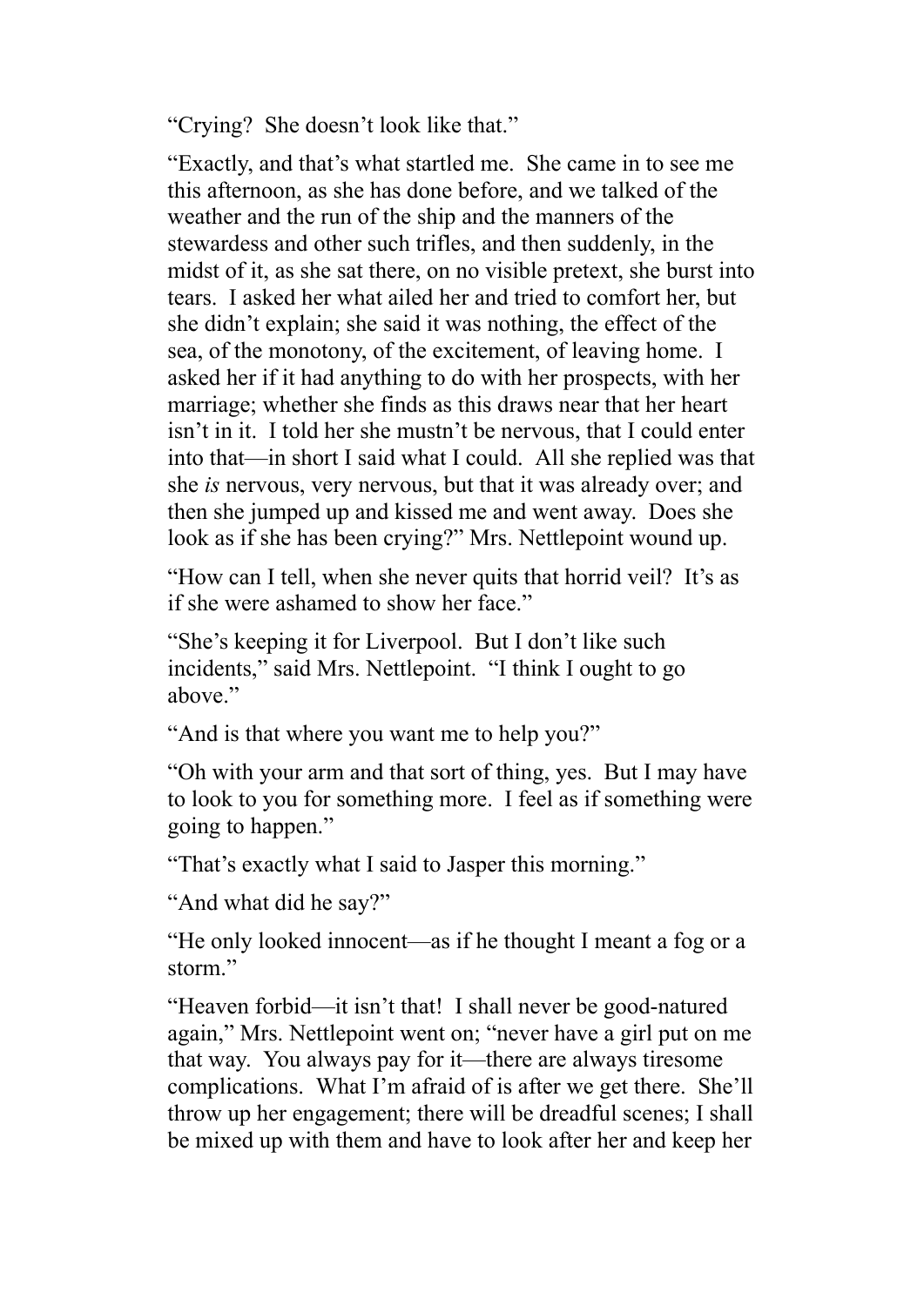"Crying? She doesn't look like that."

"Exactly, and that's what startled me. She came in to see me this afternoon, as she has done before, and we talked of the weather and the run of the ship and the manners of the stewardess and other such trifles, and then suddenly, in the midst of it, as she sat there, on no visible pretext, she burst into tears. I asked her what ailed her and tried to comfort her, but she didn't explain; she said it was nothing, the effect of the sea, of the monotony, of the excitement, of leaving home. I asked her if it had anything to do with her prospects, with her marriage; whether she finds as this draws near that her heart isn't in it. I told her she mustn't be nervous, that I could enter into that—in short I said what I could. All she replied was that she *is* nervous, very nervous, but that it was already over; and then she jumped up and kissed me and went away. Does she look as if she has been crying?" Mrs. Nettlepoint wound up.

"How can I tell, when she never quits that horrid veil? It's as if she were ashamed to show her face."

"She's keeping it for Liverpool. But I don't like such incidents," said Mrs. Nettlepoint. "I think I ought to go above."

"And is that where you want me to help you?"

"Oh with your arm and that sort of thing, yes. But I may have to look to you for something more. I feel as if something were going to happen."

"That's exactly what I said to Jasper this morning."

"And what did he say?"

"He only looked innocent—as if he thought I meant a fog or a storm."

"Heaven forbid—it isn't that! I shall never be good-natured again," Mrs. Nettlepoint went on; "never have a girl put on me that way. You always pay for it—there are always tiresome complications. What I'm afraid of is after we get there. She'll throw up her engagement; there will be dreadful scenes; I shall be mixed up with them and have to look after her and keep her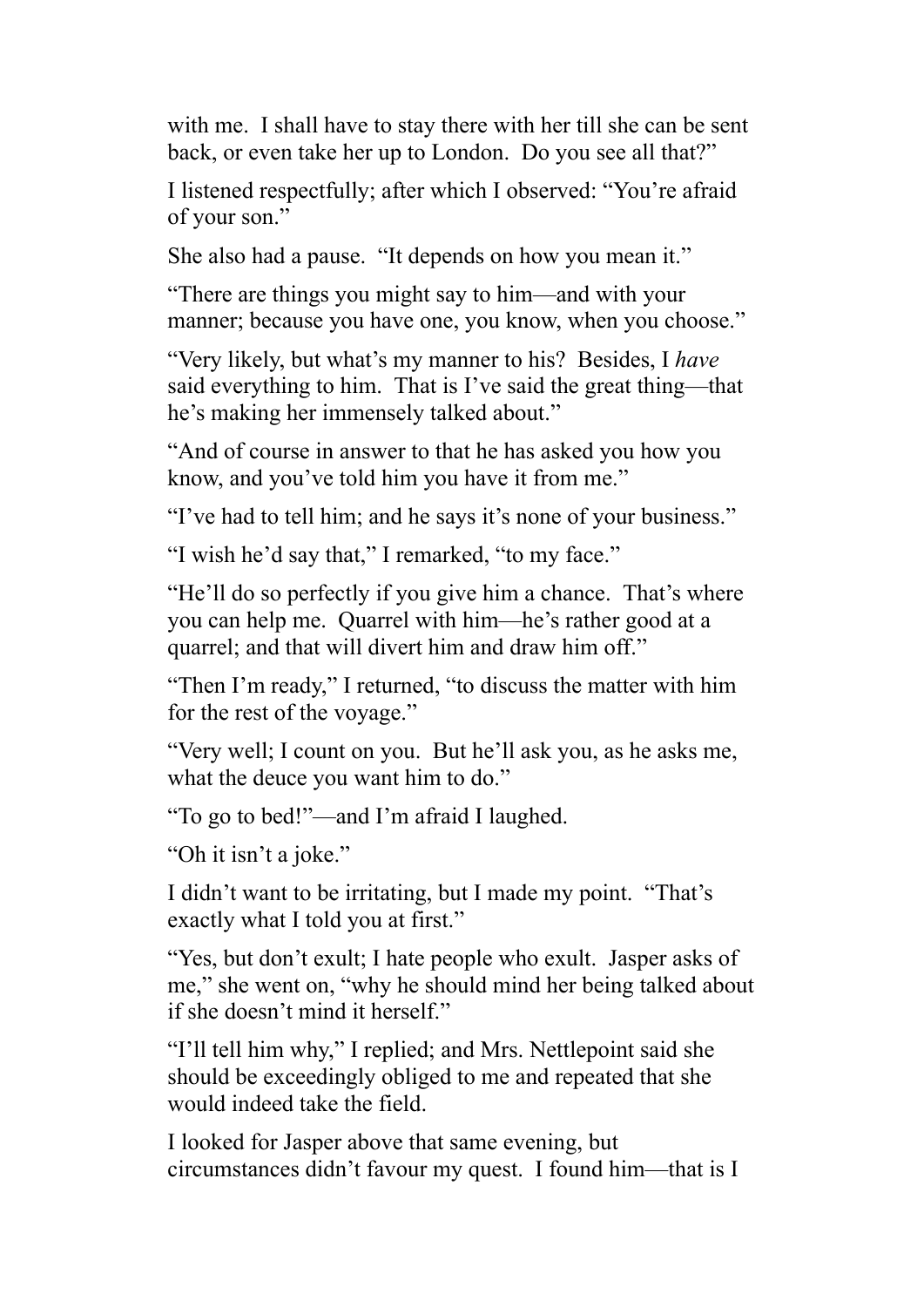with me. I shall have to stay there with her till she can be sent back, or even take her up to London. Do you see all that?"

I listened respectfully; after which I observed: "You're afraid of your son."

She also had a pause. "It depends on how you mean it."

"There are things you might say to him—and with your manner; because you have one, you know, when you choose."

"Very likely, but what's my manner to his? Besides, I *have* said everything to him. That is I've said the great thing—that he's making her immensely talked about."

"And of course in answer to that he has asked you how you know, and you've told him you have it from me."

"I've had to tell him; and he says it's none of your business."

"I wish he'd say that," I remarked, "to my face."

"He'll do so perfectly if you give him a chance. That's where you can help me. Quarrel with him—he's rather good at a quarrel; and that will divert him and draw him off."

"Then I'm ready," I returned, "to discuss the matter with him for the rest of the voyage."

"Very well; I count on you. But he'll ask you, as he asks me, what the deuce you want him to do."

"To go to bed!"—and I'm afraid I laughed.

"Oh it isn't a joke."

I didn't want to be irritating, but I made my point. "That's exactly what I told you at first."

"Yes, but don't exult; I hate people who exult. Jasper asks of me," she went on, "why he should mind her being talked about if she doesn't mind it herself."

"I'll tell him why," I replied; and Mrs. Nettlepoint said she should be exceedingly obliged to me and repeated that she would indeed take the field.

I looked for Jasper above that same evening, but circumstances didn't favour my quest. I found him—that is I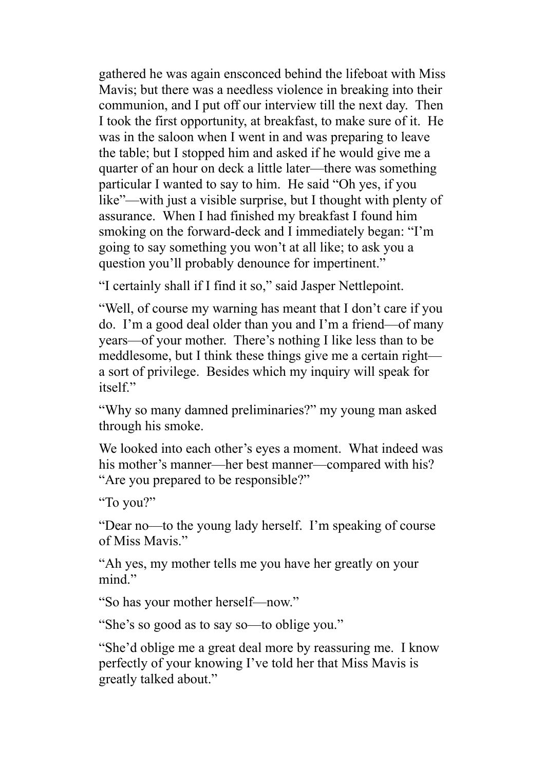gathered he was again ensconced behind the lifeboat with Miss Mavis; but there was a needless violence in breaking into their communion, and I put off our interview till the next day. Then I took the first opportunity, at breakfast, to make sure of it. He was in the saloon when I went in and was preparing to leave the table; but I stopped him and asked if he would give me a quarter of an hour on deck a little later—there was something particular I wanted to say to him. He said "Oh yes, if you like"—with just a visible surprise, but I thought with plenty of assurance. When I had finished my breakfast I found him smoking on the forward-deck and I immediately began: "I'm going to say something you won't at all like; to ask you a question you'll probably denounce for impertinent."

"I certainly shall if I find it so," said Jasper Nettlepoint.

"Well, of course my warning has meant that I don't care if you do. I'm a good deal older than you and I'm a friend—of many years—of your mother. There's nothing I like less than to be meddlesome, but I think these things give me a certain right—a sort of privilege. Besides which my inquiry will speak for itself."

"Why so many damned preliminaries?" my young man asked through his smoke.

We looked into each other's eyes a moment. What indeed was his mother's manner—her best manner—compared with his? "Are you prepared to be responsible?"

"To you?"

"Dear no—to the young lady herself. I'm speaking of course of Miss Mavis."

"Ah yes, my mother tells me you have her greatly on your mind."

"So has your mother herself—now."

"She's so good as to say so—to oblige you."

"She'd oblige me a great deal more by reassuring me. I know perfectly of your knowing I've told her that Miss Mavis is greatly talked about."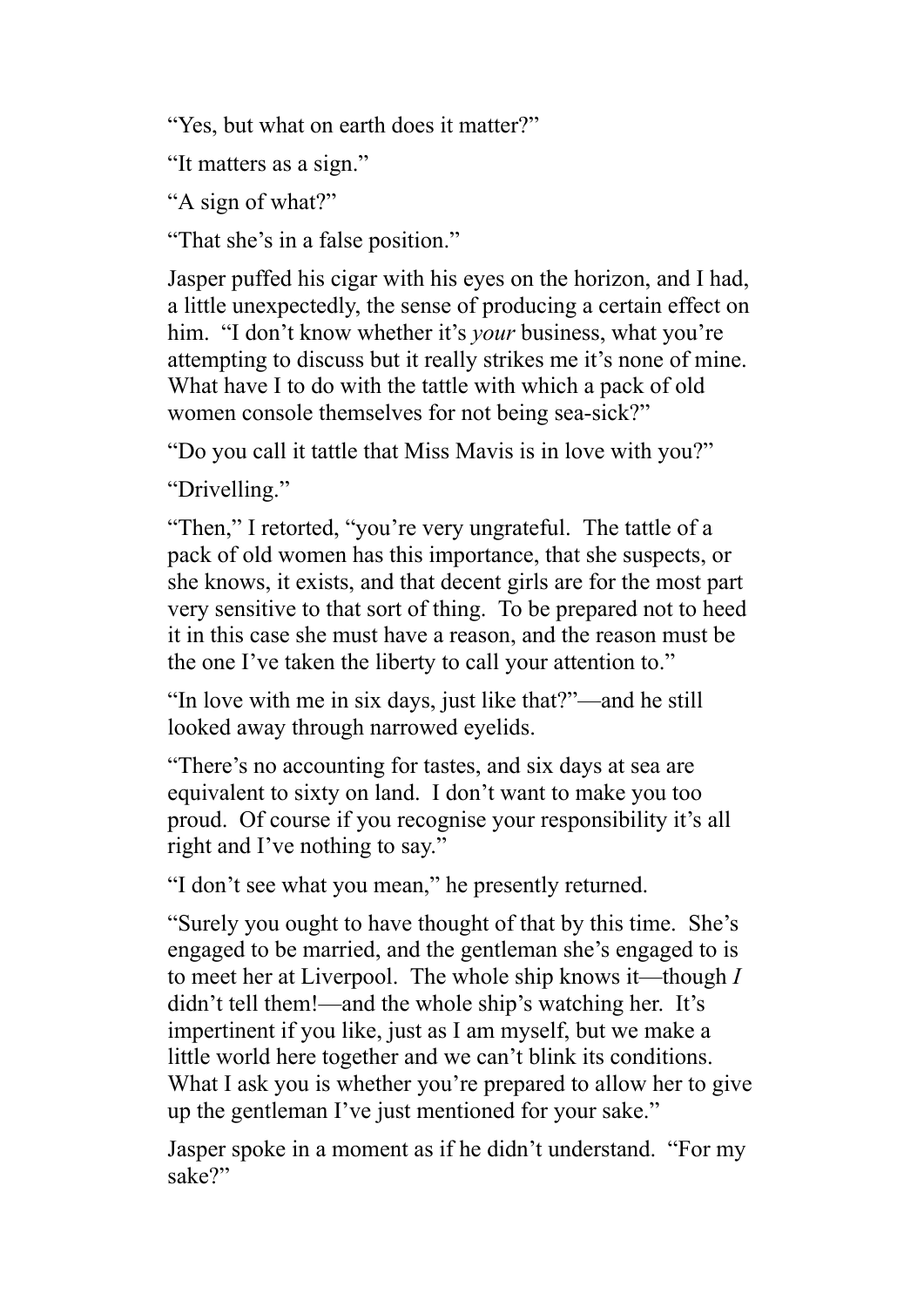"Yes, but what on earth does it matter?"

"It matters as a sign."

"A sign of what?"

"That she's in a false position."

Jasper puffed his cigar with his eyes on the horizon, and I had, a little unexpectedly, the sense of producing a certain effect on him. "I don't know whether it's *your* business, what you're attempting to discuss but it really strikes me it's none of mine. What have I to do with the tattle with which a pack of old women console themselves for not being sea-sick?"

"Do you call it tattle that Miss Mavis is in love with you?"

"Drivelling."

"Then," I retorted, "you're very ungrateful. The tattle of a pack of old women has this importance, that she suspects, or she knows, it exists, and that decent girls are for the most part very sensitive to that sort of thing. To be prepared not to heed it in this case she must have a reason, and the reason must be the one I've taken the liberty to call your attention to."

"In love with me in six days, just like that?"—and he still looked away through narrowed eyelids.

"There's no accounting for tastes, and six days at sea are equivalent to sixty on land. I don't want to make you too proud. Of course if you recognise your responsibility it's all right and I've nothing to say."

"I don't see what you mean," he presently returned.

"Surely you ought to have thought of that by this time. She's engaged to be married, and the gentleman she's engaged to is to meet her at Liverpool. The whole ship knows it—though *I* didn't tell them!—and the whole ship's watching her. It's impertinent if you like, just as I am myself, but we make a little world here together and we can't blink its conditions. What I ask you is whether you're prepared to allow her to give up the gentleman I've just mentioned for your sake."

Jasper spoke in a moment as if he didn't understand. "For my sake?"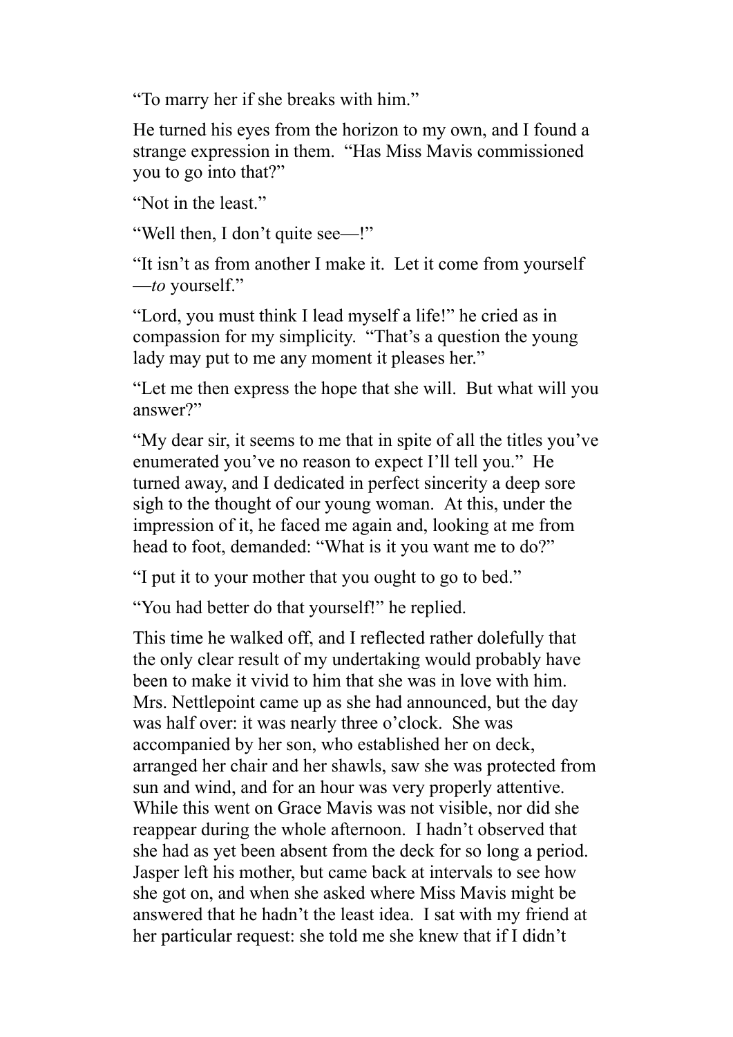"To marry her if she breaks with him."

He turned his eyes from the horizon to my own, and I found a strange expression in them. "Has Miss Mavis commissioned you to go into that?"

"Not in the least."

"Well then, I don't quite see—!"

"It isn't as from another I make it. Let it come from yourself —*to* yourself."

"Lord, you must think I lead myself a life!" he cried as in compassion for my simplicity. "That's a question the young lady may put to me any moment it pleases her."

"Let me then express the hope that she will. But what will you answer?"

"My dear sir, it seems to me that in spite of all the titles you've enumerated you've no reason to expect I'll tell you." He turned away, and I dedicated in perfect sincerity a deep sore sigh to the thought of our young woman. At this, under the impression of it, he faced me again and, looking at me from head to foot, demanded: "What is it you want me to do?"

"I put it to your mother that you ought to go to bed."

"You had better do that yourself!" he replied.

This time he walked off, and I reflected rather dolefully that the only clear result of my undertaking would probably have been to make it vivid to him that she was in love with him. Mrs. Nettlepoint came up as she had announced, but the day was half over: it was nearly three o'clock. She was accompanied by her son, who established her on deck, arranged her chair and her shawls, saw she was protected from sun and wind, and for an hour was very properly attentive. While this went on Grace Mavis was not visible, nor did she reappear during the whole afternoon. I hadn't observed that she had as yet been absent from the deck for so long a period. Jasper left his mother, but came back at intervals to see how she got on, and when she asked where Miss Mavis might be answered that he hadn't the least idea. I sat with my friend at her particular request: she told me she knew that if I didn't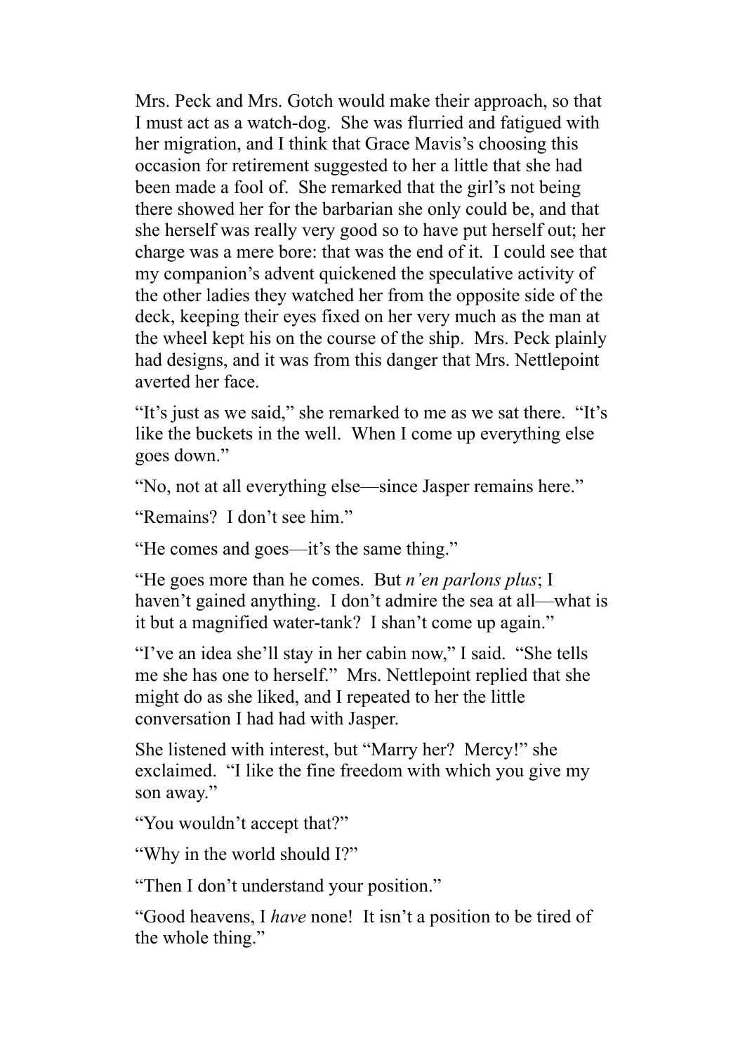Mrs. Peck and Mrs. Gotch would make their approach, so that I must act as a watch-dog. She was flurried and fatigued with her migration, and I think that Grace Mavis's choosing this occasion for retirement suggested to her a little that she had been made a fool of. She remarked that the girl's not being there showed her for the barbarian she only could be, and that she herself was really very good so to have put herself out; her charge was a mere bore: that was the end of it. I could see that my companion's advent quickened the speculative activity of the other ladies they watched her from the opposite side of the deck, keeping their eyes fixed on her very much as the man at the wheel kept his on the course of the ship. Mrs. Peck plainly had designs, and it was from this danger that Mrs. Nettlepoint averted her face.

"It's just as we said," she remarked to me as we sat there. "It's like the buckets in the well. When I come up everything else goes down."

"No, not at all everything else—since Jasper remains here."

"Remains? I don't see him."

"He comes and goes—it's the same thing."

"He goes more than he comes. But *n'en parlons plus*; I haven't gained anything. I don't admire the sea at all—what is it but a magnified water-tank? I shan't come up again."

"I've an idea she'll stay in her cabin now," I said. "She tells me she has one to herself." Mrs. Nettlepoint replied that she might do as she liked, and I repeated to her the little conversation I had had with Jasper.

She listened with interest, but "Marry her? Mercy!" she exclaimed. "I like the fine freedom with which you give my son away."

"You wouldn't accept that?"

"Why in the world should I?"

"Then I don't understand your position."

"Good heavens, I *have* none! It isn't a position to be tired of the whole thing."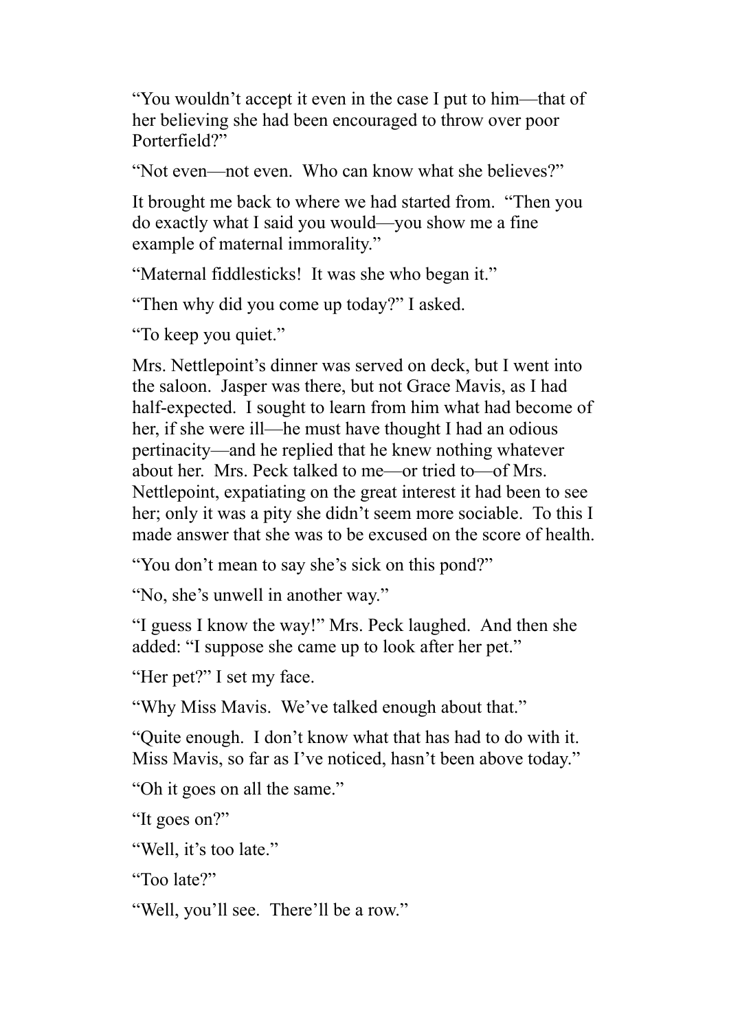"You wouldn't accept it even in the case I put to him—that of her believing she had been encouraged to throw over poor Porterfield?"

"Not even—not even. Who can know what she believes?"

It brought me back to where we had started from. "Then you do exactly what I said you would—you show me a fine example of maternal immorality."

"Maternal fiddlesticks! It was she who began it."

"Then why did you come up today?" I asked.

"To keep you quiet."

Mrs. Nettlepoint's dinner was served on deck, but I went into the saloon. Jasper was there, but not Grace Mavis, as I had half-expected. I sought to learn from him what had become of her, if she were ill—he must have thought I had an odious pertinacity—and he replied that he knew nothing whatever about her. Mrs. Peck talked to me—or tried to—of Mrs. Nettlepoint, expatiating on the great interest it had been to see her; only it was a pity she didn't seem more sociable. To this I made answer that she was to be excused on the score of health.

"You don't mean to say she's sick on this pond?"

"No, she's unwell in another way."

"I guess I know the way!" Mrs. Peck laughed. And then she added: "I suppose she came up to look after her pet."

"Her pet?" I set my face.

"Why Miss Mavis. We've talked enough about that."

"Quite enough. I don't know what that has had to do with it. Miss Mavis, so far as I've noticed, hasn't been above today."

"Oh it goes on all the same."

"It goes on?"

"Well, it's too late."

"Too late?"

"Well, you'll see. There'll be a row."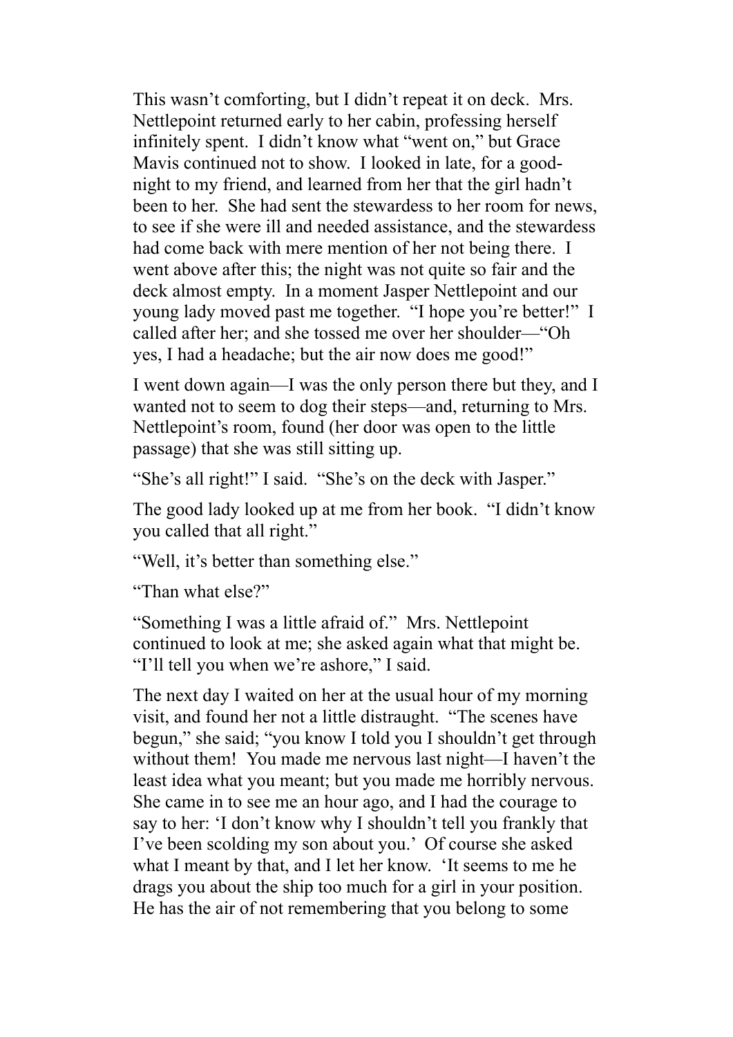This wasn't comforting, but I didn't repeat it on deck. Mrs. Nettlepoint returned early to her cabin, professing herself infinitely spent. I didn't know what "went on," but Grace Mavis continued not to show. I looked in late, for a good-night to my friend, and learned from her that the girl hadn't been to her. She had sent the stewardess to her room for news, to see if she were ill and needed assistance, and the stewardess had come back with mere mention of her not being there. I went above after this; the night was not quite so fair and the deck almost empty. In a moment Jasper Nettlepoint and our young lady moved past me together. "I hope you're better!" I called after her; and she tossed me over her shoulder—"Oh yes, I had a headache; but the air now does me good!"

I went down again—I was the only person there but they, and I wanted not to seem to dog their steps—and, returning to Mrs. Nettlepoint's room, found (her door was open to the little passage) that she was still sitting up.

"She's all right!" I said. "She's on the deck with Jasper."

The good lady looked up at me from her book. "I didn't know you called that all right."

"Well, it's better than something else."

"Than what else?"

"Something I was a little afraid of." Mrs. Nettlepoint continued to look at me; she asked again what that might be. "I'll tell you when we're ashore," I said.

The next day I waited on her at the usual hour of my morning visit, and found her not a little distraught. "The scenes have begun," she said; "you know I told you I shouldn't get through without them! You made me nervous last night—I haven't the least idea what you meant; but you made me horribly nervous. She came in to see me an hour ago, and I had the courage to say to her: 'I don't know why I shouldn't tell you frankly that I've been scolding my son about you.' Of course she asked what I meant by that, and I let her know. 'It seems to me he drags you about the ship too much for a girl in your position. He has the air of not remembering that you belong to some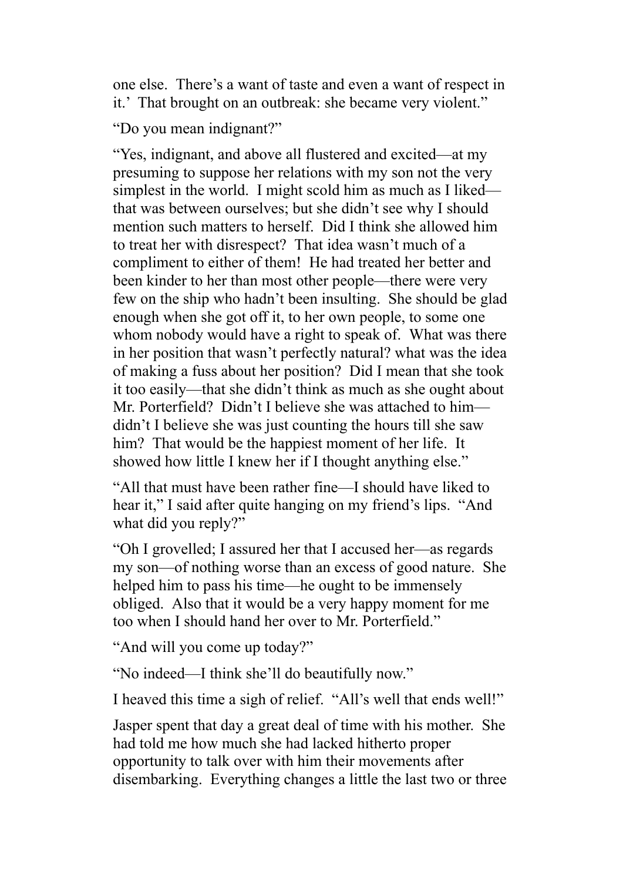one else. There's a want of taste and even a want of respect in it.' That brought on an outbreak: she became very violent."

"Do you mean indignant?"

"Yes, indignant, and above all flustered and excited—at my presuming to suppose her relations with my son not the very simplest in the world. I might scold him as much as I liked—that was between ourselves; but she didn't see why I should mention such matters to herself. Did I think she allowed him to treat her with disrespect? That idea wasn't much of a compliment to either of them! He had treated her better and been kinder to her than most other people—there were very few on the ship who hadn't been insulting. She should be glad enough when she got off it, to her own people, to some one whom nobody would have a right to speak of. What was there in her position that wasn't perfectly natural? what was the idea of making a fuss about her position? Did I mean that she took it too easily—that she didn't think as much as she ought about Mr. Porterfield? Didn't I believe she was attached to him—didn't I believe she was just counting the hours till she saw him? That would be the happiest moment of her life. It showed how little I knew her if I thought anything else."

"All that must have been rather fine—I should have liked to hear it," I said after quite hanging on my friend's lips. "And what did you reply?"

"Oh I grovelled; I assured her that I accused her—as regards my son—of nothing worse than an excess of good nature. She helped him to pass his time—he ought to be immensely obliged. Also that it would be a very happy moment for me too when I should hand her over to Mr. Porterfield."

"And will you come up today?"

"No indeed—I think she'll do beautifully now."

I heaved this time a sigh of relief. "All's well that ends well!"

Jasper spent that day a great deal of time with his mother. She had told me how much she had lacked hitherto proper opportunity to talk over with him their movements after disembarking. Everything changes a little the last two or three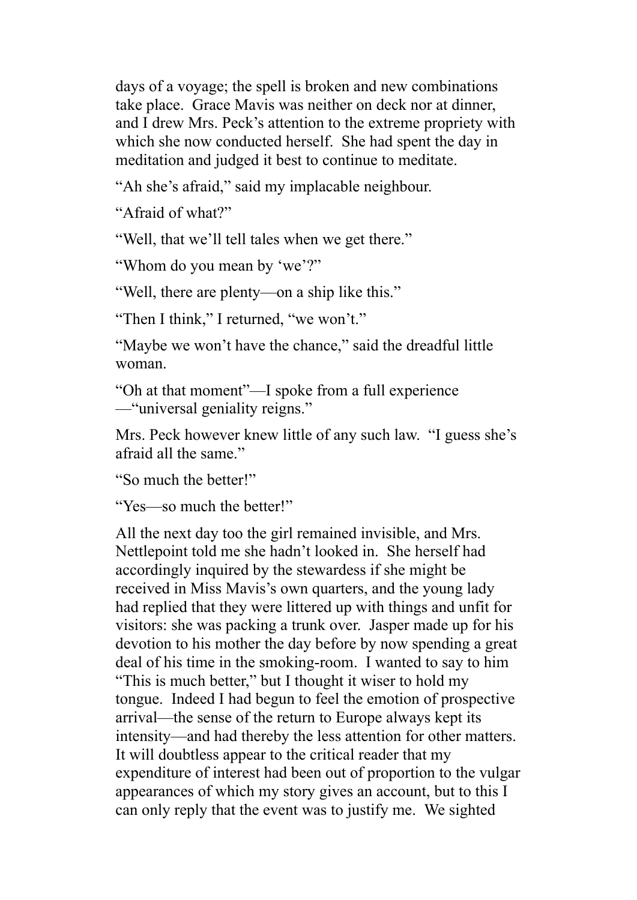days of a voyage; the spell is broken and new combinations take place. Grace Mavis was neither on deck nor at dinner, and I drew Mrs. Peck's attention to the extreme propriety with which she now conducted herself. She had spent the day in meditation and judged it best to continue to meditate.

"Ah she's afraid," said my implacable neighbour.

"Afraid of what?"

"Well, that we'll tell tales when we get there."

"Whom do you mean by 'we'?"

"Well, there are plenty—on a ship like this."

"Then I think," I returned, "we won't."

"Maybe we won't have the chance," said the dreadful little woman.

"Oh at that moment"—I spoke from a full experience—"universal geniality reigns."

Mrs. Peck however knew little of any such law. "I guess she's afraid all the same."

"So much the better!"

"Yes—so much the better!"

All the next day too the girl remained invisible, and Mrs. Nettlepoint told me she hadn't looked in. She herself had accordingly inquired by the stewardess if she might be received in Miss Mavis's own quarters, and the young lady had replied that they were littered up with things and unfit for visitors: she was packing a trunk over. Jasper made up for his devotion to his mother the day before by now spending a great deal of his time in the smoking-room. I wanted to say to him "This is much better," but I thought it wiser to hold my tongue. Indeed I had begun to feel the emotion of prospective arrival—the sense of the return to Europe always kept its intensity—and had thereby the less attention for other matters. It will doubtless appear to the critical reader that my expenditure of interest had been out of proportion to the vulgar appearances of which my story gives an account, but to this I can only reply that the event was to justify me. We sighted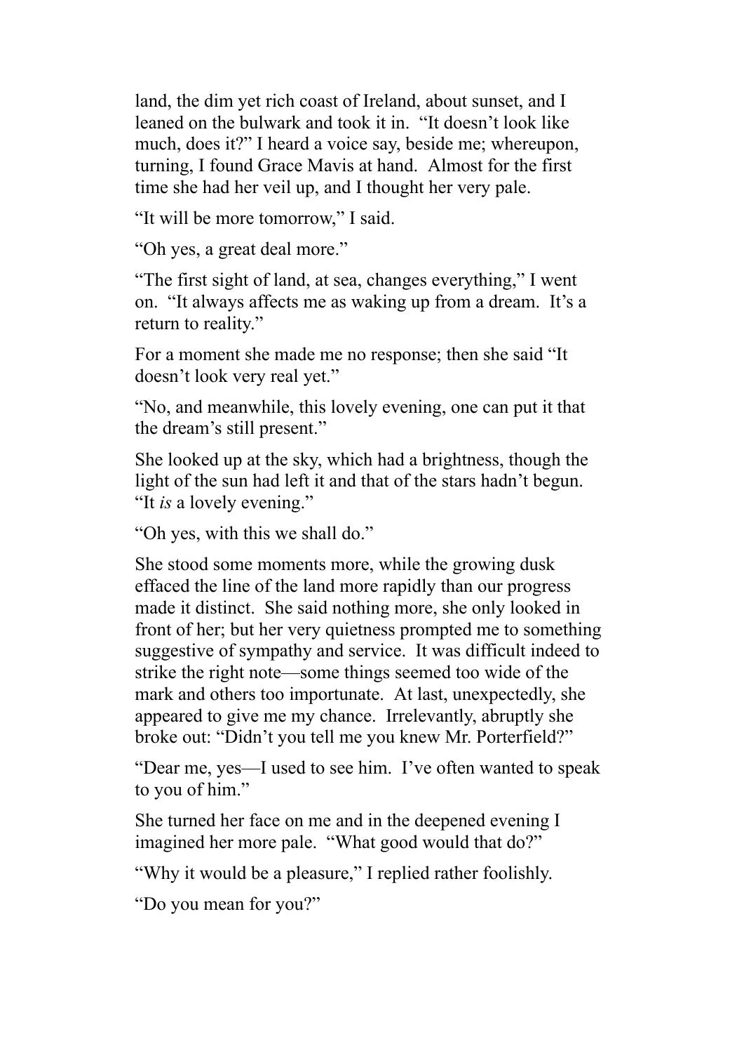land, the dim yet rich coast of Ireland, about sunset, and I leaned on the bulwark and took it in. "It doesn't look like much, does it?" I heard a voice say, beside me; whereupon, turning, I found Grace Mavis at hand. Almost for the first time she had her veil up, and I thought her very pale.

"It will be more tomorrow," I said.

"Oh yes, a great deal more."

"The first sight of land, at sea, changes everything," I went on. "It always affects me as waking up from a dream. It's a return to reality."

For a moment she made me no response; then she said "It doesn't look very real yet."

"No, and meanwhile, this lovely evening, one can put it that the dream's still present."

She looked up at the sky, which had a brightness, though the light of the sun had left it and that of the stars hadn't begun. "It *is* a lovely evening."

"Oh yes, with this we shall do."

She stood some moments more, while the growing dusk effaced the line of the land more rapidly than our progress made it distinct. She said nothing more, she only looked in front of her; but her very quietness prompted me to something suggestive of sympathy and service. It was difficult indeed to strike the right note—some things seemed too wide of the mark and others too importunate. At last, unexpectedly, she appeared to give me my chance. Irrelevantly, abruptly she broke out: "Didn't you tell me you knew Mr. Porterfield?"

"Dear me, yes—I used to see him. I've often wanted to speak to you of him."

She turned her face on me and in the deepened evening I imagined her more pale. "What good would that do?"

"Why it would be a pleasure," I replied rather foolishly.

"Do you mean for you?"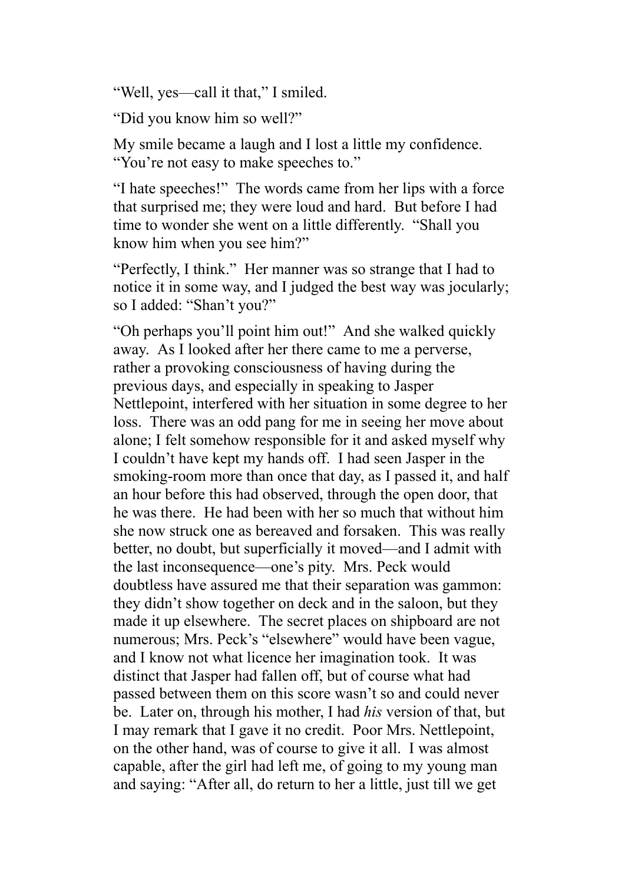"Well, yes—call it that," I smiled.

"Did you know him so well?"

My smile became a laugh and I lost a little my confidence. "You're not easy to make speeches to."

"I hate speeches!" The words came from her lips with a force that surprised me; they were loud and hard. But before I had time to wonder she went on a little differently. "Shall you know him when you see him?"

"Perfectly, I think." Her manner was so strange that I had to notice it in some way, and I judged the best way was jocularly; so I added: "Shan't you?"

"Oh perhaps you'll point him out!" And she walked quickly away. As I looked after her there came to me a perverse, rather a provoking consciousness of having during the previous days, and especially in speaking to Jasper Nettlepoint, interfered with her situation in some degree to her loss. There was an odd pang for me in seeing her move about alone; I felt somehow responsible for it and asked myself why I couldn't have kept my hands off. I had seen Jasper in the smoking-room more than once that day, as I passed it, and half an hour before this had observed, through the open door, that he was there. He had been with her so much that without him she now struck one as bereaved and forsaken. This was really better, no doubt, but superficially it moved—and I admit with the last inconsequence—one's pity. Mrs. Peck would doubtless have assured me that their separation was gammon: they didn't show together on deck and in the saloon, but they made it up elsewhere. The secret places on shipboard are not numerous; Mrs. Peck's "elsewhere" would have been vague, and I know not what licence her imagination took. It was distinct that Jasper had fallen off, but of course what had passed between them on this score wasn't so and could never be. Later on, through his mother, I had *his* version of that, but I may remark that I gave it no credit. Poor Mrs. Nettlepoint, on the other hand, was of course to give it all. I was almost capable, after the girl had left me, of going to my young man and saying: "After all, do return to her a little, just till we get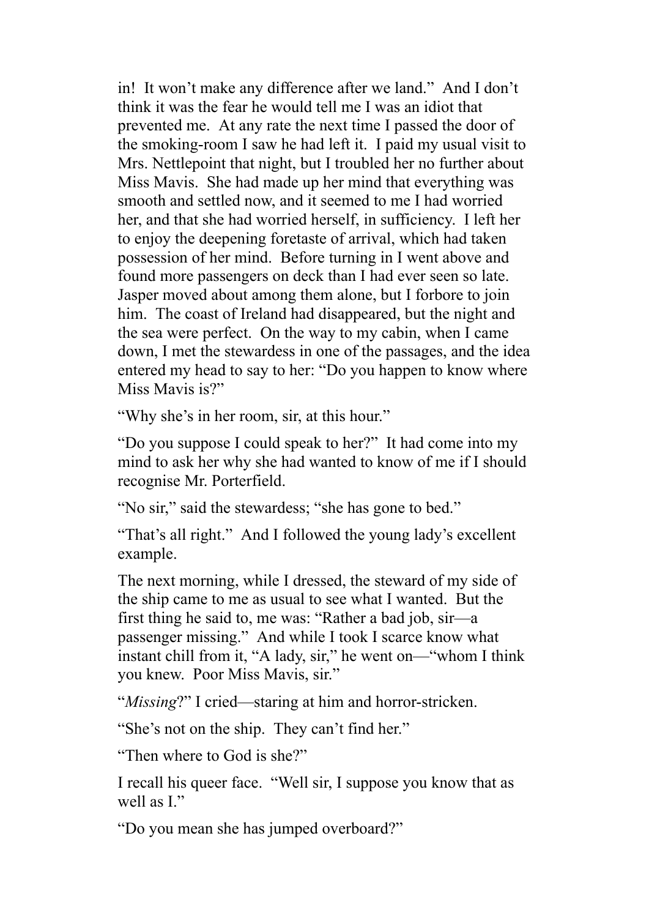in! It won't make any difference after we land." And I don't think it was the fear he would tell me I was an idiot that prevented me. At any rate the next time I passed the door of the smoking-room I saw he had left it. I paid my usual visit to Mrs. Nettlepoint that night, but I troubled her no further about Miss Mavis. She had made up her mind that everything was smooth and settled now, and it seemed to me I had worried her, and that she had worried herself, in sufficiency. I left her to enjoy the deepening foretaste of arrival, which had taken possession of her mind. Before turning in I went above and found more passengers on deck than I had ever seen so late. Jasper moved about among them alone, but I forbore to join him. The coast of Ireland had disappeared, but the night and the sea were perfect. On the way to my cabin, when I came down, I met the stewardess in one of the passages, and the idea entered my head to say to her: "Do you happen to know where Miss Mavis is?"

"Why she's in her room, sir, at this hour."

"Do you suppose I could speak to her?" It had come into my mind to ask her why she had wanted to know of me if I should recognise Mr. Porterfield.

"No sir," said the stewardess; "she has gone to bed."

"That's all right." And I followed the young lady's excellent example.

The next morning, while I dressed, the steward of my side of the ship came to me as usual to see what I wanted. But the first thing he said to, me was: "Rather a bad job, sir—a passenger missing." And while I took I scarce know what instant chill from it, "A lady, sir," he went on—"whom I think you knew. Poor Miss Mavis, sir."

"*Missing*?" I cried—staring at him and horror-stricken.

"She's not on the ship. They can't find her."

"Then where to God is she?"

I recall his queer face. "Well sir, I suppose you know that as well as I."

"Do you mean she has jumped overboard?"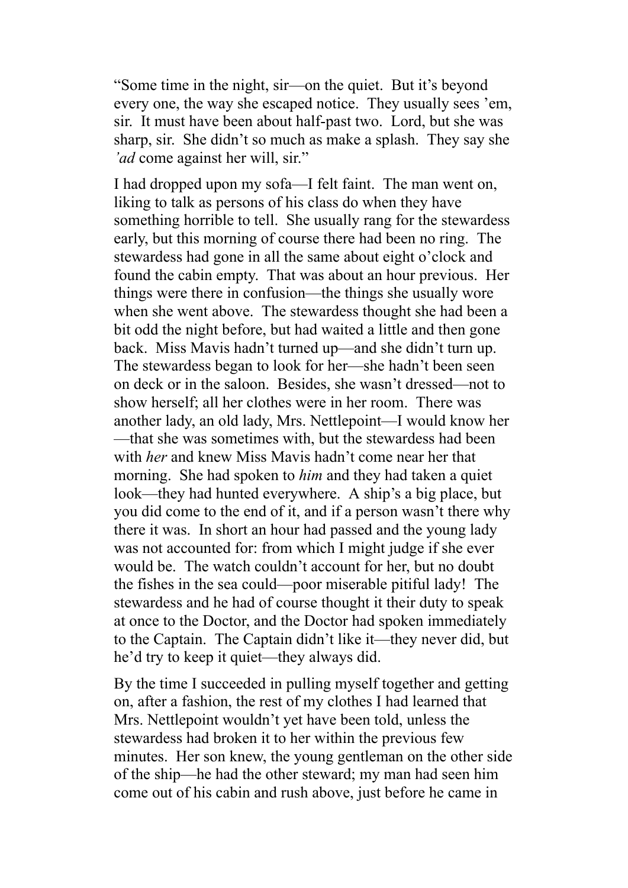“Some time in the night, sir—on the quiet. But it’s beyond every one, the way she escaped notice. They usually sees ’em, sir. It must have been about half-past two. Lord, but she was sharp, sir. She didn’t so much as make a splash. They say she *’ad* come against her will, sir.”

I had dropped upon my sofa—I felt faint. The man went on, liking to talk as persons of his class do when they have something horrible to tell. She usually rang for the stewardess early, but this morning of course there had been no ring. The stewardess had gone in all the same about eight o’clock and found the cabin empty. That was about an hour previous. Her things were there in confusion—the things she usually wore when she went above. The stewardess thought she had been a bit odd the night before, but had waited a little and then gone back. Miss Mavis hadn’t turned up—and she didn’t turn up. The stewardess began to look for her—she hadn’t been seen on deck or in the saloon. Besides, she wasn’t dressed—not to show herself; all her clothes were in her room. There was another lady, an old lady, Mrs. Nettlepoint—I would know her—that she was sometimes with, but the stewardess had been with *her* and knew Miss Mavis hadn’t come near her that morning. She had spoken to *him* and they had taken a quiet look—they had hunted everywhere. A ship’s a big place, but you did come to the end of it, and if a person wasn’t there why there it was. In short an hour had passed and the young lady was not accounted for: from which I might judge if she ever would be. The watch couldn’t account for her, but no doubt the fishes in the sea could—poor miserable pitiful lady! The stewardess and he had of course thought it their duty to speak at once to the Doctor, and the Doctor had spoken immediately to the Captain. The Captain didn’t like it—they never did, but he’d try to keep it quiet—they always did.

By the time I succeeded in pulling myself together and getting on, after a fashion, the rest of my clothes I had learned that Mrs. Nettlepoint wouldn’t yet have been told, unless the stewardess had broken it to her within the previous few minutes. Her son knew, the young gentleman on the other side of the ship—he had the other steward; my man had seen him come out of his cabin and rush above, just before he came in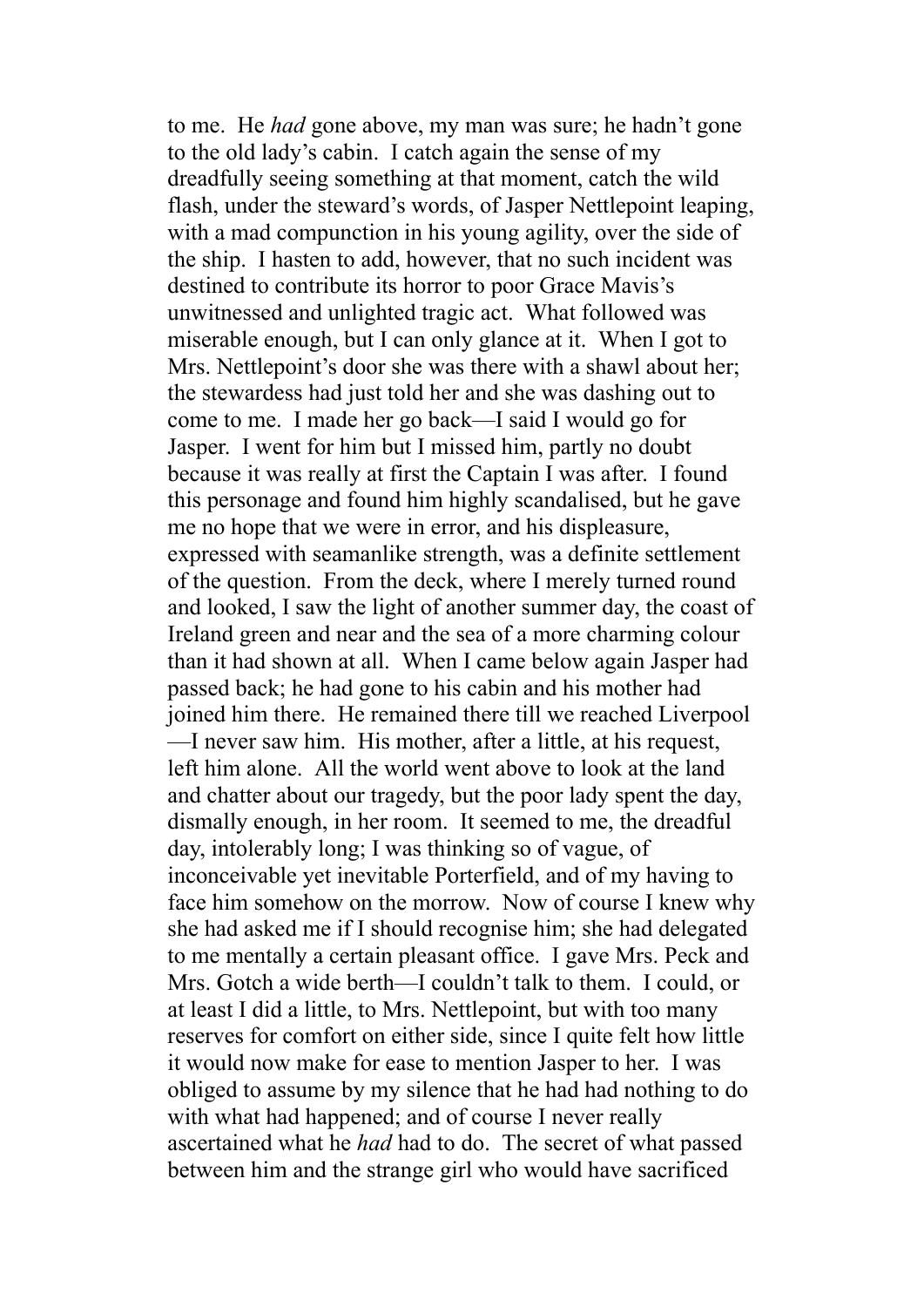to me. He *had* gone above, my man was sure; he hadn't gone to the old lady's cabin. I catch again the sense of my dreadfully seeing something at that moment, catch the wild flash, under the steward's words, of Jasper Nettlepoint leaping, with a mad compunction in his young agility, over the side of the ship. I hasten to add, however, that no such incident was destined to contribute its horror to poor Grace Mavis's unwitnessed and unlighted tragic act. What followed was miserable enough, but I can only glance at it. When I got to Mrs. Nettlepoint's door she was there with a shawl about her; the stewardess had just told her and she was dashing out to come to me. I made her go back—I said I would go for Jasper. I went for him but I missed him, partly no doubt because it was really at first the Captain I was after. I found this personage and found him highly scandalised, but he gave me no hope that we were in error, and his displeasure, expressed with seamanlike strength, was a definite settlement of the question. From the deck, where I merely turned round and looked, I saw the light of another summer day, the coast of Ireland green and near and the sea of a more charming colour than it had shown at all. When I came below again Jasper had passed back; he had gone to his cabin and his mother had joined him there. He remained there till we reached Liverpool—I never saw him. His mother, after a little, at his request, left him alone. All the world went above to look at the land and chatter about our tragedy, but the poor lady spent the day, dismally enough, in her room. It seemed to me, the dreadful day, intolerably long; I was thinking so of vague, of inconceivable yet inevitable Porterfield, and of my having to face him somehow on the morrow. Now of course I knew why she had asked me if I should recognise him; she had delegated to me mentally a certain pleasant office. I gave Mrs. Peck and Mrs. Gotch a wide berth—I couldn't talk to them. I could, or at least I did a little, to Mrs. Nettlepoint, but with too many reserves for comfort on either side, since I quite felt how little it would now make for ease to mention Jasper to her. I was obliged to assume by my silence that he had had nothing to do with what had happened; and of course I never really ascertained what he *had* had to do. The secret of what passed between him and the strange girl who would have sacrificed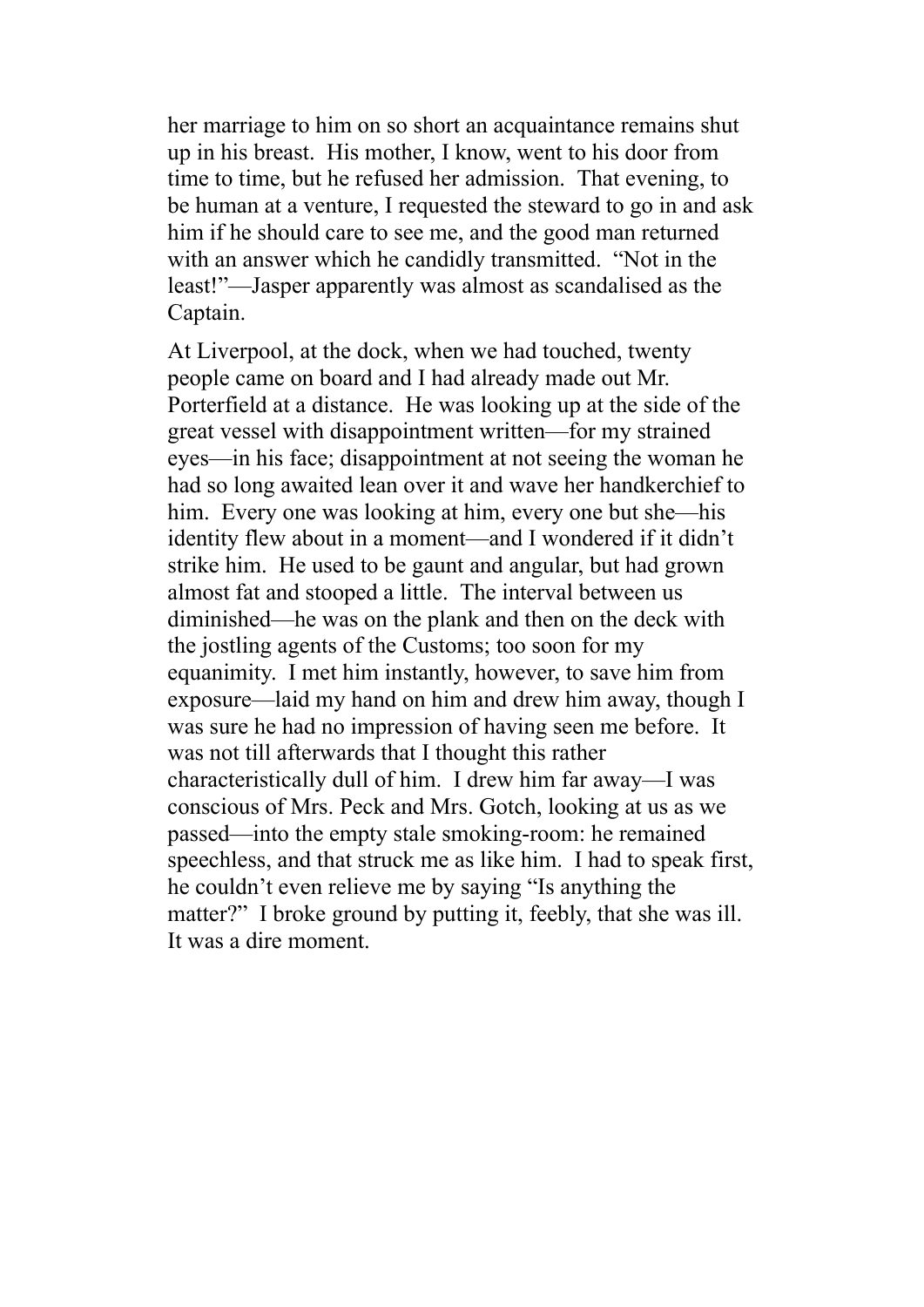her marriage to him on so short an acquaintance remains shut up in his breast. His mother, I know, went to his door from time to time, but he refused her admission. That evening, to be human at a venture, I requested the steward to go in and ask him if he should care to see me, and the good man returned with an answer which he candidly transmitted. “Not in the least!”—Jasper apparently was almost as scandalised as the Captain.

At Liverpool, at the dock, when we had touched, twenty people came on board and I had already made out Mr. Porterfield at a distance. He was looking up at the side of the great vessel with disappointment written—for my strained eyes—in his face; disappointment at not seeing the woman he had so long awaited lean over it and wave her handkerchief to him. Every one was looking at him, every one but she—his identity flew about in a moment—and I wondered if it didn’t strike him. He used to be gaunt and angular, but had grown almost fat and stooped a little. The interval between us diminished—he was on the plank and then on the deck with the jostling agents of the Customs; too soon for my equanimity. I met him instantly, however, to save him from exposure—laid my hand on him and drew him away, though I was sure he had no impression of having seen me before. It was not till afterwards that I thought this rather characteristically dull of him. I drew him far away—I was conscious of Mrs. Peck and Mrs. Gotch, looking at us as we passed—into the empty stale smoking-room: he remained speechless, and that struck me as like him. I had to speak first, he couldn’t even relieve me by saying “Is anything the matter?” I broke ground by putting it, feebly, that she was ill. It was a dire moment.